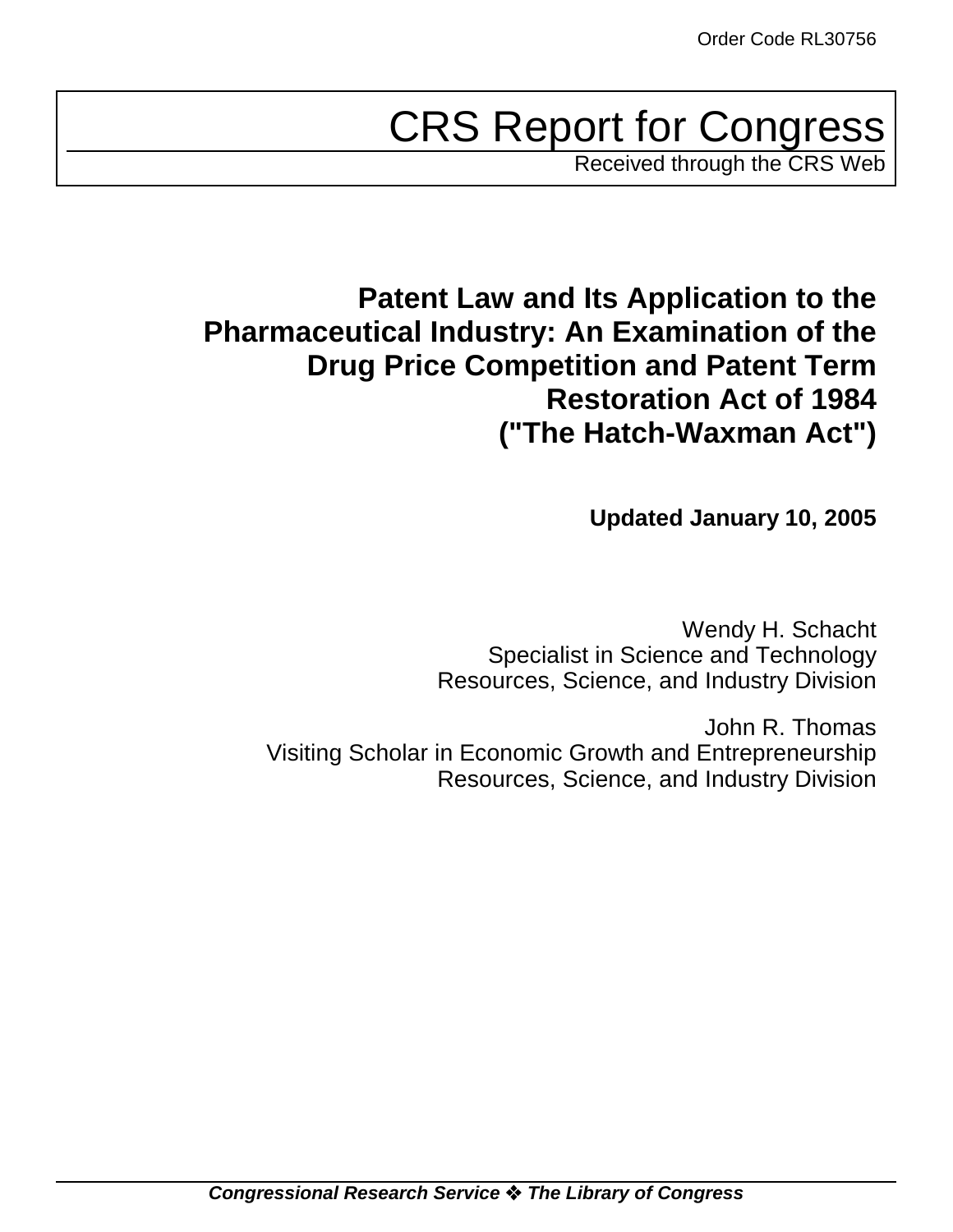Order Code RL30756

# CRS Report for Congress

Received through the CRS Web

## Patent Law and Its Application to the Pharmaceutical Industry: An Examination of the Drug Price Competition and Patent Term Restoration Act of 1984 ("The Hatch-Waxman Act")

**Updated January 10, 2005**

Wendy H. Schacht
Specialist in Science and Technology
Resources, Science, and Industry Division

John R. Thomas
Visiting Scholar in Economic Growth and Entrepreneurship
Resources, Science, and Industry Division

***Congressional Research Service ❖ The Library of Congress***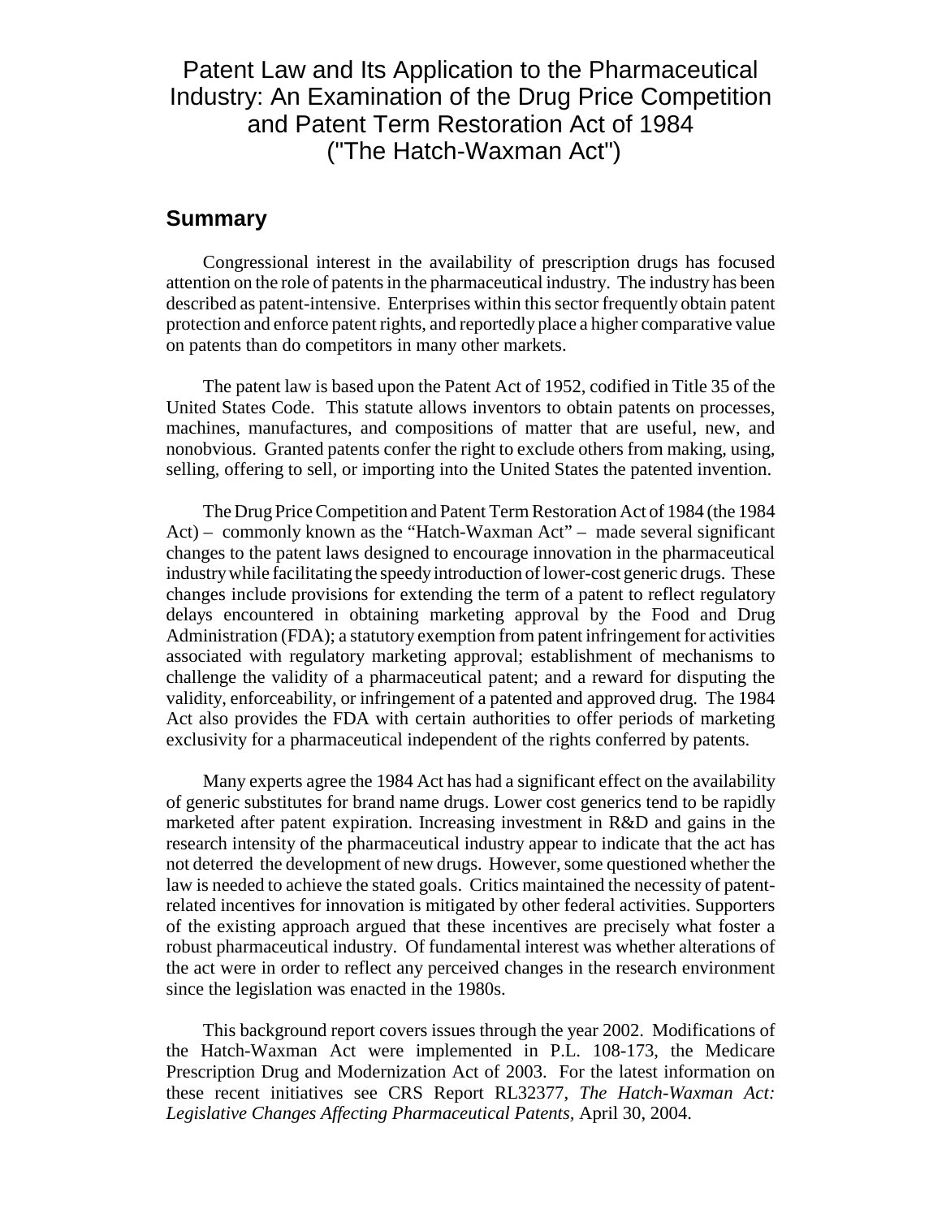# Patent Law and Its Application to the Pharmaceutical Industry: An Examination of the Drug Price Competition and Patent Term Restoration Act of 1984 ("The Hatch-Waxman Act")

## Summary

Congressional interest in the availability of prescription drugs has focused attention on the role of patents in the pharmaceutical industry. The industry has been described as patent-intensive. Enterprises within this sector frequently obtain patent protection and enforce patent rights, and reportedly place a higher comparative value on patents than do competitors in many other markets.

The patent law is based upon the Patent Act of 1952, codified in Title 35 of the United States Code. This statute allows inventors to obtain patents on processes, machines, manufactures, and compositions of matter that are useful, new, and nonobvious. Granted patents confer the right to exclude others from making, using, selling, offering to sell, or importing into the United States the patented invention.

The Drug Price Competition and Patent Term Restoration Act of 1984 (the 1984 Act) – commonly known as the "Hatch-Waxman Act" – made several significant changes to the patent laws designed to encourage innovation in the pharmaceutical industry while facilitating the speedy introduction of lower-cost generic drugs. These changes include provisions for extending the term of a patent to reflect regulatory delays encountered in obtaining marketing approval by the Food and Drug Administration (FDA); a statutory exemption from patent infringement for activities associated with regulatory marketing approval; establishment of mechanisms to challenge the validity of a pharmaceutical patent; and a reward for disputing the validity, enforceability, or infringement of a patented and approved drug. The 1984 Act also provides the FDA with certain authorities to offer periods of marketing exclusivity for a pharmaceutical independent of the rights conferred by patents.

Many experts agree the 1984 Act has had a significant effect on the availability of generic substitutes for brand name drugs. Lower cost generics tend to be rapidly marketed after patent expiration. Increasing investment in R&D and gains in the research intensity of the pharmaceutical industry appear to indicate that the act has not deterred the development of new drugs. However, some questioned whether the law is needed to achieve the stated goals. Critics maintained the necessity of patent-related incentives for innovation is mitigated by other federal activities. Supporters of the existing approach argued that these incentives are precisely what foster a robust pharmaceutical industry. Of fundamental interest was whether alterations of the act were in order to reflect any perceived changes in the research environment since the legislation was enacted in the 1980s.

This background report covers issues through the year 2002. Modifications of the Hatch-Waxman Act were implemented in P.L. 108-173, the Medicare Prescription Drug and Modernization Act of 2003. For the latest information on these recent initiatives see CRS Report RL32377, *The Hatch-Waxman Act: Legislative Changes Affecting Pharmaceutical Patents*, April 30, 2004.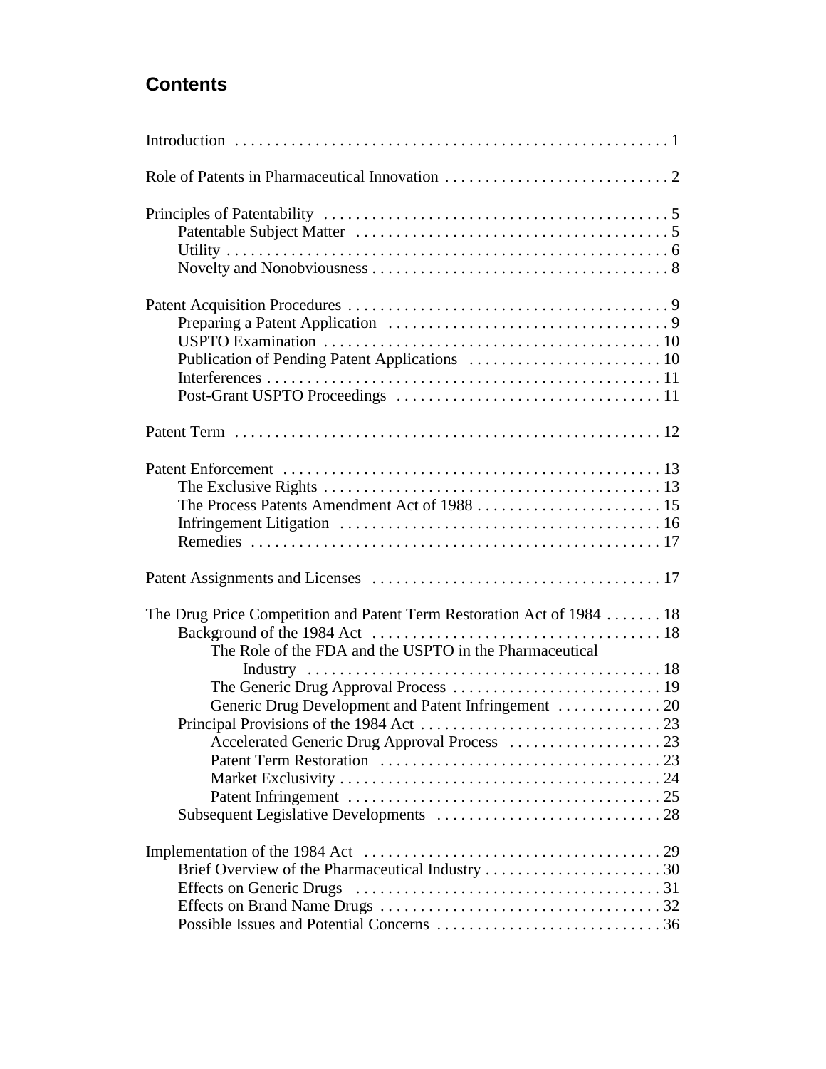## Contents

Introduction . . . . . . . . . . . . . . . . . . . . . . . . . . . . . . . . . . . . . . . . . . . . . . . . . . . . . . 1

Role of Patents in Pharmaceutical Innovation . . . . . . . . . . . . . . . . . . . . . . . . . . . . 2

Principles of Patentability . . . . . . . . . . . . . . . . . . . . . . . . . . . . . . . . . . . . . . . . . . . 5
- Patentable Subject Matter . . . . . . . . . . . . . . . . . . . . . . . . . . . . . . . . . . . . . . . 5
- Utility . . . . . . . . . . . . . . . . . . . . . . . . . . . . . . . . . . . . . . . . . . . . . . . . . . . . . . . 6
- Novelty and Nonobviousness . . . . . . . . . . . . . . . . . . . . . . . . . . . . . . . . . . . . . 8

Patent Acquisition Procedures . . . . . . . . . . . . . . . . . . . . . . . . . . . . . . . . . . . . . . . . 9
- Preparing a Patent Application . . . . . . . . . . . . . . . . . . . . . . . . . . . . . . . . . . . 9
- USPTO Examination . . . . . . . . . . . . . . . . . . . . . . . . . . . . . . . . . . . . . . . . . . 10
- Publication of Pending Patent Applications . . . . . . . . . . . . . . . . . . . . . . . . . 10
- Interferences . . . . . . . . . . . . . . . . . . . . . . . . . . . . . . . . . . . . . . . . . . . . . . . . . 11
- Post-Grant USPTO Proceedings . . . . . . . . . . . . . . . . . . . . . . . . . . . . . . . . . 11

Patent Term . . . . . . . . . . . . . . . . . . . . . . . . . . . . . . . . . . . . . . . . . . . . . . . . . . . . . 12

Patent Enforcement . . . . . . . . . . . . . . . . . . . . . . . . . . . . . . . . . . . . . . . . . . . . . . . 13
- The Exclusive Rights . . . . . . . . . . . . . . . . . . . . . . . . . . . . . . . . . . . . . . . . . . 13
- The Process Patents Amendment Act of 1988 . . . . . . . . . . . . . . . . . . . . . . . 15
- Infringement Litigation . . . . . . . . . . . . . . . . . . . . . . . . . . . . . . . . . . . . . . . . 16
- Remedies . . . . . . . . . . . . . . . . . . . . . . . . . . . . . . . . . . . . . . . . . . . . . . . . . . . 17

Patent Assignments and Licenses . . . . . . . . . . . . . . . . . . . . . . . . . . . . . . . . . . . . 17

The Drug Price Competition and Patent Term Restoration Act of 1984 . . . . . . . 18
- Background of the 1984 Act . . . . . . . . . . . . . . . . . . . . . . . . . . . . . . . . . . . . 18
  - The Role of the FDA and the USPTO in the Pharmaceutical Industry . . . . . . . . . . . . . . . . . . . . . . . . . . . . . . . . . . . . . . . . . . . . 18
  - The Generic Drug Approval Process . . . . . . . . . . . . . . . . . . . . . . . . . . 19
  - Generic Drug Development and Patent Infringement . . . . . . . . . . . . . 20
- Principal Provisions of the 1984 Act . . . . . . . . . . . . . . . . . . . . . . . . . . . . . . 23
  - Accelerated Generic Drug Approval Process . . . . . . . . . . . . . . . . . . . 23
  - Patent Term Restoration . . . . . . . . . . . . . . . . . . . . . . . . . . . . . . . . . . . 23
  - Market Exclusivity . . . . . . . . . . . . . . . . . . . . . . . . . . . . . . . . . . . . . . . . 24
  - Patent Infringement . . . . . . . . . . . . . . . . . . . . . . . . . . . . . . . . . . . . . . . 25
- Subsequent Legislative Developments . . . . . . . . . . . . . . . . . . . . . . . . . . . . 28

Implementation of the 1984 Act . . . . . . . . . . . . . . . . . . . . . . . . . . . . . . . . . . . . . 29
- Brief Overview of the Pharmaceutical Industry . . . . . . . . . . . . . . . . . . . . . . 30
- Effects on Generic Drugs . . . . . . . . . . . . . . . . . . . . . . . . . . . . . . . . . . . . . . 31
- Effects on Brand Name Drugs . . . . . . . . . . . . . . . . . . . . . . . . . . . . . . . . . . . 32
- Possible Issues and Potential Concerns . . . . . . . . . . . . . . . . . . . . . . . . . . . . 36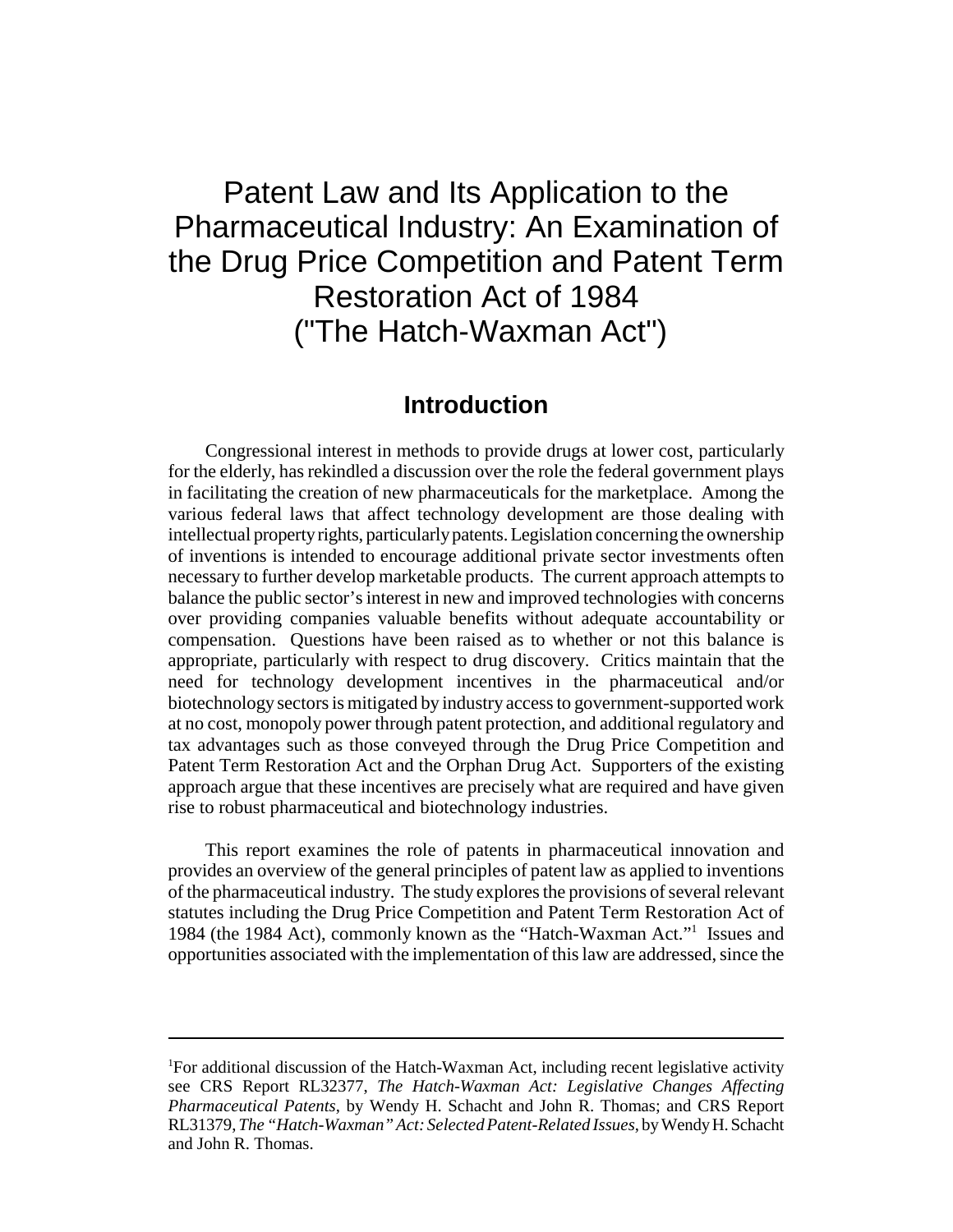# Patent Law and Its Application to the Pharmaceutical Industry: An Examination of the Drug Price Competition and Patent Term Restoration Act of 1984 ("The Hatch-Waxman Act")

## Introduction

Congressional interest in methods to provide drugs at lower cost, particularly for the elderly, has rekindled a discussion over the role the federal government plays in facilitating the creation of new pharmaceuticals for the marketplace. Among the various federal laws that affect technology development are those dealing with intellectual property rights, particularly patents. Legislation concerning the ownership of inventions is intended to encourage additional private sector investments often necessary to further develop marketable products. The current approach attempts to balance the public sector's interest in new and improved technologies with concerns over providing companies valuable benefits without adequate accountability or compensation. Questions have been raised as to whether or not this balance is appropriate, particularly with respect to drug discovery. Critics maintain that the need for technology development incentives in the pharmaceutical and/or biotechnology sectors is mitigated by industry access to government-supported work at no cost, monopoly power through patent protection, and additional regulatory and tax advantages such as those conveyed through the Drug Price Competition and Patent Term Restoration Act and the Orphan Drug Act. Supporters of the existing approach argue that these incentives are precisely what are required and have given rise to robust pharmaceutical and biotechnology industries.

This report examines the role of patents in pharmaceutical innovation and provides an overview of the general principles of patent law as applied to inventions of the pharmaceutical industry. The study explores the provisions of several relevant statutes including the Drug Price Competition and Patent Term Restoration Act of 1984 (the 1984 Act), commonly known as the "Hatch-Waxman Act."[1] Issues and opportunities associated with the implementation of this law are addressed, since the

---

[1]For additional discussion of the Hatch-Waxman Act, including recent legislative activity see CRS Report RL32377, *The Hatch-Waxman Act: Legislative Changes Affecting Pharmaceutical Patents*, by Wendy H. Schacht and John R. Thomas; and CRS Report RL31379, *The "Hatch-Waxman" Act: Selected Patent-Related Issues*, by Wendy H. Schacht and John R. Thomas.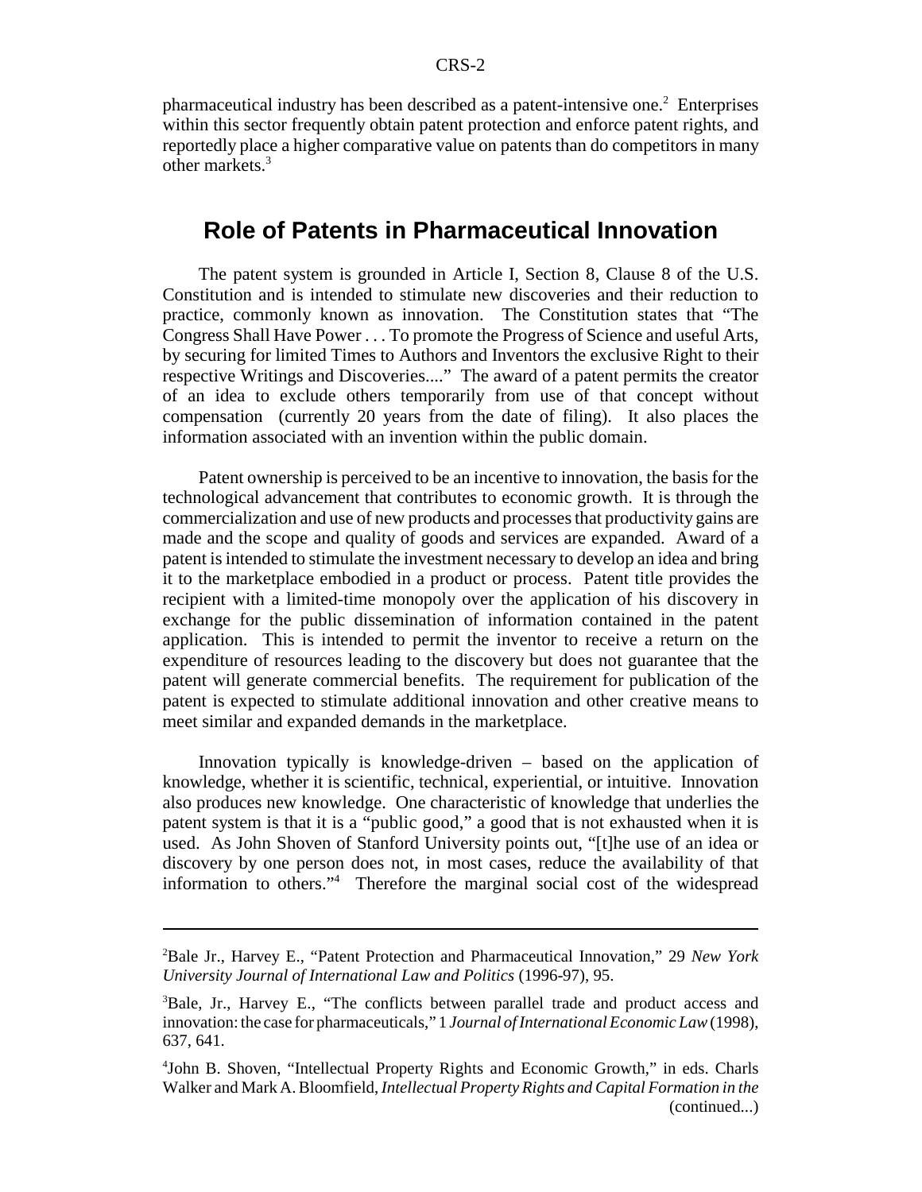pharmaceutical industry has been described as a patent-intensive one.[2] Enterprises within this sector frequently obtain patent protection and enforce patent rights, and reportedly place a higher comparative value on patents than do competitors in many other markets.[3]

## Role of Patents in Pharmaceutical Innovation

The patent system is grounded in Article I, Section 8, Clause 8 of the U.S. Constitution and is intended to stimulate new discoveries and their reduction to practice, commonly known as innovation. The Constitution states that "The Congress Shall Have Power . . . To promote the Progress of Science and useful Arts, by securing for limited Times to Authors and Inventors the exclusive Right to their respective Writings and Discoveries...." The award of a patent permits the creator of an idea to exclude others temporarily from use of that concept without compensation (currently 20 years from the date of filing). It also places the information associated with an invention within the public domain.

Patent ownership is perceived to be an incentive to innovation, the basis for the technological advancement that contributes to economic growth. It is through the commercialization and use of new products and processes that productivity gains are made and the scope and quality of goods and services are expanded. Award of a patent is intended to stimulate the investment necessary to develop an idea and bring it to the marketplace embodied in a product or process. Patent title provides the recipient with a limited-time monopoly over the application of his discovery in exchange for the public dissemination of information contained in the patent application. This is intended to permit the inventor to receive a return on the expenditure of resources leading to the discovery but does not guarantee that the patent will generate commercial benefits. The requirement for publication of the patent is expected to stimulate additional innovation and other creative means to meet similar and expanded demands in the marketplace.

Innovation typically is knowledge-driven – based on the application of knowledge, whether it is scientific, technical, experiential, or intuitive. Innovation also produces new knowledge. One characteristic of knowledge that underlies the patent system is that it is a "public good," a good that is not exhausted when it is used. As John Shoven of Stanford University points out, "[t]he use of an idea or discovery by one person does not, in most cases, reduce the availability of that information to others."[4] Therefore the marginal social cost of the widespread

---

[2] Bale Jr., Harvey E., "Patent Protection and Pharmaceutical Innovation," 29 *New York University Journal of International Law and Politics* (1996-97), 95.

[3] Bale, Jr., Harvey E., "The conflicts between parallel trade and product access and innovation: the case for pharmaceuticals," 1 *Journal of International Economic Law* (1998), 637, 641.

[4] John B. Shoven, "Intellectual Property Rights and Economic Growth," in eds. Charls Walker and Mark A. Bloomfield, *Intellectual Property Rights and Capital Formation in the* (continued...)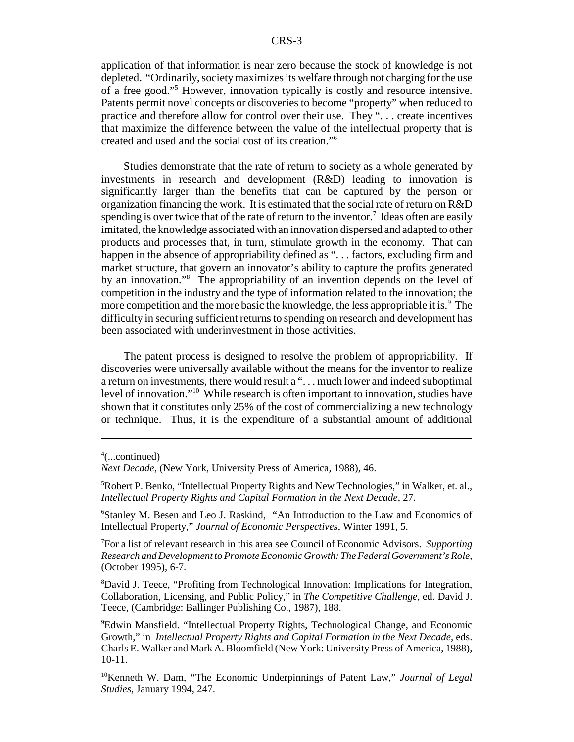application of that information is near zero because the stock of knowledge is not depleted. "Ordinarily, society maximizes its welfare through not charging for the use of a free good."[5] However, innovation typically is costly and resource intensive. Patents permit novel concepts or discoveries to become "property" when reduced to practice and therefore allow for control over their use. They ". . . create incentives that maximize the difference between the value of the intellectual property that is created and used and the social cost of its creation."[6]

Studies demonstrate that the rate of return to society as a whole generated by investments in research and development (R&D) leading to innovation is significantly larger than the benefits that can be captured by the person or organization financing the work. It is estimated that the social rate of return on R&D spending is over twice that of the rate of return to the inventor.[7] Ideas often are easily imitated, the knowledge associated with an innovation dispersed and adapted to other products and processes that, in turn, stimulate growth in the economy. That can happen in the absence of appropriability defined as ". . . factors, excluding firm and market structure, that govern an innovator's ability to capture the profits generated by an innovation."[8] The appropriability of an invention depends on the level of competition in the industry and the type of information related to the innovation; the more competition and the more basic the knowledge, the less appropriable it is.[9] The difficulty in securing sufficient returns to spending on research and development has been associated with underinvestment in those activities.

The patent process is designed to resolve the problem of appropriability. If discoveries were universally available without the means for the inventor to realize a return on investments, there would result a ". . . much lower and indeed suboptimal level of innovation."[10] While research is often important to innovation, studies have shown that it constitutes only 25% of the cost of commercializing a new technology or technique. Thus, it is the expenditure of a substantial amount of additional

---

[4](...continued) *Next Decade*, (New York, University Press of America, 1988), 46.

[5]Robert P. Benko, "Intellectual Property Rights and New Technologies," in Walker, et. al., *Intellectual Property Rights and Capital Formation in the Next Decade*, 27.

[6]Stanley M. Besen and Leo J. Raskind, "An Introduction to the Law and Economics of Intellectual Property," *Journal of Economic Perspectives*, Winter 1991, 5.

[7]For a list of relevant research in this area see Council of Economic Advisors. *Supporting Research and Development to Promote Economic Growth: The Federal Government's Role*, (October 1995), 6-7.

[8]David J. Teece, "Profiting from Technological Innovation: Implications for Integration, Collaboration, Licensing, and Public Policy," in *The Competitive Challenge,* ed. David J. Teece, (Cambridge: Ballinger Publishing Co., 1987), 188.

[9]Edwin Mansfield. "Intellectual Property Rights, Technological Change, and Economic Growth," in *Intellectual Property Rights and Capital Formation in the Next Decade*, eds. Charls E. Walker and Mark A. Bloomfield (New York: University Press of America, 1988), 10-11.

[10]Kenneth W. Dam, "The Economic Underpinnings of Patent Law," *Journal of Legal Studies*, January 1994, 247.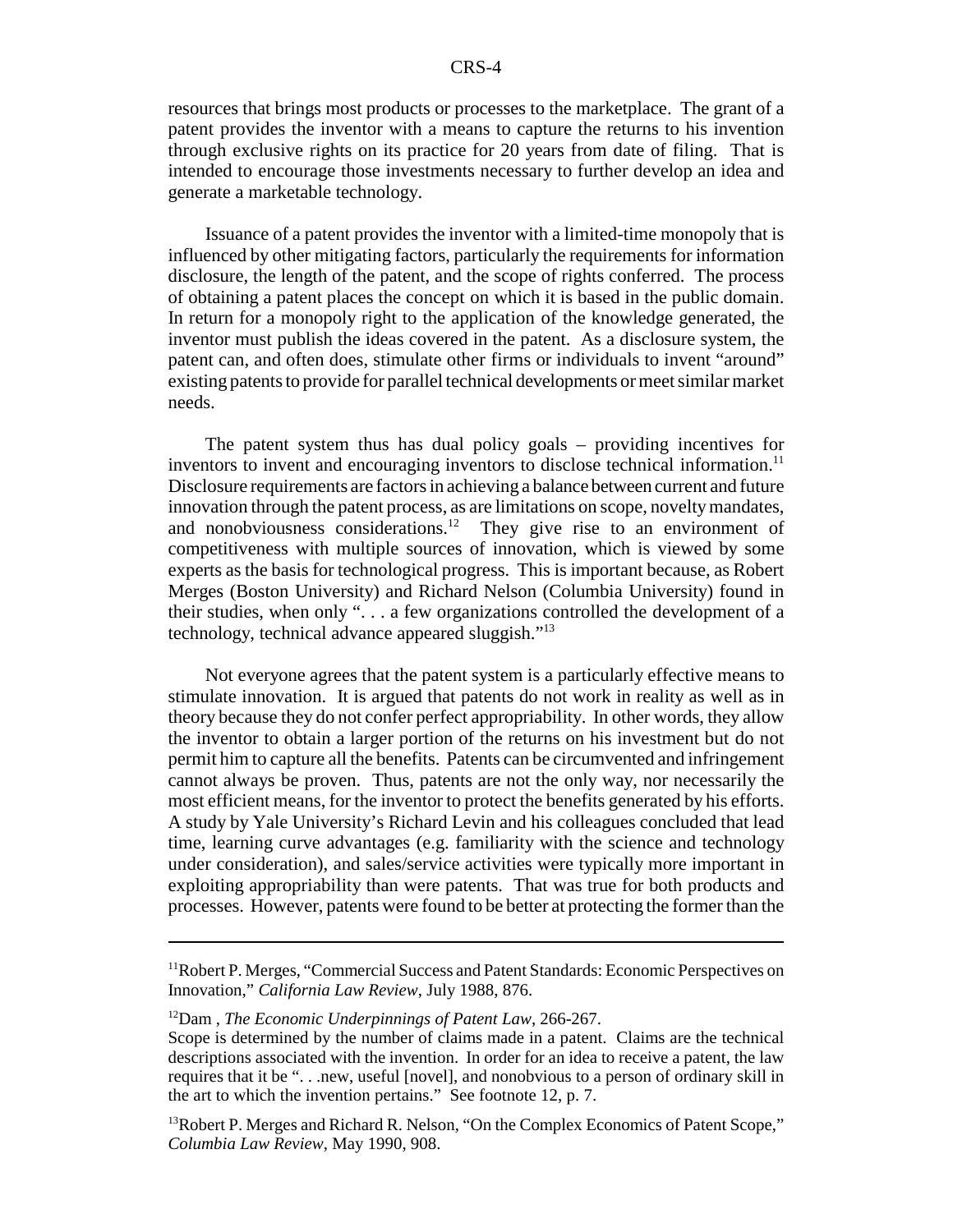resources that brings most products or processes to the marketplace. The grant of a patent provides the inventor with a means to capture the returns to his invention through exclusive rights on its practice for 20 years from date of filing. That is intended to encourage those investments necessary to further develop an idea and generate a marketable technology.

Issuance of a patent provides the inventor with a limited-time monopoly that is influenced by other mitigating factors, particularly the requirements for information disclosure, the length of the patent, and the scope of rights conferred. The process of obtaining a patent places the concept on which it is based in the public domain. In return for a monopoly right to the application of the knowledge generated, the inventor must publish the ideas covered in the patent. As a disclosure system, the patent can, and often does, stimulate other firms or individuals to invent "around" existing patents to provide for parallel technical developments or meet similar market needs.

The patent system thus has dual policy goals – providing incentives for inventors to invent and encouraging inventors to disclose technical information.[11] Disclosure requirements are factors in achieving a balance between current and future innovation through the patent process, as are limitations on scope, novelty mandates, and nonobviousness considerations.[12] They give rise to an environment of competitiveness with multiple sources of innovation, which is viewed by some experts as the basis for technological progress. This is important because, as Robert Merges (Boston University) and Richard Nelson (Columbia University) found in their studies, when only ". . . a few organizations controlled the development of a technology, technical advance appeared sluggish."[13]

Not everyone agrees that the patent system is a particularly effective means to stimulate innovation. It is argued that patents do not work in reality as well as in theory because they do not confer perfect appropriability. In other words, they allow the inventor to obtain a larger portion of the returns on his investment but do not permit him to capture all the benefits. Patents can be circumvented and infringement cannot always be proven. Thus, patents are not the only way, nor necessarily the most efficient means, for the inventor to protect the benefits generated by his efforts. A study by Yale University's Richard Levin and his colleagues concluded that lead time, learning curve advantages (e.g. familiarity with the science and technology under consideration), and sales/service activities were typically more important in exploiting appropriability than were patents. That was true for both products and processes. However, patents were found to be better at protecting the former than the

---

[11] Robert P. Merges, "Commercial Success and Patent Standards: Economic Perspectives on Innovation," *California Law Review*, July 1988, 876.

[12] Dam , *The Economic Underpinnings of Patent Law*, 266-267.
Scope is determined by the number of claims made in a patent. Claims are the technical descriptions associated with the invention. In order for an idea to receive a patent, the law requires that it be ". . .new, useful [novel], and nonobvious to a person of ordinary skill in the art to which the invention pertains." See footnote 12, p. 7.

[13] Robert P. Merges and Richard R. Nelson, "On the Complex Economics of Patent Scope," *Columbia Law Review*, May 1990, 908.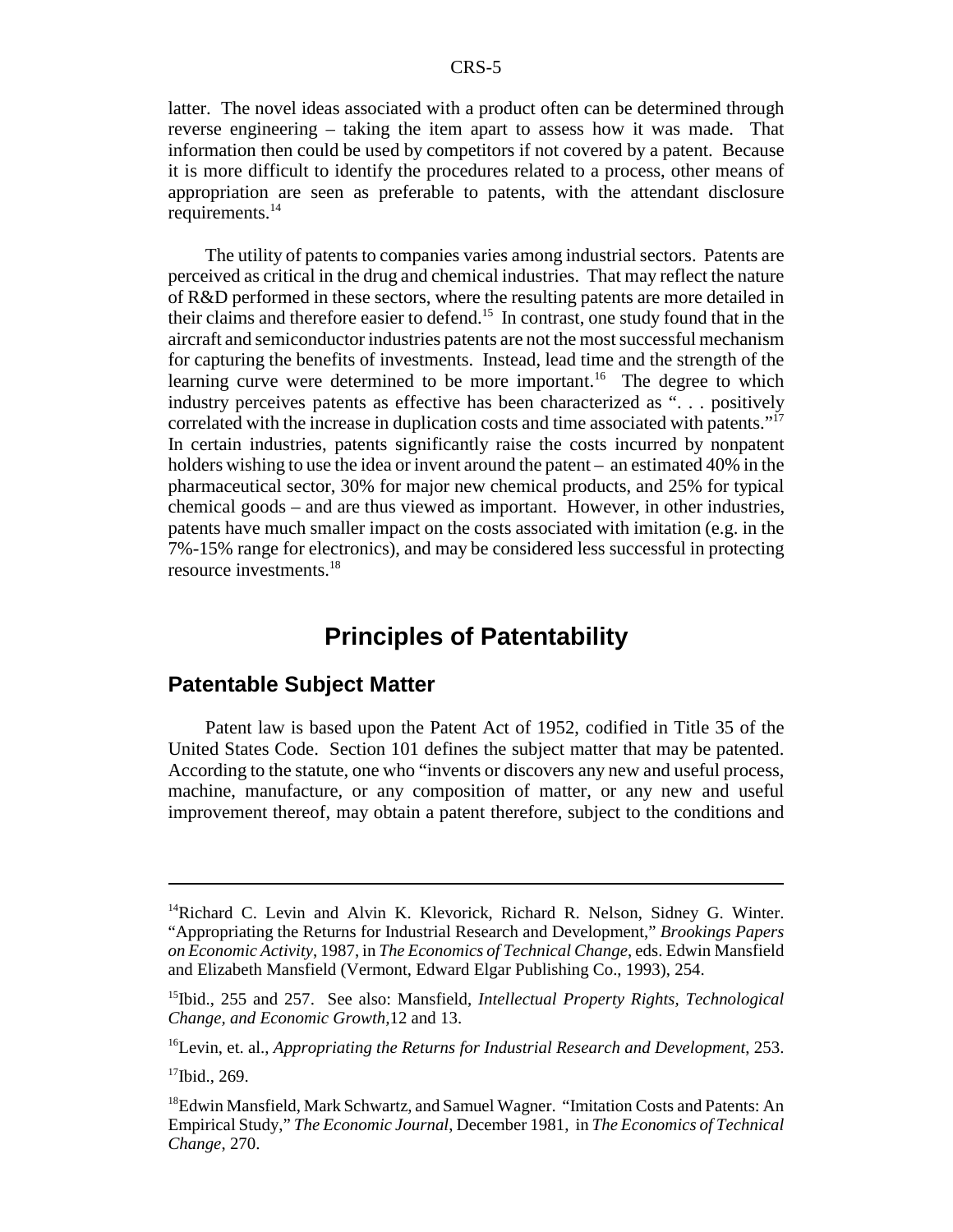latter. The novel ideas associated with a product often can be determined through reverse engineering – taking the item apart to assess how it was made. That information then could be used by competitors if not covered by a patent. Because it is more difficult to identify the procedures related to a process, other means of appropriation are seen as preferable to patents, with the attendant disclosure requirements.[14]

The utility of patents to companies varies among industrial sectors. Patents are perceived as critical in the drug and chemical industries. That may reflect the nature of R&D performed in these sectors, where the resulting patents are more detailed in their claims and therefore easier to defend.[15] In contrast, one study found that in the aircraft and semiconductor industries patents are not the most successful mechanism for capturing the benefits of investments. Instead, lead time and the strength of the learning curve were determined to be more important.[16] The degree to which industry perceives patents as effective has been characterized as ". . . positively correlated with the increase in duplication costs and time associated with patents."[17] In certain industries, patents significantly raise the costs incurred by nonpatent holders wishing to use the idea or invent around the patent – an estimated 40% in the pharmaceutical sector, 30% for major new chemical products, and 25% for typical chemical goods – and are thus viewed as important. However, in other industries, patents have much smaller impact on the costs associated with imitation (e.g. in the 7%-15% range for electronics), and may be considered less successful in protecting resource investments.[18]

# Principles of Patentability

## Patentable Subject Matter

Patent law is based upon the Patent Act of 1952, codified in Title 35 of the United States Code. Section 101 defines the subject matter that may be patented. According to the statute, one who "invents or discovers any new and useful process, machine, manufacture, or any composition of matter, or any new and useful improvement thereof, may obtain a patent therefore, subject to the conditions and

---

[14]Richard C. Levin and Alvin K. Klevorick, Richard R. Nelson, Sidney G. Winter. "Appropriating the Returns for Industrial Research and Development," *Brookings Papers on Economic Activity*, 1987, in *The Economics of Technical Change*, eds. Edwin Mansfield and Elizabeth Mansfield (Vermont, Edward Elgar Publishing Co., 1993), 254.

[15]Ibid., 255 and 257. See also: Mansfield, *Intellectual Property Rights, Technological Change, and Economic Growth,*12 and 13.

[16]Levin, et. al., *Appropriating the Returns for Industrial Research and Development*, 253.

[17]Ibid., 269.

[18]Edwin Mansfield, Mark Schwartz, and Samuel Wagner. "Imitation Costs and Patents: An Empirical Study," *The Economic Journal*, December 1981, in *The Economics of Technical Change*, 270.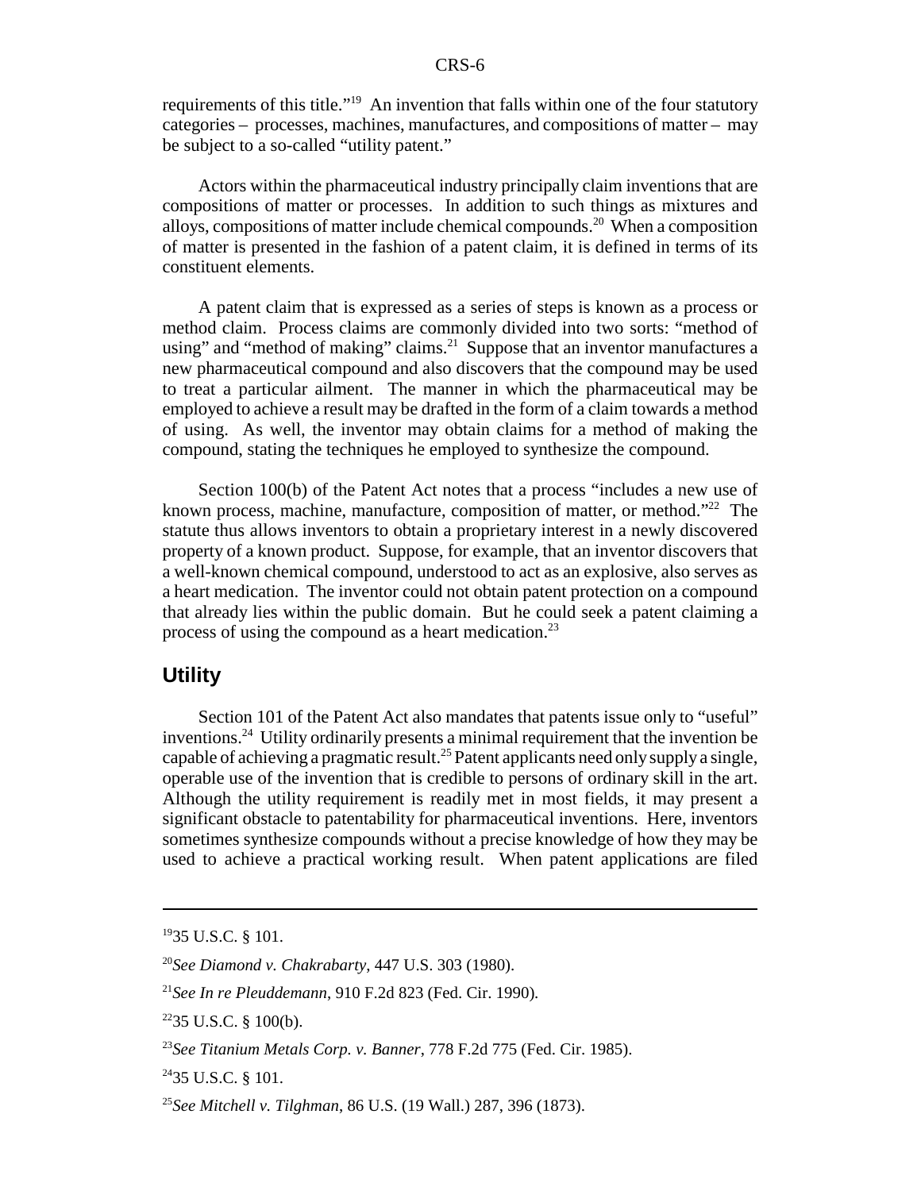requirements of this title."[19] An invention that falls within one of the four statutory categories – processes, machines, manufactures, and compositions of matter – may be subject to a so-called "utility patent."

Actors within the pharmaceutical industry principally claim inventions that are compositions of matter or processes. In addition to such things as mixtures and alloys, compositions of matter include chemical compounds.[20] When a composition of matter is presented in the fashion of a patent claim, it is defined in terms of its constituent elements.

A patent claim that is expressed as a series of steps is known as a process or method claim. Process claims are commonly divided into two sorts: "method of using" and "method of making" claims.[21] Suppose that an inventor manufactures a new pharmaceutical compound and also discovers that the compound may be used to treat a particular ailment. The manner in which the pharmaceutical may be employed to achieve a result may be drafted in the form of a claim towards a method of using. As well, the inventor may obtain claims for a method of making the compound, stating the techniques he employed to synthesize the compound.

Section 100(b) of the Patent Act notes that a process "includes a new use of known process, machine, manufacture, composition of matter, or method."[22] The statute thus allows inventors to obtain a proprietary interest in a newly discovered property of a known product. Suppose, for example, that an inventor discovers that a well-known chemical compound, understood to act as an explosive, also serves as a heart medication. The inventor could not obtain patent protection on a compound that already lies within the public domain. But he could seek a patent claiming a process of using the compound as a heart medication.[23]

## Utility

Section 101 of the Patent Act also mandates that patents issue only to "useful" inventions.[24] Utility ordinarily presents a minimal requirement that the invention be capable of achieving a pragmatic result.[25] Patent applicants need only supply a single, operable use of the invention that is credible to persons of ordinary skill in the art. Although the utility requirement is readily met in most fields, it may present a significant obstacle to patentability for pharmaceutical inventions. Here, inventors sometimes synthesize compounds without a precise knowledge of how they may be used to achieve a practical working result. When patent applications are filed

---

[19] 35 U.S.C. § 101.

[20] *See Diamond v. Chakrabarty*, 447 U.S. 303 (1980).

[21] *See In re Pleuddemann*, 910 F.2d 823 (Fed. Cir. 1990).

[22] 35 U.S.C. § 100(b).

[23] *See Titanium Metals Corp. v. Banner*, 778 F.2d 775 (Fed. Cir. 1985).

[24] 35 U.S.C. § 101.

[25] *See Mitchell v. Tilghman*, 86 U.S. (19 Wall.) 287, 396 (1873).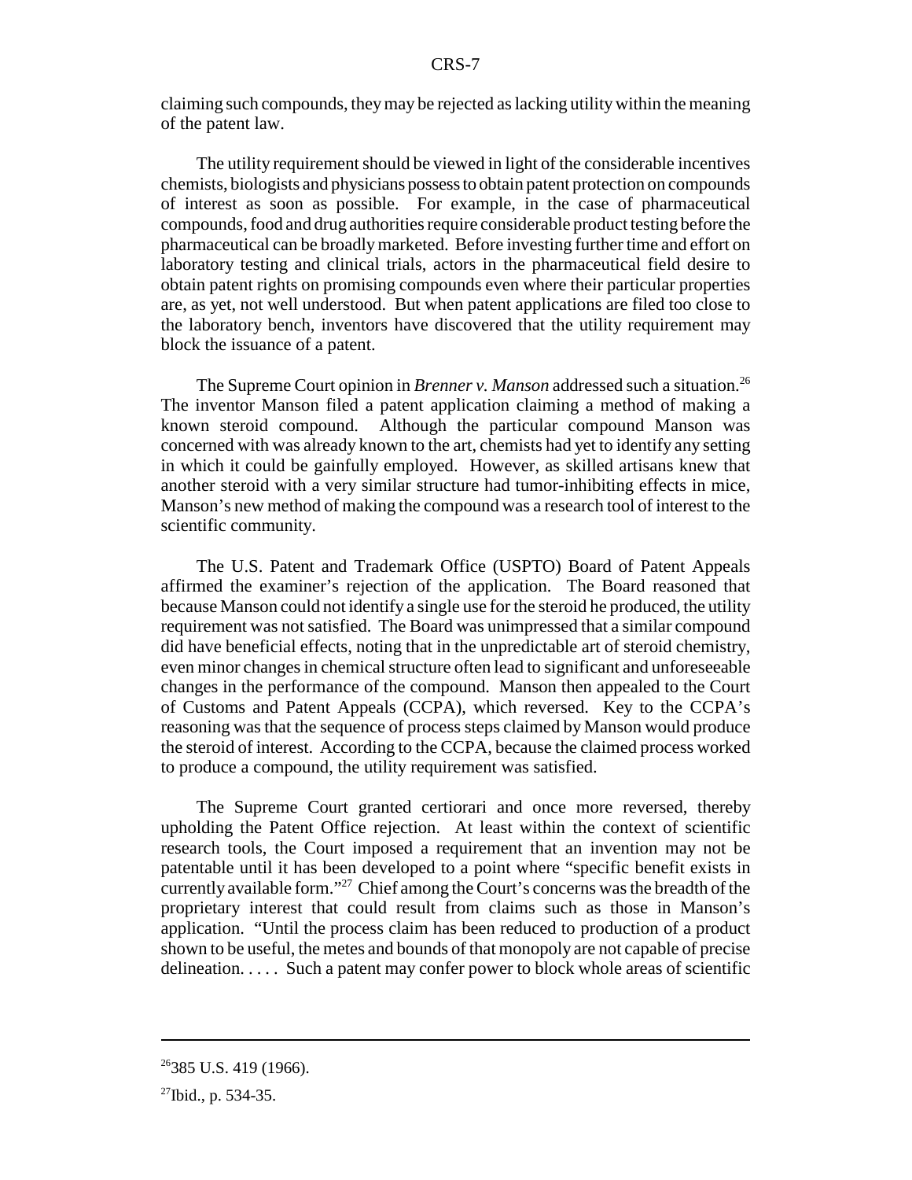claiming such compounds, they may be rejected as lacking utility within the meaning of the patent law.

The utility requirement should be viewed in light of the considerable incentives chemists, biologists and physicians possess to obtain patent protection on compounds of interest as soon as possible. For example, in the case of pharmaceutical compounds, food and drug authorities require considerable product testing before the pharmaceutical can be broadly marketed. Before investing further time and effort on laboratory testing and clinical trials, actors in the pharmaceutical field desire to obtain patent rights on promising compounds even where their particular properties are, as yet, not well understood. But when patent applications are filed too close to the laboratory bench, inventors have discovered that the utility requirement may block the issuance of a patent.

The Supreme Court opinion in *Brenner v. Manson* addressed such a situation.[26] The inventor Manson filed a patent application claiming a method of making a known steroid compound. Although the particular compound Manson was concerned with was already known to the art, chemists had yet to identify any setting in which it could be gainfully employed. However, as skilled artisans knew that another steroid with a very similar structure had tumor-inhibiting effects in mice, Manson's new method of making the compound was a research tool of interest to the scientific community.

The U.S. Patent and Trademark Office (USPTO) Board of Patent Appeals affirmed the examiner's rejection of the application. The Board reasoned that because Manson could not identify a single use for the steroid he produced, the utility requirement was not satisfied. The Board was unimpressed that a similar compound did have beneficial effects, noting that in the unpredictable art of steroid chemistry, even minor changes in chemical structure often lead to significant and unforeseeable changes in the performance of the compound. Manson then appealed to the Court of Customs and Patent Appeals (CCPA), which reversed. Key to the CCPA's reasoning was that the sequence of process steps claimed by Manson would produce the steroid of interest. According to the CCPA, because the claimed process worked to produce a compound, the utility requirement was satisfied.

The Supreme Court granted certiorari and once more reversed, thereby upholding the Patent Office rejection. At least within the context of scientific research tools, the Court imposed a requirement that an invention may not be patentable until it has been developed to a point where "specific benefit exists in currently available form."[27] Chief among the Court's concerns was the breadth of the proprietary interest that could result from claims such as those in Manson's application. "Until the process claim has been reduced to production of a product shown to be useful, the metes and bounds of that monopoly are not capable of precise delineation. . . . . Such a patent may confer power to block whole areas of scientific

---

[26] 385 U.S. 419 (1966).

[27] Ibid., p. 534-35.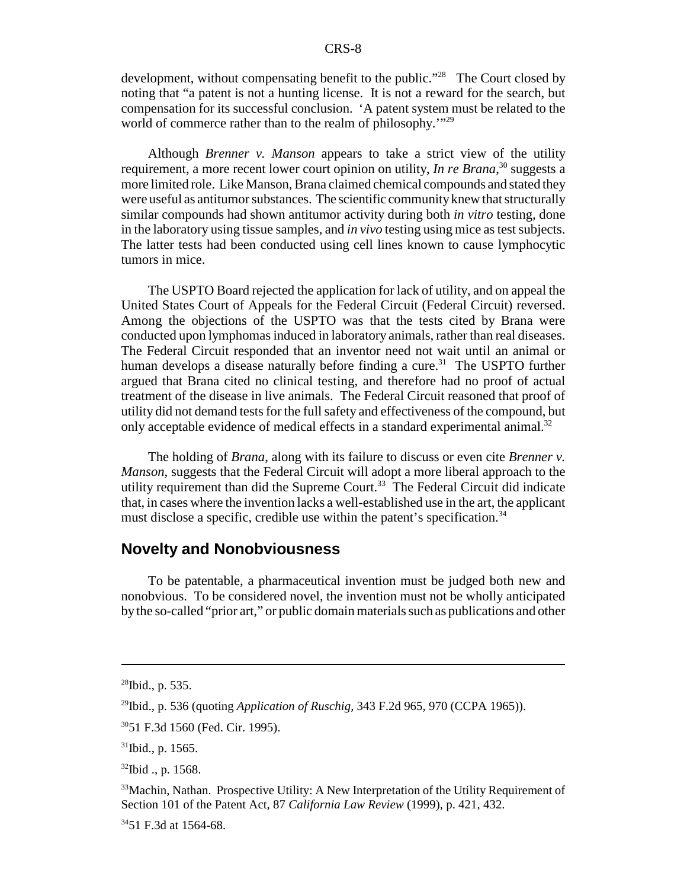development, without compensating benefit to the public."[28] The Court closed by noting that "a patent is not a hunting license. It is not a reward for the search, but compensation for its successful conclusion. 'A patent system must be related to the world of commerce rather than to the realm of philosophy.'"[29]

Although *Brenner v. Manson* appears to take a strict view of the utility requirement, a more recent lower court opinion on utility, *In re Brana*,[30] suggests a more limited role. Like Manson, Brana claimed chemical compounds and stated they were useful as antitumor substances. The scientific community knew that structurally similar compounds had shown antitumor activity during both *in vitro* testing, done in the laboratory using tissue samples, and *in vivo* testing using mice as test subjects. The latter tests had been conducted using cell lines known to cause lymphocytic tumors in mice.

The USPTO Board rejected the application for lack of utility, and on appeal the United States Court of Appeals for the Federal Circuit (Federal Circuit) reversed. Among the objections of the USPTO was that the tests cited by Brana were conducted upon lymphomas induced in laboratory animals, rather than real diseases. The Federal Circuit responded that an inventor need not wait until an animal or human develops a disease naturally before finding a cure.[31] The USPTO further argued that Brana cited no clinical testing, and therefore had no proof of actual treatment of the disease in live animals. The Federal Circuit reasoned that proof of utility did not demand tests for the full safety and effectiveness of the compound, but only acceptable evidence of medical effects in a standard experimental animal.[32]

The holding of *Brana*, along with its failure to discuss or even cite *Brenner v. Manson*, suggests that the Federal Circuit will adopt a more liberal approach to the utility requirement than did the Supreme Court.[33] The Federal Circuit did indicate that, in cases where the invention lacks a well-established use in the art, the applicant must disclose a specific, credible use within the patent's specification.[34]

## Novelty and Nonobviousness

To be patentable, a pharmaceutical invention must be judged both new and nonobvious. To be considered novel, the invention must not be wholly anticipated by the so-called "prior art," or public domain materials such as publications and other

---

[28] Ibid., p. 535.

[29] Ibid., p. 536 (quoting *Application of Ruschig*, 343 F.2d 965, 970 (CCPA 1965)).

[30] 51 F.3d 1560 (Fed. Cir. 1995).

[31] Ibid., p. 1565.

[32] Ibid ., p. 1568.

[33] Machin, Nathan. Prospective Utility: A New Interpretation of the Utility Requirement of Section 101 of the Patent Act, 87 *California Law Review* (1999), p. 421, 432.

[34] 51 F.3d at 1564-68.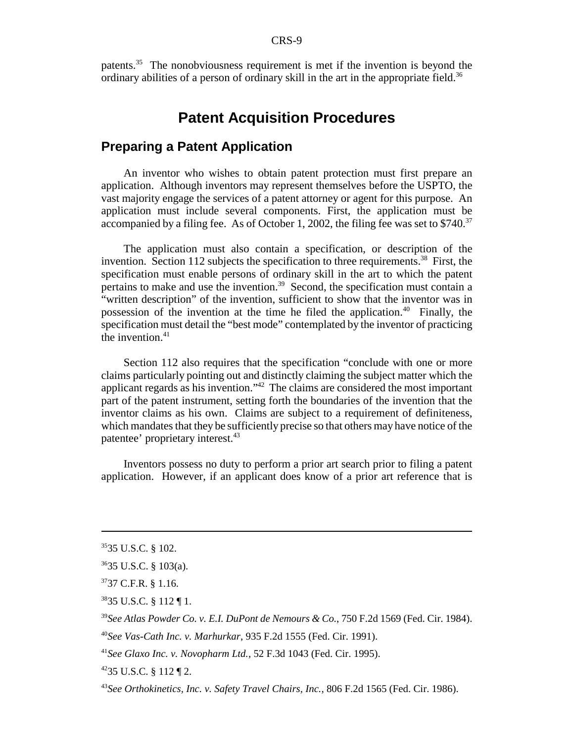patents.[35] The nonobviousness requirement is met if the invention is beyond the ordinary abilities of a person of ordinary skill in the art in the appropriate field.[36]

# Patent Acquisition Procedures

## Preparing a Patent Application

An inventor who wishes to obtain patent protection must first prepare an application. Although inventors may represent themselves before the USPTO, the vast majority engage the services of a patent attorney or agent for this purpose. An application must include several components. First, the application must be accompanied by a filing fee. As of October 1, 2002, the filing fee was set to $740.[37]

The application must also contain a specification, or description of the invention. Section 112 subjects the specification to three requirements.[38] First, the specification must enable persons of ordinary skill in the art to which the patent pertains to make and use the invention.[39] Second, the specification must contain a "written description" of the invention, sufficient to show that the inventor was in possession of the invention at the time he filed the application.[40] Finally, the specification must detail the "best mode" contemplated by the inventor of practicing the invention.[41]

Section 112 also requires that the specification "conclude with one or more claims particularly pointing out and distinctly claiming the subject matter which the applicant regards as his invention."[42] The claims are considered the most important part of the patent instrument, setting forth the boundaries of the invention that the inventor claims as his own. Claims are subject to a requirement of definiteness, which mandates that they be sufficiently precise so that others may have notice of the patentee' proprietary interest.[43]

Inventors possess no duty to perform a prior art search prior to filing a patent application. However, if an applicant does know of a prior art reference that is

---

[35] 35 U.S.C. § 102.

[36] 35 U.S.C. § 103(a).

[37] 37 C.F.R. § 1.16.

[38] 35 U.S.C. § 112 ¶ 1.

[39] *See Atlas Powder Co. v. E.I. DuPont de Nemours & Co.*, 750 F.2d 1569 (Fed. Cir. 1984).

[40] *See Vas-Cath Inc. v. Marhurkar*, 935 F.2d 1555 (Fed. Cir. 1991).

[41] *See Glaxo Inc. v. Novopharm Ltd.*, 52 F.3d 1043 (Fed. Cir. 1995).

[42] 35 U.S.C. § 112 ¶ 2.

[43] *See Orthokinetics, Inc. v. Safety Travel Chairs, Inc.*, 806 F.2d 1565 (Fed. Cir. 1986).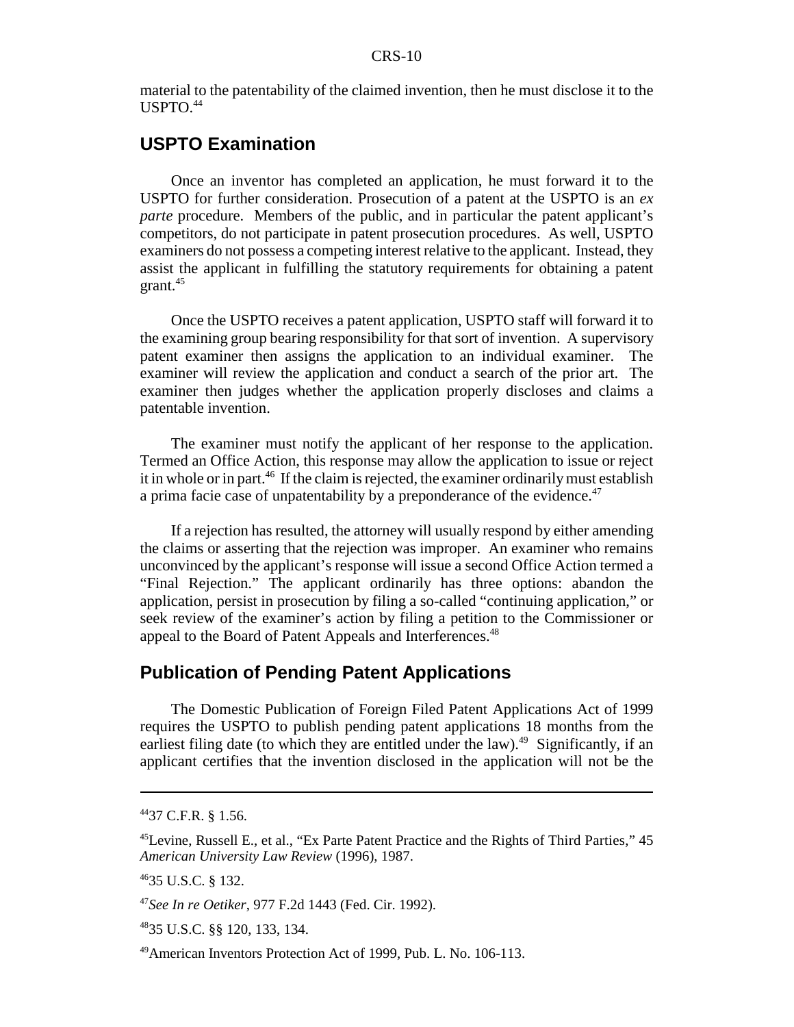material to the patentability of the claimed invention, then he must disclose it to the USPTO.[44]

## USPTO Examination

Once an inventor has completed an application, he must forward it to the USPTO for further consideration. Prosecution of a patent at the USPTO is an *ex parte* procedure. Members of the public, and in particular the patent applicant's competitors, do not participate in patent prosecution procedures. As well, USPTO examiners do not possess a competing interest relative to the applicant. Instead, they assist the applicant in fulfilling the statutory requirements for obtaining a patent grant.[45]

Once the USPTO receives a patent application, USPTO staff will forward it to the examining group bearing responsibility for that sort of invention. A supervisory patent examiner then assigns the application to an individual examiner. The examiner will review the application and conduct a search of the prior art. The examiner then judges whether the application properly discloses and claims a patentable invention.

The examiner must notify the applicant of her response to the application. Termed an Office Action, this response may allow the application to issue or reject it in whole or in part.[46] If the claim is rejected, the examiner ordinarily must establish a prima facie case of unpatentability by a preponderance of the evidence.[47]

If a rejection has resulted, the attorney will usually respond by either amending the claims or asserting that the rejection was improper. An examiner who remains unconvinced by the applicant's response will issue a second Office Action termed a "Final Rejection." The applicant ordinarily has three options: abandon the application, persist in prosecution by filing a so-called "continuing application," or seek review of the examiner's action by filing a petition to the Commissioner or appeal to the Board of Patent Appeals and Interferences.[48]

## Publication of Pending Patent Applications

The Domestic Publication of Foreign Filed Patent Applications Act of 1999 requires the USPTO to publish pending patent applications 18 months from the earliest filing date (to which they are entitled under the law).[49] Significantly, if an applicant certifies that the invention disclosed in the application will not be the

---

[44] 37 C.F.R. § 1.56.

[45] Levine, Russell E., et al., "Ex Parte Patent Practice and the Rights of Third Parties," 45 *American University Law Review* (1996), 1987.

[46] 35 U.S.C. § 132.

[47] *See In re Oetiker*, 977 F.2d 1443 (Fed. Cir. 1992).

[48] 35 U.S.C. §§ 120, 133, 134.

[49] American Inventors Protection Act of 1999, Pub. L. No. 106-113.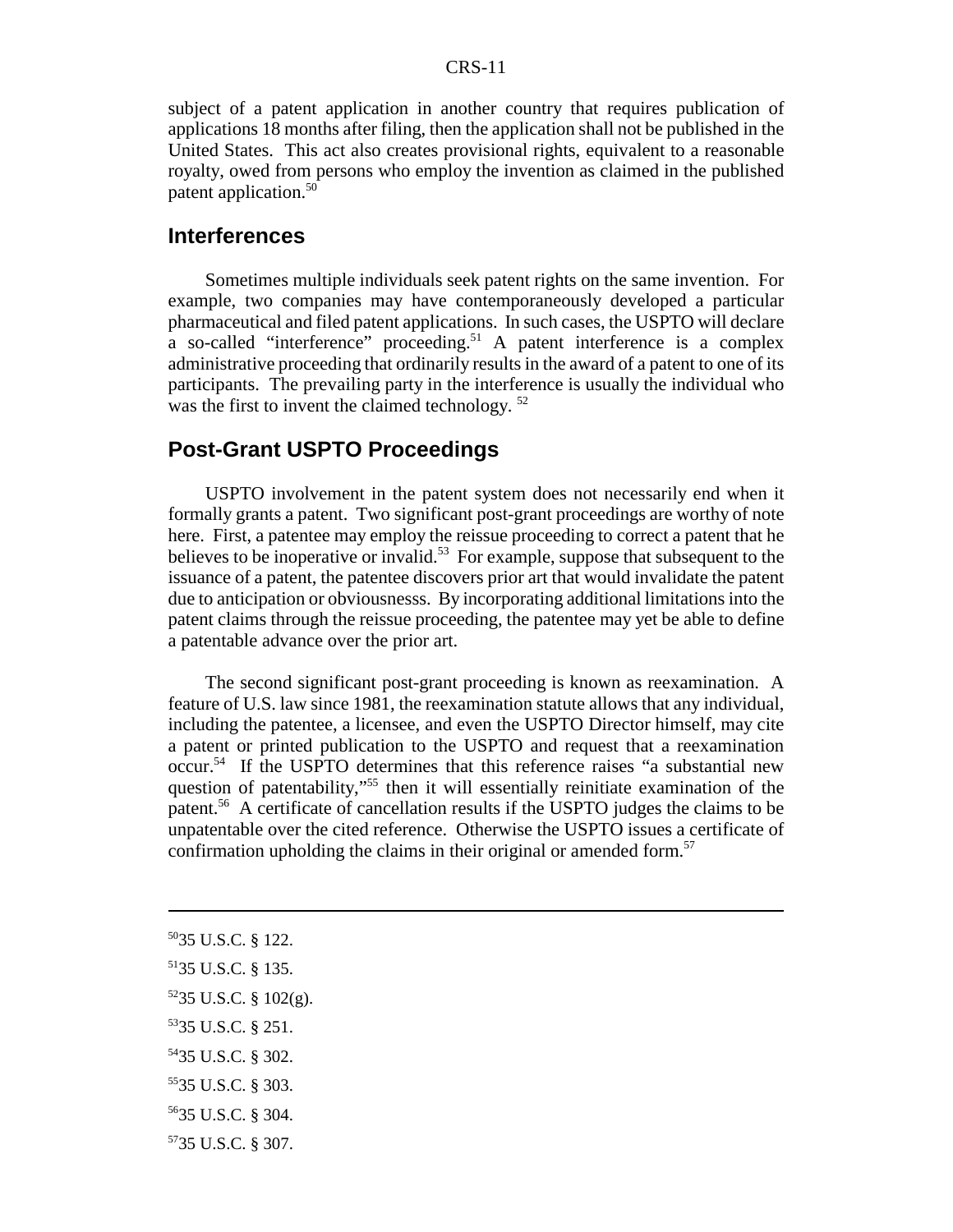subject of a patent application in another country that requires publication of applications 18 months after filing, then the application shall not be published in the United States. This act also creates provisional rights, equivalent to a reasonable royalty, owed from persons who employ the invention as claimed in the published patent application.[50]

## Interferences

Sometimes multiple individuals seek patent rights on the same invention. For example, two companies may have contemporaneously developed a particular pharmaceutical and filed patent applications. In such cases, the USPTO will declare a so-called "interference" proceeding.[51] A patent interference is a complex administrative proceeding that ordinarily results in the award of a patent to one of its participants. The prevailing party in the interference is usually the individual who was the first to invent the claimed technology.[52]

## Post-Grant USPTO Proceedings

USPTO involvement in the patent system does not necessarily end when it formally grants a patent. Two significant post-grant proceedings are worthy of note here. First, a patentee may employ the reissue proceeding to correct a patent that he believes to be inoperative or invalid.[53] For example, suppose that subsequent to the issuance of a patent, the patentee discovers prior art that would invalidate the patent due to anticipation or obviousnesss. By incorporating additional limitations into the patent claims through the reissue proceeding, the patentee may yet be able to define a patentable advance over the prior art.

The second significant post-grant proceeding is known as reexamination. A feature of U.S. law since 1981, the reexamination statute allows that any individual, including the patentee, a licensee, and even the USPTO Director himself, may cite a patent or printed publication to the USPTO and request that a reexamination occur.[54] If the USPTO determines that this reference raises "a substantial new question of patentability,"[55] then it will essentially reinitiate examination of the patent.[56] A certificate of cancellation results if the USPTO judges the claims to be unpatentable over the cited reference. Otherwise the USPTO issues a certificate of confirmation upholding the claims in their original or amended form.[57]

---

[50] 35 U.S.C. § 122.

[51] 35 U.S.C. § 135.

[52] 35 U.S.C. § 102(g).

[53] 35 U.S.C. § 251.

[54] 35 U.S.C. § 302.

[55] 35 U.S.C. § 303.

[56] 35 U.S.C. § 304.

[57] 35 U.S.C. § 307.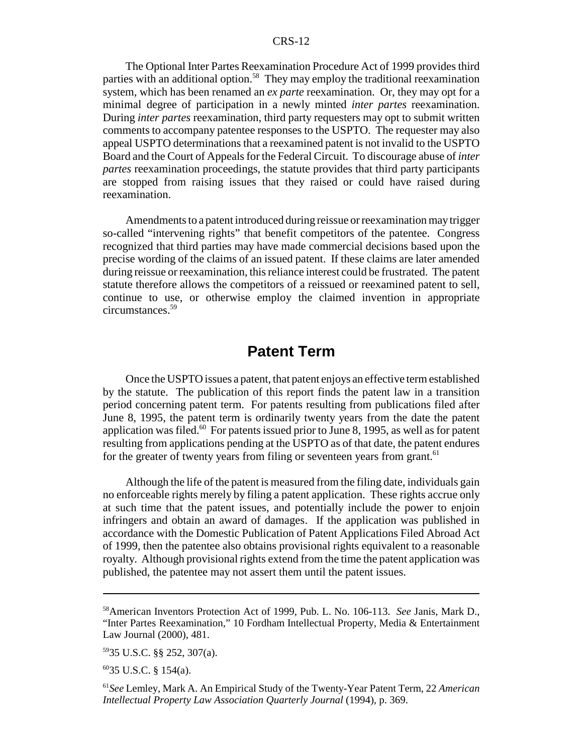The Optional Inter Partes Reexamination Procedure Act of 1999 provides third parties with an additional option.[58] They may employ the traditional reexamination system, which has been renamed an *ex parte* reexamination. Or, they may opt for a minimal degree of participation in a newly minted *inter partes* reexamination. During *inter partes* reexamination, third party requesters may opt to submit written comments to accompany patentee responses to the USPTO. The requester may also appeal USPTO determinations that a reexamined patent is not invalid to the USPTO Board and the Court of Appeals for the Federal Circuit. To discourage abuse of *inter partes* reexamination proceedings, the statute provides that third party participants are stopped from raising issues that they raised or could have raised during reexamination.

Amendments to a patent introduced during reissue or reexamination may trigger so-called "intervening rights" that benefit competitors of the patentee. Congress recognized that third parties may have made commercial decisions based upon the precise wording of the claims of an issued patent. If these claims are later amended during reissue or reexamination, this reliance interest could be frustrated. The patent statute therefore allows the competitors of a reissued or reexamined patent to sell, continue to use, or otherwise employ the claimed invention in appropriate circumstances.[59]

## Patent Term

Once the USPTO issues a patent, that patent enjoys an effective term established by the statute. The publication of this report finds the patent law in a transition period concerning patent term. For patents resulting from publications filed after June 8, 1995, the patent term is ordinarily twenty years from the date the patent application was filed.[60] For patents issued prior to June 8, 1995, as well as for patent resulting from applications pending at the USPTO as of that date, the patent endures for the greater of twenty years from filing or seventeen years from grant.[61]

Although the life of the patent is measured from the filing date, individuals gain no enforceable rights merely by filing a patent application. These rights accrue only at such time that the patent issues, and potentially include the power to enjoin infringers and obtain an award of damages. If the application was published in accordance with the Domestic Publication of Patent Applications Filed Abroad Act of 1999, then the patentee also obtains provisional rights equivalent to a reasonable royalty. Although provisional rights extend from the time the patent application was published, the patentee may not assert them until the patent issues.

---

[58] American Inventors Protection Act of 1999, Pub. L. No. 106-113. *See* Janis, Mark D., "Inter Partes Reexamination," 10 Fordham Intellectual Property, Media & Entertainment Law Journal (2000), 481.

[59] 35 U.S.C. §§ 252, 307(a).

[60] 35 U.S.C. § 154(a).

[61] *See* Lemley, Mark A. An Empirical Study of the Twenty-Year Patent Term, 22 *American Intellectual Property Law Association Quarterly Journal* (1994), p. 369.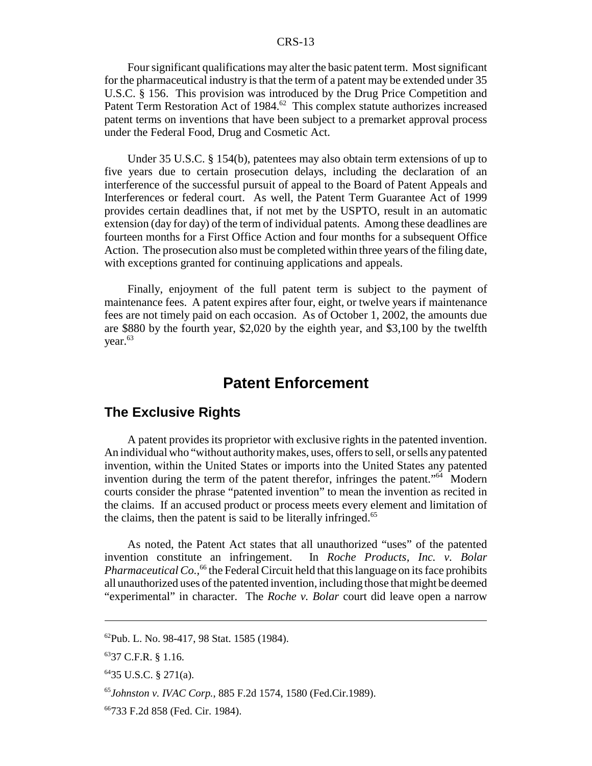Four significant qualifications may alter the basic patent term. Most significant for the pharmaceutical industry is that the term of a patent may be extended under 35 U.S.C. § 156. This provision was introduced by the Drug Price Competition and Patent Term Restoration Act of 1984.[62] This complex statute authorizes increased patent terms on inventions that have been subject to a premarket approval process under the Federal Food, Drug and Cosmetic Act.

Under 35 U.S.C. § 154(b), patentees may also obtain term extensions of up to five years due to certain prosecution delays, including the declaration of an interference of the successful pursuit of appeal to the Board of Patent Appeals and Interferences or federal court. As well, the Patent Term Guarantee Act of 1999 provides certain deadlines that, if not met by the USPTO, result in an automatic extension (day for day) of the term of individual patents. Among these deadlines are fourteen months for a First Office Action and four months for a subsequent Office Action. The prosecution also must be completed within three years of the filing date, with exceptions granted for continuing applications and appeals.

Finally, enjoyment of the full patent term is subject to the payment of maintenance fees. A patent expires after four, eight, or twelve years if maintenance fees are not timely paid on each occasion. As of October 1, 2002, the amounts due are $880 by the fourth year, $2,020 by the eighth year, and $3,100 by the twelfth year.[63]

# Patent Enforcement

## The Exclusive Rights

A patent provides its proprietor with exclusive rights in the patented invention. An individual who "without authority makes, uses, offers to sell, or sells any patented invention, within the United States or imports into the United States any patented invention during the term of the patent therefor, infringes the patent."[64] Modern courts consider the phrase "patented invention" to mean the invention as recited in the claims. If an accused product or process meets every element and limitation of the claims, then the patent is said to be literally infringed.[65]

As noted, the Patent Act states that all unauthorized "uses" of the patented invention constitute an infringement. In *Roche Products, Inc. v. Bolar Pharmaceutical Co.,*[66] the Federal Circuit held that this language on its face prohibits all unauthorized uses of the patented invention, including those that might be deemed "experimental" in character. The *Roche v. Bolar* court did leave open a narrow

---

[62] Pub. L. No. 98-417, 98 Stat. 1585 (1984).

[63] 37 C.F.R. § 1.16.

[64] 35 U.S.C. § 271(a).

[65] *Johnston v. IVAC Corp.,* 885 F.2d 1574, 1580 (Fed.Cir.1989).

[66] 733 F.2d 858 (Fed. Cir. 1984).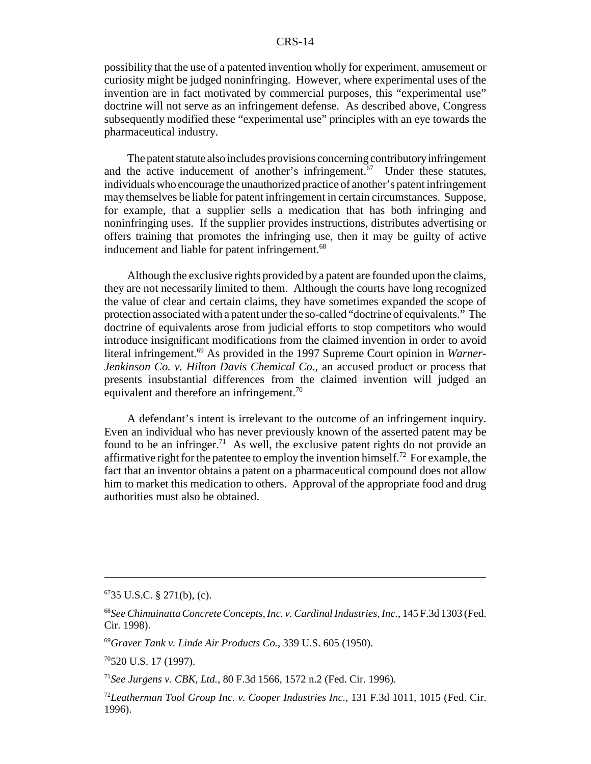possibility that the use of a patented invention wholly for experiment, amusement or curiosity might be judged noninfringing. However, where experimental uses of the invention are in fact motivated by commercial purposes, this "experimental use" doctrine will not serve as an infringement defense. As described above, Congress subsequently modified these "experimental use" principles with an eye towards the pharmaceutical industry.

The patent statute also includes provisions concerning contributory infringement and the active inducement of another's infringement.[67] Under these statutes, individuals who encourage the unauthorized practice of another's patent infringement may themselves be liable for patent infringement in certain circumstances. Suppose, for example, that a supplier sells a medication that has both infringing and noninfringing uses. If the supplier provides instructions, distributes advertising or offers training that promotes the infringing use, then it may be guilty of active inducement and liable for patent infringement.[68]

Although the exclusive rights provided by a patent are founded upon the claims, they are not necessarily limited to them. Although the courts have long recognized the value of clear and certain claims, they have sometimes expanded the scope of protection associated with a patent under the so-called "doctrine of equivalents." The doctrine of equivalents arose from judicial efforts to stop competitors who would introduce insignificant modifications from the claimed invention in order to avoid literal infringement.[69] As provided in the 1997 Supreme Court opinion in *Warner-Jenkinson Co. v. Hilton Davis Chemical Co.*, an accused product or process that presents insubstantial differences from the claimed invention will judged an equivalent and therefore an infringement.[70]

A defendant's intent is irrelevant to the outcome of an infringement inquiry. Even an individual who has never previously known of the asserted patent may be found to be an infringer.[71] As well, the exclusive patent rights do not provide an affirmative right for the patentee to employ the invention himself.[72] For example, the fact that an inventor obtains a patent on a pharmaceutical compound does not allow him to market this medication to others. Approval of the appropriate food and drug authorities must also be obtained.

---

[67] 35 U.S.C. § 271(b), (c).

[68] *See Chimuinatta Concrete Concepts, Inc. v. Cardinal Industries, Inc.*, 145 F.3d 1303 (Fed. Cir. 1998).

[69] *Graver Tank v. Linde Air Products Co.*, 339 U.S. 605 (1950).

[70] 520 U.S. 17 (1997).

[71] *See Jurgens v. CBK, Ltd.*, 80 F.3d 1566, 1572 n.2 (Fed. Cir. 1996).

[72] *Leatherman Tool Group Inc. v. Cooper Industries Inc.*, 131 F.3d 1011, 1015 (Fed. Cir. 1996).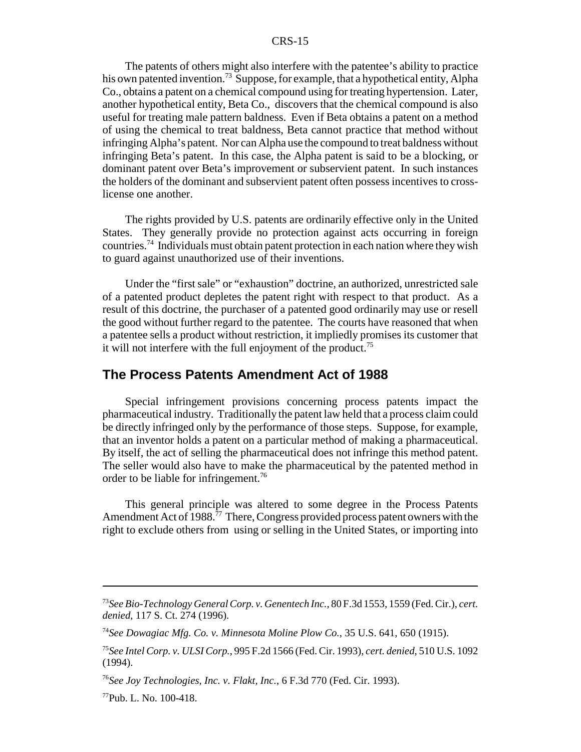The patents of others might also interfere with the patentee's ability to practice his own patented invention.[73] Suppose, for example, that a hypothetical entity, Alpha Co., obtains a patent on a chemical compound using for treating hypertension. Later, another hypothetical entity, Beta Co., discovers that the chemical compound is also useful for treating male pattern baldness. Even if Beta obtains a patent on a method of using the chemical to treat baldness, Beta cannot practice that method without infringing Alpha's patent. Nor can Alpha use the compound to treat baldness without infringing Beta's patent. In this case, the Alpha patent is said to be a blocking, or dominant patent over Beta's improvement or subservient patent. In such instances the holders of the dominant and subservient patent often possess incentives to cross-license one another.

The rights provided by U.S. patents are ordinarily effective only in the United States. They generally provide no protection against acts occurring in foreign countries.[74] Individuals must obtain patent protection in each nation where they wish to guard against unauthorized use of their inventions.

Under the "first sale" or "exhaustion" doctrine, an authorized, unrestricted sale of a patented product depletes the patent right with respect to that product. As a result of this doctrine, the purchaser of a patented good ordinarily may use or resell the good without further regard to the patentee. The courts have reasoned that when a patentee sells a product without restriction, it impliedly promises its customer that it will not interfere with the full enjoyment of the product.[75]

## The Process Patents Amendment Act of 1988

Special infringement provisions concerning process patents impact the pharmaceutical industry. Traditionally the patent law held that a process claim could be directly infringed only by the performance of those steps. Suppose, for example, that an inventor holds a patent on a particular method of making a pharmaceutical. By itself, the act of selling the pharmaceutical does not infringe this method patent. The seller would also have to make the pharmaceutical by the patented method in order to be liable for infringement.[76]

This general principle was altered to some degree in the Process Patents Amendment Act of 1988.[77] There, Congress provided process patent owners with the right to exclude others from using or selling in the United States, or importing into

---

[73] *See Bio-Technology General Corp. v. Genentech Inc.*, 80 F.3d 1553, 1559 (Fed. Cir.), *cert. denied*, 117 S. Ct. 274 (1996).

[74] *See Dowagiac Mfg. Co. v. Minnesota Moline Plow Co.*, 35 U.S. 641, 650 (1915).

[75] *See Intel Corp. v. ULSI Corp.*, 995 F.2d 1566 (Fed. Cir. 1993), *cert. denied*, 510 U.S. 1092 (1994).

[76] *See Joy Technologies, Inc. v. Flakt, Inc.*, 6 F.3d 770 (Fed. Cir. 1993).

[77] Pub. L. No. 100-418.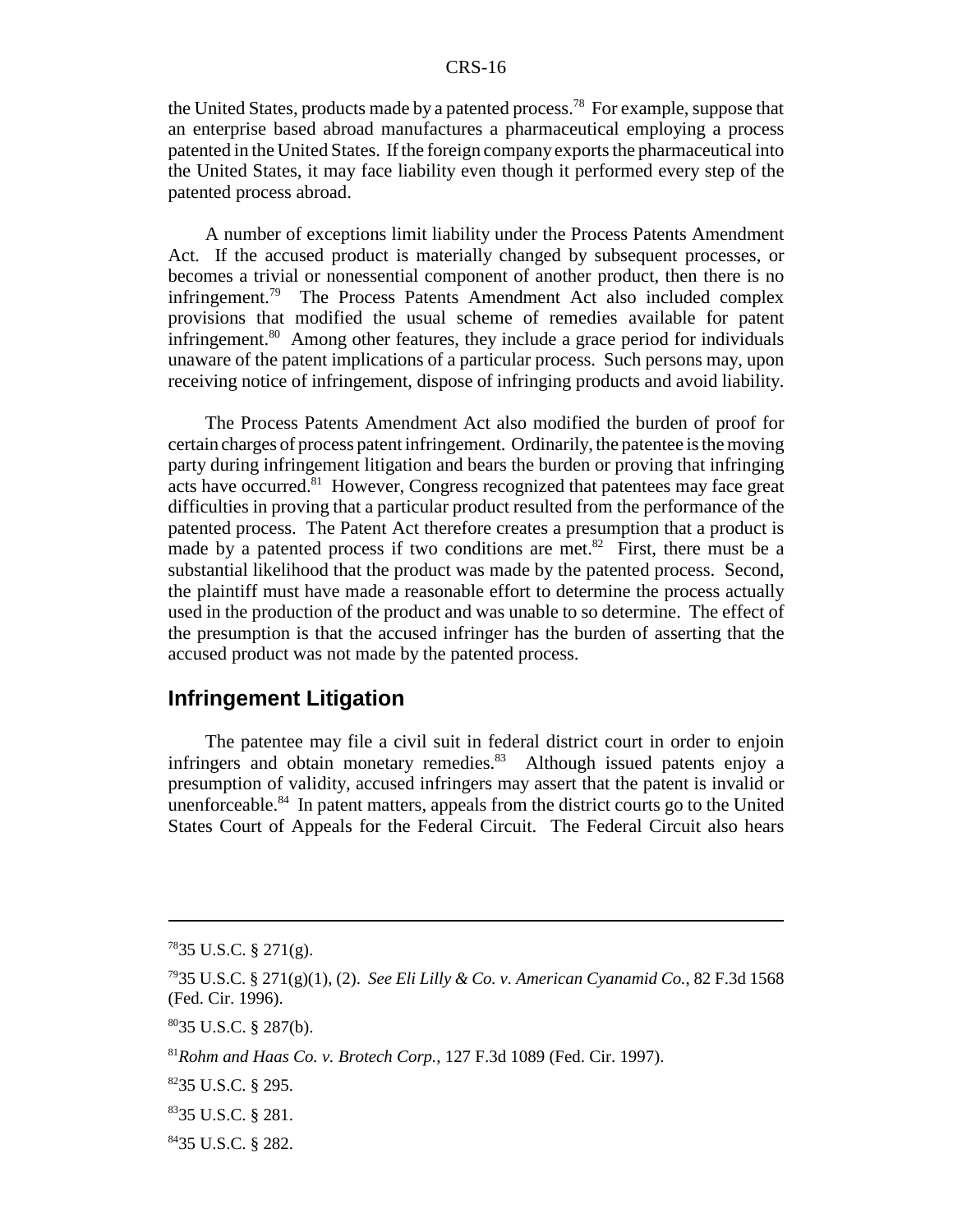the United States, products made by a patented process.[78] For example, suppose that an enterprise based abroad manufactures a pharmaceutical employing a process patented in the United States. If the foreign company exports the pharmaceutical into the United States, it may face liability even though it performed every step of the patented process abroad.

A number of exceptions limit liability under the Process Patents Amendment Act. If the accused product is materially changed by subsequent processes, or becomes a trivial or nonessential component of another product, then there is no infringement.[79] The Process Patents Amendment Act also included complex provisions that modified the usual scheme of remedies available for patent infringement.[80] Among other features, they include a grace period for individuals unaware of the patent implications of a particular process. Such persons may, upon receiving notice of infringement, dispose of infringing products and avoid liability.

The Process Patents Amendment Act also modified the burden of proof for certain charges of process patent infringement. Ordinarily, the patentee is the moving party during infringement litigation and bears the burden or proving that infringing acts have occurred.[81] However, Congress recognized that patentees may face great difficulties in proving that a particular product resulted from the performance of the patented process. The Patent Act therefore creates a presumption that a product is made by a patented process if two conditions are met.[82] First, there must be a substantial likelihood that the product was made by the patented process. Second, the plaintiff must have made a reasonable effort to determine the process actually used in the production of the product and was unable to so determine. The effect of the presumption is that the accused infringer has the burden of asserting that the accused product was not made by the patented process.

## Infringement Litigation

The patentee may file a civil suit in federal district court in order to enjoin infringers and obtain monetary remedies.[83] Although issued patents enjoy a presumption of validity, accused infringers may assert that the patent is invalid or unenforceable.[84] In patent matters, appeals from the district courts go to the United States Court of Appeals for the Federal Circuit. The Federal Circuit also hears

---

[78] 35 U.S.C. § 271(g).

[79] 35 U.S.C. § 271(g)(1), (2). *See Eli Lilly & Co. v. American Cyanamid Co.*, 82 F.3d 1568 (Fed. Cir. 1996).

[80] 35 U.S.C. § 287(b).

[81] *Rohm and Haas Co. v. Brotech Corp.*, 127 F.3d 1089 (Fed. Cir. 1997).

[82] 35 U.S.C. § 295.

[83] 35 U.S.C. § 281.

[84] 35 U.S.C. § 282.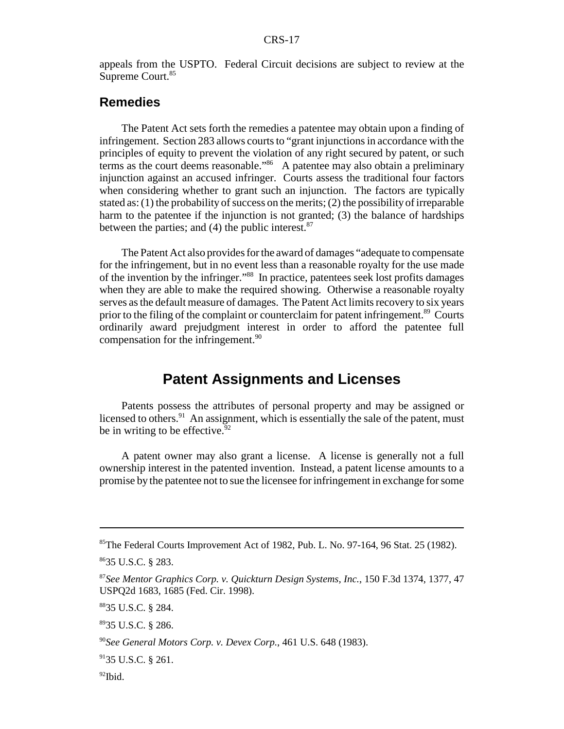appeals from the USPTO. Federal Circuit decisions are subject to review at the Supreme Court.[85]

### Remedies

The Patent Act sets forth the remedies a patentee may obtain upon a finding of infringement. Section 283 allows courts to "grant injunctions in accordance with the principles of equity to prevent the violation of any right secured by patent, or such terms as the court deems reasonable."[86] A patentee may also obtain a preliminary injunction against an accused infringer. Courts assess the traditional four factors when considering whether to grant such an injunction. The factors are typically stated as: (1) the probability of success on the merits; (2) the possibility of irreparable harm to the patentee if the injunction is not granted; (3) the balance of hardships between the parties; and (4) the public interest.[87]

The Patent Act also provides for the award of damages "adequate to compensate for the infringement, but in no event less than a reasonable royalty for the use made of the invention by the infringer."[88] In practice, patentees seek lost profits damages when they are able to make the required showing. Otherwise a reasonable royalty serves as the default measure of damages. The Patent Act limits recovery to six years prior to the filing of the complaint or counterclaim for patent infringement.[89] Courts ordinarily award prejudgment interest in order to afford the patentee full compensation for the infringement.[90]

## Patent Assignments and Licenses

Patents possess the attributes of personal property and may be assigned or licensed to others.[91] An assignment, which is essentially the sale of the patent, must be in writing to be effective.[92]

A patent owner may also grant a license. A license is generally not a full ownership interest in the patented invention. Instead, a patent license amounts to a promise by the patentee not to sue the licensee for infringement in exchange for some

---

[85] The Federal Courts Improvement Act of 1982, Pub. L. No. 97-164, 96 Stat. 25 (1982).

[86] 35 U.S.C. § 283.

[87] *See Mentor Graphics Corp. v. Quickturn Design Systems, Inc.*, 150 F.3d 1374, 1377, 47 USPQ2d 1683, 1685 (Fed. Cir. 1998).

[88] 35 U.S.C. § 284.

[89] 35 U.S.C. § 286.

[90] *See General Motors Corp. v. Devex Corp.*, 461 U.S. 648 (1983).

[91] 35 U.S.C. § 261.

[92] Ibid.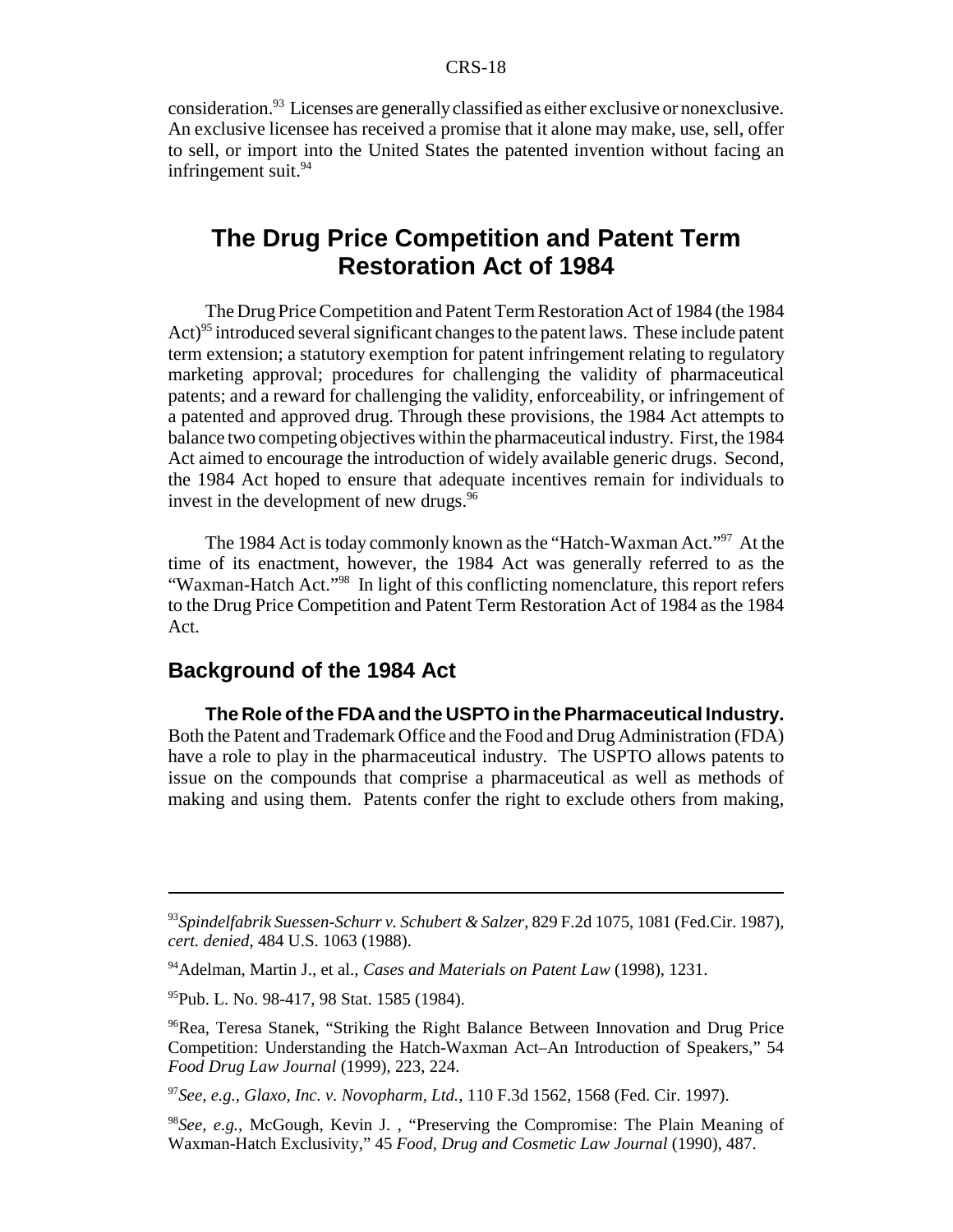consideration.[93] Licenses are generally classified as either exclusive or nonexclusive. An exclusive licensee has received a promise that it alone may make, use, sell, offer to sell, or import into the United States the patented invention without facing an infringement suit.[94]

# The Drug Price Competition and Patent Term Restoration Act of 1984

The Drug Price Competition and Patent Term Restoration Act of 1984 (the 1984 Act)[95] introduced several significant changes to the patent laws. These include patent term extension; a statutory exemption for patent infringement relating to regulatory marketing approval; procedures for challenging the validity of pharmaceutical patents; and a reward for challenging the validity, enforceability, or infringement of a patented and approved drug. Through these provisions, the 1984 Act attempts to balance two competing objectives within the pharmaceutical industry. First, the 1984 Act aimed to encourage the introduction of widely available generic drugs. Second, the 1984 Act hoped to ensure that adequate incentives remain for individuals to invest in the development of new drugs.[96]

The 1984 Act is today commonly known as the "Hatch-Waxman Act."[97] At the time of its enactment, however, the 1984 Act was generally referred to as the "Waxman-Hatch Act."[98] In light of this conflicting nomenclature, this report refers to the Drug Price Competition and Patent Term Restoration Act of 1984 as the 1984 Act.

## Background of the 1984 Act

**The Role of the FDA and the USPTO in the Pharmaceutical Industry.** Both the Patent and Trademark Office and the Food and Drug Administration (FDA) have a role to play in the pharmaceutical industry. The USPTO allows patents to issue on the compounds that comprise a pharmaceutical as well as methods of making and using them. Patents confer the right to exclude others from making,

---

[93] *Spindelfabrik Suessen-Schurr v. Schubert & Salzer*, 829 F.2d 1075, 1081 (Fed.Cir. 1987), *cert. denied*, 484 U.S. 1063 (1988).

[94] Adelman, Martin J., et al., *Cases and Materials on Patent Law* (1998), 1231.

[95] Pub. L. No. 98-417, 98 Stat. 1585 (1984).

[96] Rea, Teresa Stanek, "Striking the Right Balance Between Innovation and Drug Price Competition: Understanding the Hatch-Waxman Act–An Introduction of Speakers," 54 *Food Drug Law Journal* (1999), 223, 224.

[97] *See, e.g., Glaxo, Inc. v. Novopharm, Ltd.*, 110 F.3d 1562, 1568 (Fed. Cir. 1997).

[98] *See, e.g.*, McGough, Kevin J. , "Preserving the Compromise: The Plain Meaning of Waxman-Hatch Exclusivity," 45 *Food, Drug and Cosmetic Law Journal* (1990), 487.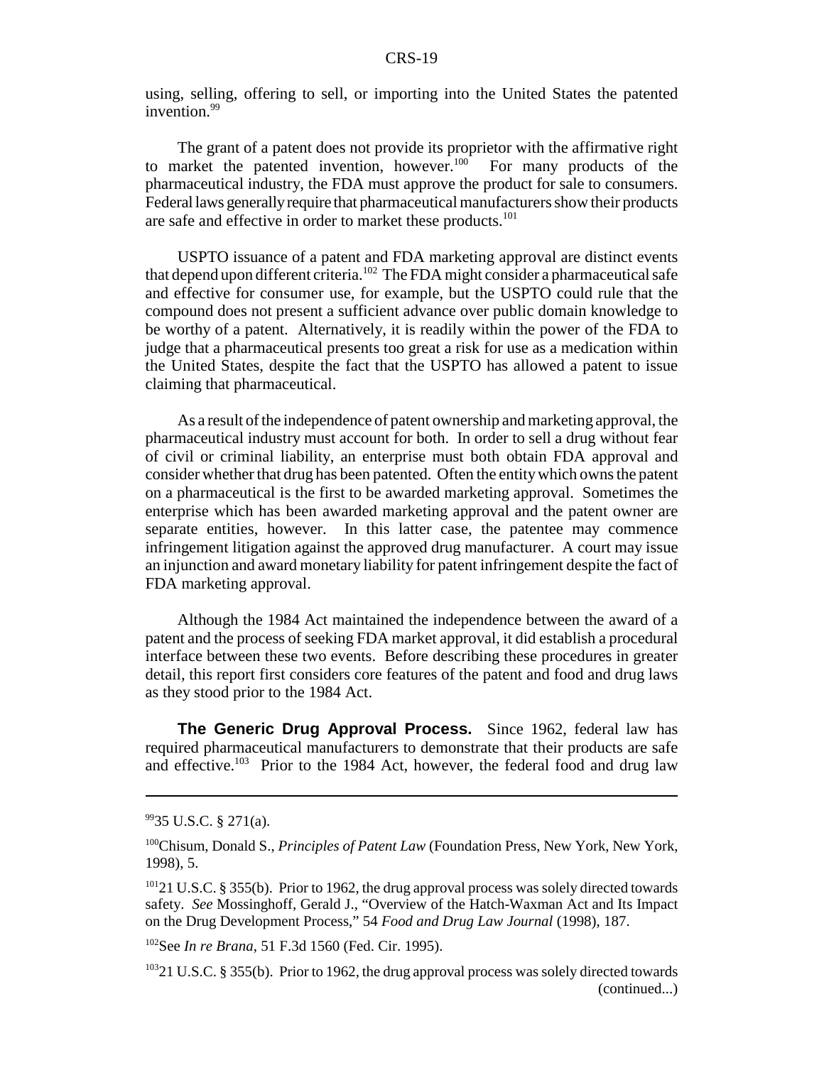using, selling, offering to sell, or importing into the United States the patented invention.[99]

The grant of a patent does not provide its proprietor with the affirmative right to market the patented invention, however.[100] For many products of the pharmaceutical industry, the FDA must approve the product for sale to consumers. Federal laws generally require that pharmaceutical manufacturers show their products are safe and effective in order to market these products.[101]

USPTO issuance of a patent and FDA marketing approval are distinct events that depend upon different criteria.[102] The FDA might consider a pharmaceutical safe and effective for consumer use, for example, but the USPTO could rule that the compound does not present a sufficient advance over public domain knowledge to be worthy of a patent. Alternatively, it is readily within the power of the FDA to judge that a pharmaceutical presents too great a risk for use as a medication within the United States, despite the fact that the USPTO has allowed a patent to issue claiming that pharmaceutical.

As a result of the independence of patent ownership and marketing approval, the pharmaceutical industry must account for both. In order to sell a drug without fear of civil or criminal liability, an enterprise must both obtain FDA approval and consider whether that drug has been patented. Often the entity which owns the patent on a pharmaceutical is the first to be awarded marketing approval. Sometimes the enterprise which has been awarded marketing approval and the patent owner are separate entities, however. In this latter case, the patentee may commence infringement litigation against the approved drug manufacturer. A court may issue an injunction and award monetary liability for patent infringement despite the fact of FDA marketing approval.

Although the 1984 Act maintained the independence between the award of a patent and the process of seeking FDA market approval, it did establish a procedural interface between these two events. Before describing these procedures in greater detail, this report first considers core features of the patent and food and drug laws as they stood prior to the 1984 Act.

**The Generic Drug Approval Process.** Since 1962, federal law has required pharmaceutical manufacturers to demonstrate that their products are safe and effective.[103] Prior to the 1984 Act, however, the federal food and drug law

---

[99] 35 U.S.C. § 271(a).

[100] Chisum, Donald S., *Principles of Patent Law* (Foundation Press, New York, New York, 1998), 5.

[101] 21 U.S.C. § 355(b). Prior to 1962, the drug approval process was solely directed towards safety. *See* Mossinghoff, Gerald J., "Overview of the Hatch-Waxman Act and Its Impact on the Drug Development Process," 54 *Food and Drug Law Journal* (1998), 187.

[102] See *In re Brana*, 51 F.3d 1560 (Fed. Cir. 1995).

[103] 21 U.S.C. § 355(b). Prior to 1962, the drug approval process was solely directed towards (continued...)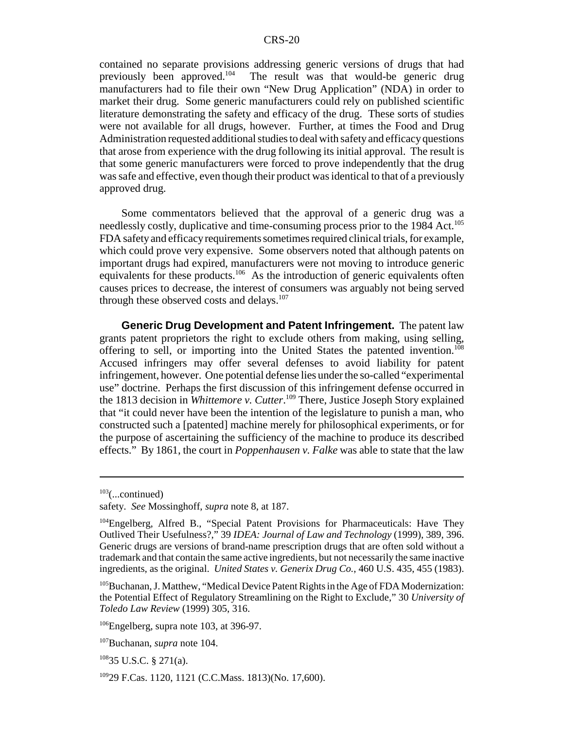contained no separate provisions addressing generic versions of drugs that had previously been approved.[104] The result was that would-be generic drug manufacturers had to file their own "New Drug Application" (NDA) in order to market their drug. Some generic manufacturers could rely on published scientific literature demonstrating the safety and efficacy of the drug. These sorts of studies were not available for all drugs, however. Further, at times the Food and Drug Administration requested additional studies to deal with safety and efficacy questions that arose from experience with the drug following its initial approval. The result is that some generic manufacturers were forced to prove independently that the drug was safe and effective, even though their product was identical to that of a previously approved drug.

Some commentators believed that the approval of a generic drug was a needlessly costly, duplicative and time-consuming process prior to the 1984 Act.[105] FDA safety and efficacy requirements sometimes required clinical trials, for example, which could prove very expensive. Some observers noted that although patents on important drugs had expired, manufacturers were not moving to introduce generic equivalents for these products.[106] As the introduction of generic equivalents often causes prices to decrease, the interest of consumers was arguably not being served through these observed costs and delays.[107]

**Generic Drug Development and Patent Infringement.** The patent law grants patent proprietors the right to exclude others from making, using selling, offering to sell, or importing into the United States the patented invention.[108] Accused infringers may offer several defenses to avoid liability for patent infringement, however. One potential defense lies under the so-called "experimental use" doctrine. Perhaps the first discussion of this infringement defense occurred in the 1813 decision in *Whittemore v. Cutter*.[109] There, Justice Joseph Story explained that "it could never have been the intention of the legislature to punish a man, who constructed such a [patented] machine merely for philosophical experiments, or for the purpose of ascertaining the sufficiency of the machine to produce its described effects." By 1861, the court in *Poppenhausen v. Falke* was able to state that the law

---

[103](...continued)

safety. *See* Mossinghoff, *supra* note 8, at 187.

[104]Engelberg, Alfred B., "Special Patent Provisions for Pharmaceuticals: Have They Outlived Their Usefulness?," 39 *IDEA: Journal of Law and Technology* (1999), 389, 396. Generic drugs are versions of brand-name prescription drugs that are often sold without a trademark and that contain the same active ingredients, but not necessarily the same inactive ingredients, as the original. *United States v. Generix Drug Co.*, 460 U.S. 435, 455 (1983).

[105]Buchanan, J. Matthew, "Medical Device Patent Rights in the Age of FDA Modernization: the Potential Effect of Regulatory Streamlining on the Right to Exclude," 30 *University of Toledo Law Review* (1999) 305, 316.

[106]Engelberg, supra note 103, at 396-97.

[107]Buchanan, *supra* note 104.

[108]35 U.S.C. § 271(a).

[109]29 F.Cas. 1120, 1121 (C.C.Mass. 1813)(No. 17,600).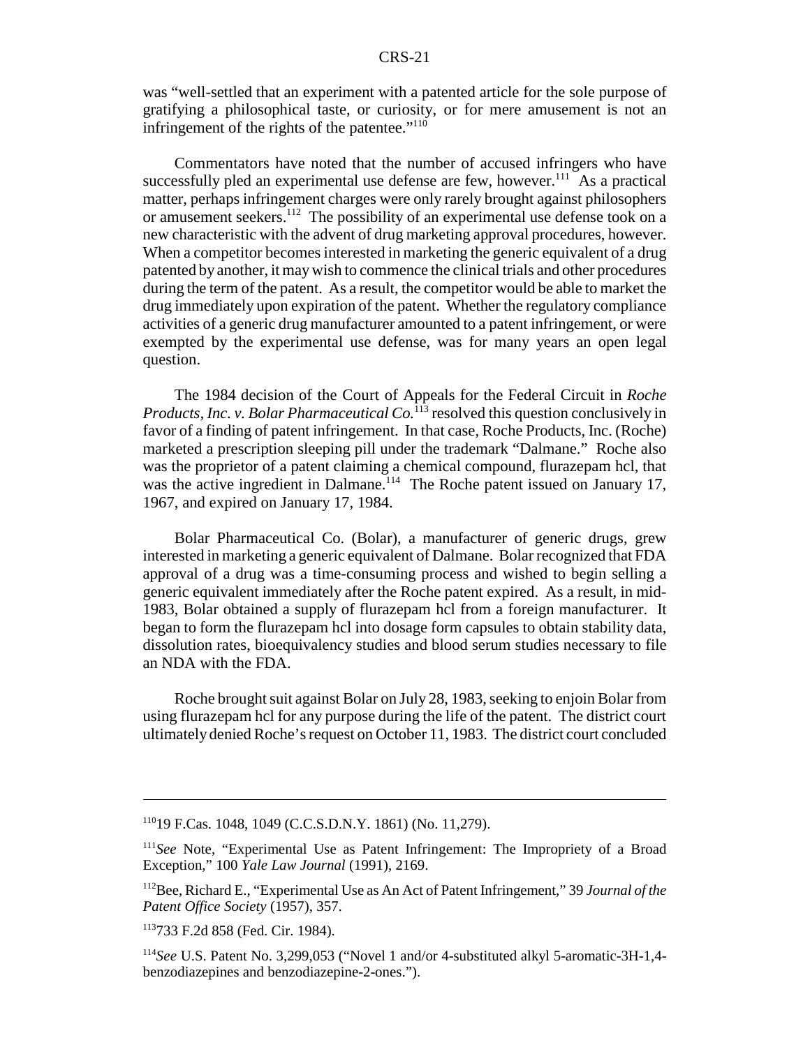was "well-settled that an experiment with a patented article for the sole purpose of gratifying a philosophical taste, or curiosity, or for mere amusement is not an infringement of the rights of the patentee."[110]

Commentators have noted that the number of accused infringers who have successfully pled an experimental use defense are few, however.[111] As a practical matter, perhaps infringement charges were only rarely brought against philosophers or amusement seekers.[112] The possibility of an experimental use defense took on a new characteristic with the advent of drug marketing approval procedures, however. When a competitor becomes interested in marketing the generic equivalent of a drug patented by another, it may wish to commence the clinical trials and other procedures during the term of the patent. As a result, the competitor would be able to market the drug immediately upon expiration of the patent. Whether the regulatory compliance activities of a generic drug manufacturer amounted to a patent infringement, or were exempted by the experimental use defense, was for many years an open legal question.

The 1984 decision of the Court of Appeals for the Federal Circuit in *Roche Products, Inc. v. Bolar Pharmaceutical Co.*[113] resolved this question conclusively in favor of a finding of patent infringement. In that case, Roche Products, Inc. (Roche) marketed a prescription sleeping pill under the trademark "Dalmane." Roche also was the proprietor of a patent claiming a chemical compound, flurazepam hcl, that was the active ingredient in Dalmane.[114] The Roche patent issued on January 17, 1967, and expired on January 17, 1984.

Bolar Pharmaceutical Co. (Bolar), a manufacturer of generic drugs, grew interested in marketing a generic equivalent of Dalmane. Bolar recognized that FDA approval of a drug was a time-consuming process and wished to begin selling a generic equivalent immediately after the Roche patent expired. As a result, in mid-1983, Bolar obtained a supply of flurazepam hcl from a foreign manufacturer. It began to form the flurazepam hcl into dosage form capsules to obtain stability data, dissolution rates, bioequivalency studies and blood serum studies necessary to file an NDA with the FDA.

Roche brought suit against Bolar on July 28, 1983, seeking to enjoin Bolar from using flurazepam hcl for any purpose during the life of the patent. The district court ultimately denied Roche's request on October 11, 1983. The district court concluded

---

[110] 19 F.Cas. 1048, 1049 (C.C.S.D.N.Y. 1861) (No. 11,279).

[111] *See* Note, "Experimental Use as Patent Infringement: The Impropriety of a Broad Exception," 100 *Yale Law Journal* (1991), 2169.

[112] Bee, Richard E., "Experimental Use as An Act of Patent Infringement," 39 *Journal of the Patent Office Society* (1957), 357.

[113] 733 F.2d 858 (Fed. Cir. 1984).

[114] *See* U.S. Patent No. 3,299,053 ("Novel 1 and/or 4-substituted alkyl 5-aromatic-3H-1,4-benzodiazepines and benzodiazepine-2-ones.").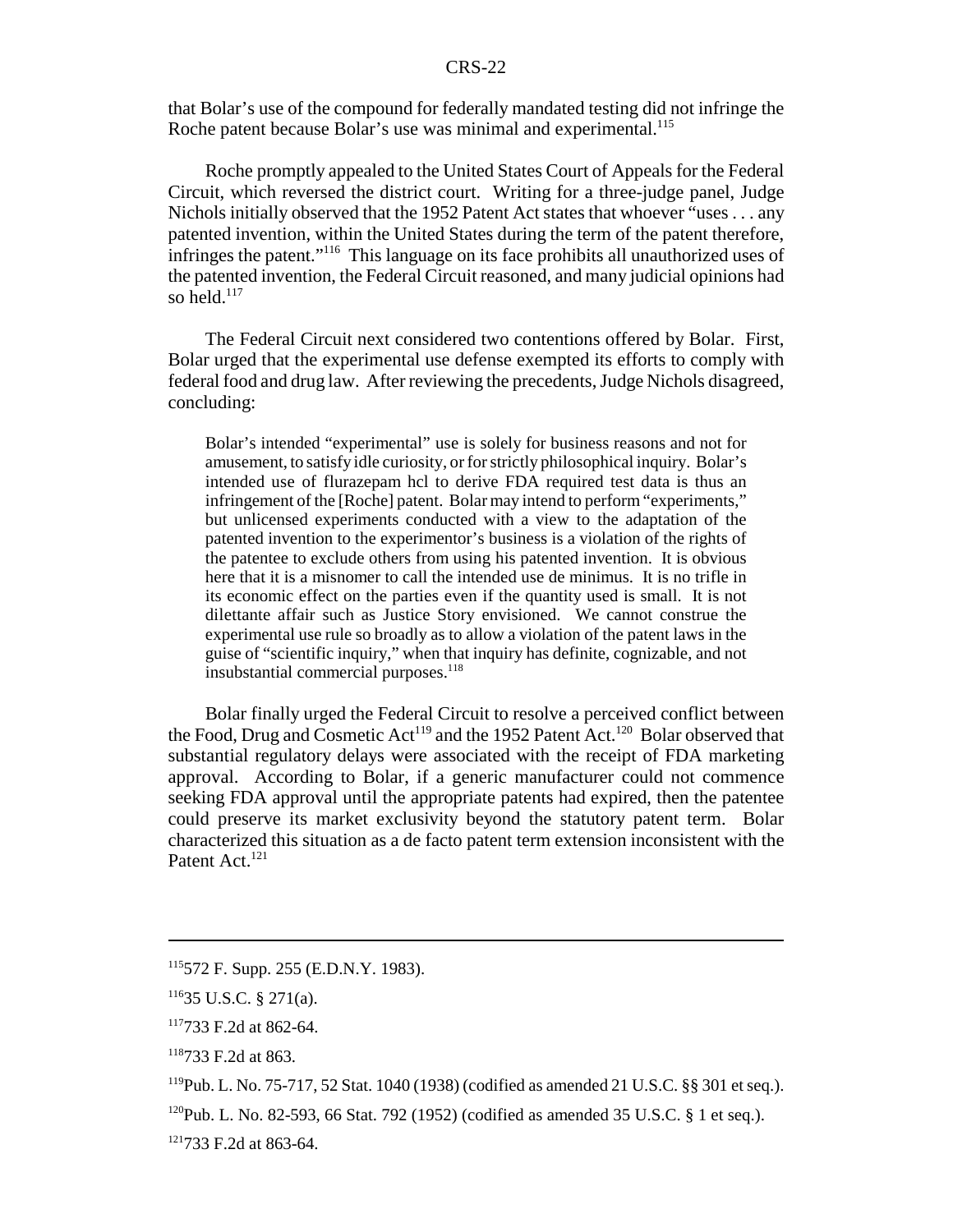that Bolar's use of the compound for federally mandated testing did not infringe the Roche patent because Bolar's use was minimal and experimental.[115]

Roche promptly appealed to the United States Court of Appeals for the Federal Circuit, which reversed the district court. Writing for a three-judge panel, Judge Nichols initially observed that the 1952 Patent Act states that whoever "uses . . . any patented invention, within the United States during the term of the patent therefore, infringes the patent."[116] This language on its face prohibits all unauthorized uses of the patented invention, the Federal Circuit reasoned, and many judicial opinions had so held.[117]

The Federal Circuit next considered two contentions offered by Bolar. First, Bolar urged that the experimental use defense exempted its efforts to comply with federal food and drug law. After reviewing the precedents, Judge Nichols disagreed, concluding:

> Bolar's intended "experimental" use is solely for business reasons and not for amusement, to satisfy idle curiosity, or for strictly philosophical inquiry. Bolar's intended use of flurazepam hcl to derive FDA required test data is thus an infringement of the [Roche] patent. Bolar may intend to perform "experiments," but unlicensed experiments conducted with a view to the adaptation of the patented invention to the experimentor's business is a violation of the rights of the patentee to exclude others from using his patented invention. It is obvious here that it is a misnomer to call the intended use de minimus. It is no trifle in its economic effect on the parties even if the quantity used is small. It is not dilettante affair such as Justice Story envisioned. We cannot construe the experimental use rule so broadly as to allow a violation of the patent laws in the guise of "scientific inquiry," when that inquiry has definite, cognizable, and not insubstantial commercial purposes.[118]

Bolar finally urged the Federal Circuit to resolve a perceived conflict between the Food, Drug and Cosmetic Act[119] and the 1952 Patent Act.[120] Bolar observed that substantial regulatory delays were associated with the receipt of FDA marketing approval. According to Bolar, if a generic manufacturer could not commence seeking FDA approval until the appropriate patents had expired, then the patentee could preserve its market exclusivity beyond the statutory patent term. Bolar characterized this situation as a de facto patent term extension inconsistent with the Patent Act.[121]

---

[115] 572 F. Supp. 255 (E.D.N.Y. 1983).

[116] 35 U.S.C. § 271(a).

[117] 733 F.2d at 862-64.

[118] 733 F.2d at 863.

[119] Pub. L. No. 75-717, 52 Stat. 1040 (1938) (codified as amended 21 U.S.C. §§ 301 et seq.).

[120] Pub. L. No. 82-593, 66 Stat. 792 (1952) (codified as amended 35 U.S.C. § 1 et seq.).

[121] 733 F.2d at 863-64.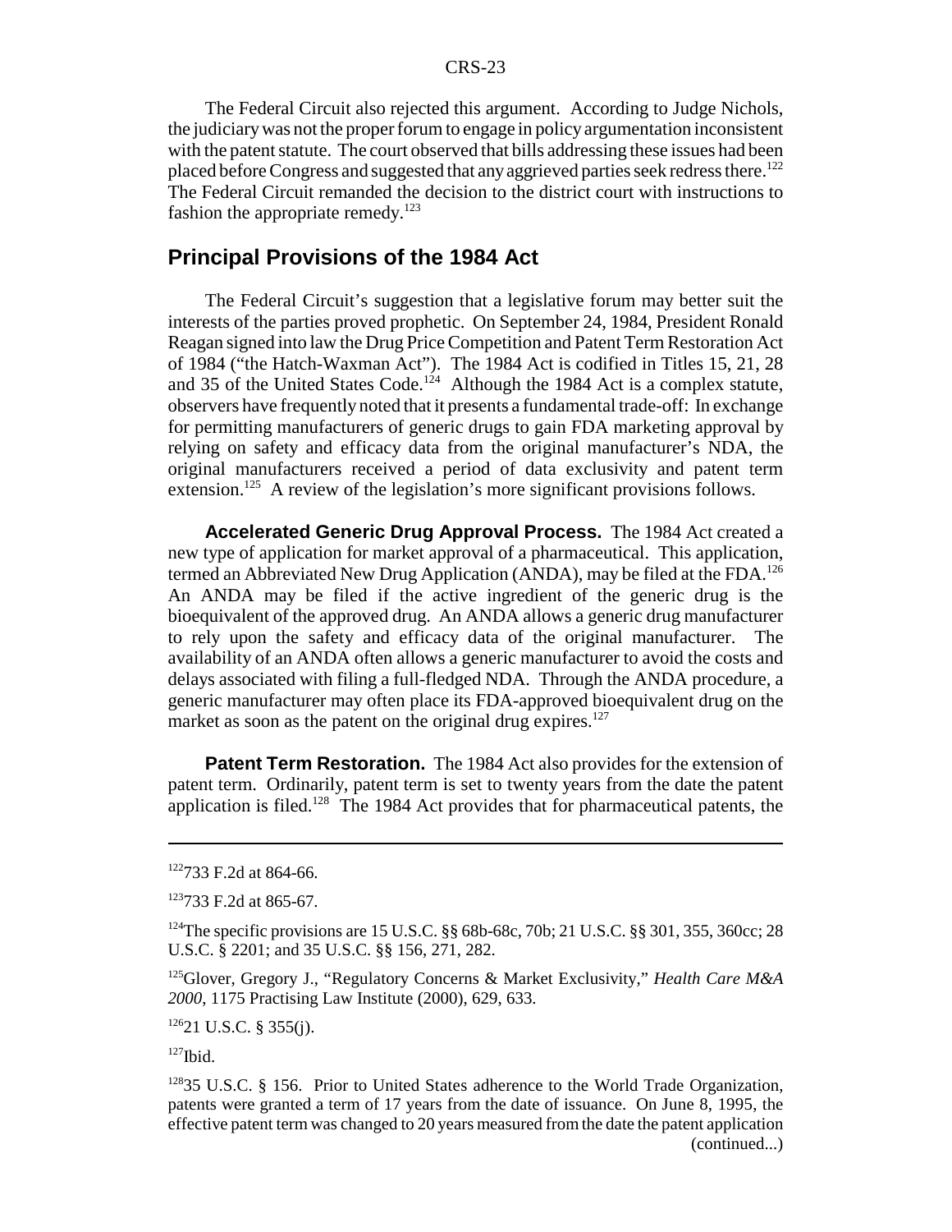The Federal Circuit also rejected this argument. According to Judge Nichols, the judiciary was not the proper forum to engage in policy argumentation inconsistent with the patent statute. The court observed that bills addressing these issues had been placed before Congress and suggested that any aggrieved parties seek redress there.[122] The Federal Circuit remanded the decision to the district court with instructions to fashion the appropriate remedy.[123]

## Principal Provisions of the 1984 Act

The Federal Circuit's suggestion that a legislative forum may better suit the interests of the parties proved prophetic. On September 24, 1984, President Ronald Reagan signed into law the Drug Price Competition and Patent Term Restoration Act of 1984 ("the Hatch-Waxman Act"). The 1984 Act is codified in Titles 15, 21, 28 and 35 of the United States Code.[124] Although the 1984 Act is a complex statute, observers have frequently noted that it presents a fundamental trade-off: In exchange for permitting manufacturers of generic drugs to gain FDA marketing approval by relying on safety and efficacy data from the original manufacturer's NDA, the original manufacturers received a period of data exclusivity and patent term extension.[125] A review of the legislation's more significant provisions follows.

**Accelerated Generic Drug Approval Process.** The 1984 Act created a new type of application for market approval of a pharmaceutical. This application, termed an Abbreviated New Drug Application (ANDA), may be filed at the FDA.[126] An ANDA may be filed if the active ingredient of the generic drug is the bioequivalent of the approved drug. An ANDA allows a generic drug manufacturer to rely upon the safety and efficacy data of the original manufacturer. The availability of an ANDA often allows a generic manufacturer to avoid the costs and delays associated with filing a full-fledged NDA. Through the ANDA procedure, a generic manufacturer may often place its FDA-approved bioequivalent drug on the market as soon as the patent on the original drug expires.[127]

**Patent Term Restoration.** The 1984 Act also provides for the extension of patent term. Ordinarily, patent term is set to twenty years from the date the patent application is filed.[128] The 1984 Act provides that for pharmaceutical patents, the

---

[122] 733 F.2d at 864-66.

[123] 733 F.2d at 865-67.

[124] The specific provisions are 15 U.S.C. §§ 68b-68c, 70b; 21 U.S.C. §§ 301, 355, 360cc; 28 U.S.C. § 2201; and 35 U.S.C. §§ 156, 271, 282.

[125] Glover, Gregory J., "Regulatory Concerns & Market Exclusivity," *Health Care M&A 2000*, 1175 Practising Law Institute (2000), 629, 633.

[126] 21 U.S.C. § 355(j).

[127] Ibid.

[128] 35 U.S.C. § 156. Prior to United States adherence to the World Trade Organization, patents were granted a term of 17 years from the date of issuance. On June 8, 1995, the effective patent term was changed to 20 years measured from the date the patent application (continued...)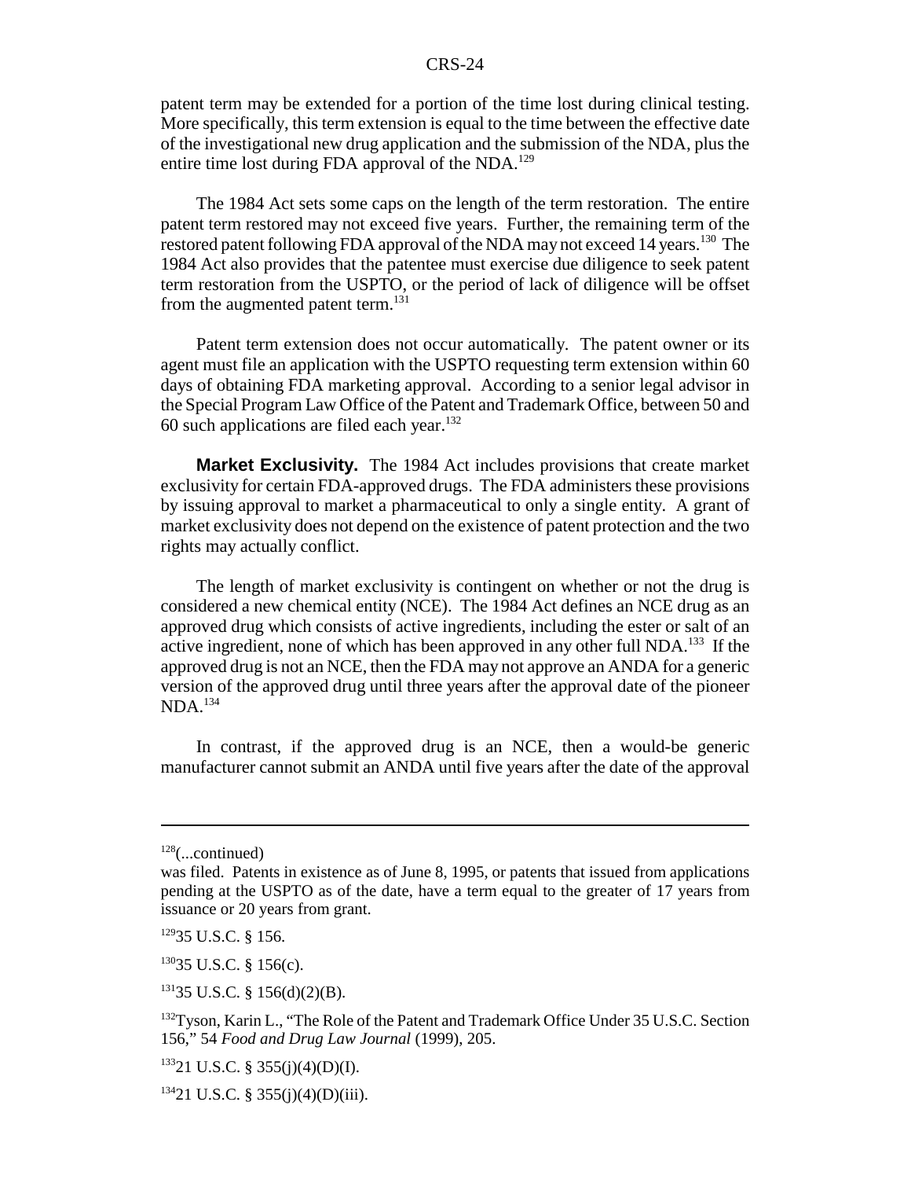patent term may be extended for a portion of the time lost during clinical testing. More specifically, this term extension is equal to the time between the effective date of the investigational new drug application and the submission of the NDA, plus the entire time lost during FDA approval of the NDA.[129]

The 1984 Act sets some caps on the length of the term restoration. The entire patent term restored may not exceed five years. Further, the remaining term of the restored patent following FDA approval of the NDA may not exceed 14 years.[130] The 1984 Act also provides that the patentee must exercise due diligence to seek patent term restoration from the USPTO, or the period of lack of diligence will be offset from the augmented patent term.[131]

Patent term extension does not occur automatically. The patent owner or its agent must file an application with the USPTO requesting term extension within 60 days of obtaining FDA marketing approval. According to a senior legal advisor in the Special Program Law Office of the Patent and Trademark Office, between 50 and 60 such applications are filed each year.[132]

**Market Exclusivity.** The 1984 Act includes provisions that create market exclusivity for certain FDA-approved drugs. The FDA administers these provisions by issuing approval to market a pharmaceutical to only a single entity. A grant of market exclusivity does not depend on the existence of patent protection and the two rights may actually conflict.

The length of market exclusivity is contingent on whether or not the drug is considered a new chemical entity (NCE). The 1984 Act defines an NCE drug as an approved drug which consists of active ingredients, including the ester or salt of an active ingredient, none of which has been approved in any other full NDA.[133] If the approved drug is not an NCE, then the FDA may not approve an ANDA for a generic version of the approved drug until three years after the approval date of the pioneer NDA.[134]

In contrast, if the approved drug is an NCE, then a would-be generic manufacturer cannot submit an ANDA until five years after the date of the approval

---

[128](...continued)
was filed. Patents in existence as of June 8, 1995, or patents that issued from applications pending at the USPTO as of the date, have a term equal to the greater of 17 years from issuance or 20 years from grant.

[129] 35 U.S.C. § 156.

[130] 35 U.S.C. § 156(c).

[131] 35 U.S.C. § 156(d)(2)(B).

[132] Tyson, Karin L., "The Role of the Patent and Trademark Office Under 35 U.S.C. Section 156," 54 *Food and Drug Law Journal* (1999), 205.

[133] 21 U.S.C. § 355(j)(4)(D)(I).

[134] 21 U.S.C. § 355(j)(4)(D)(iii).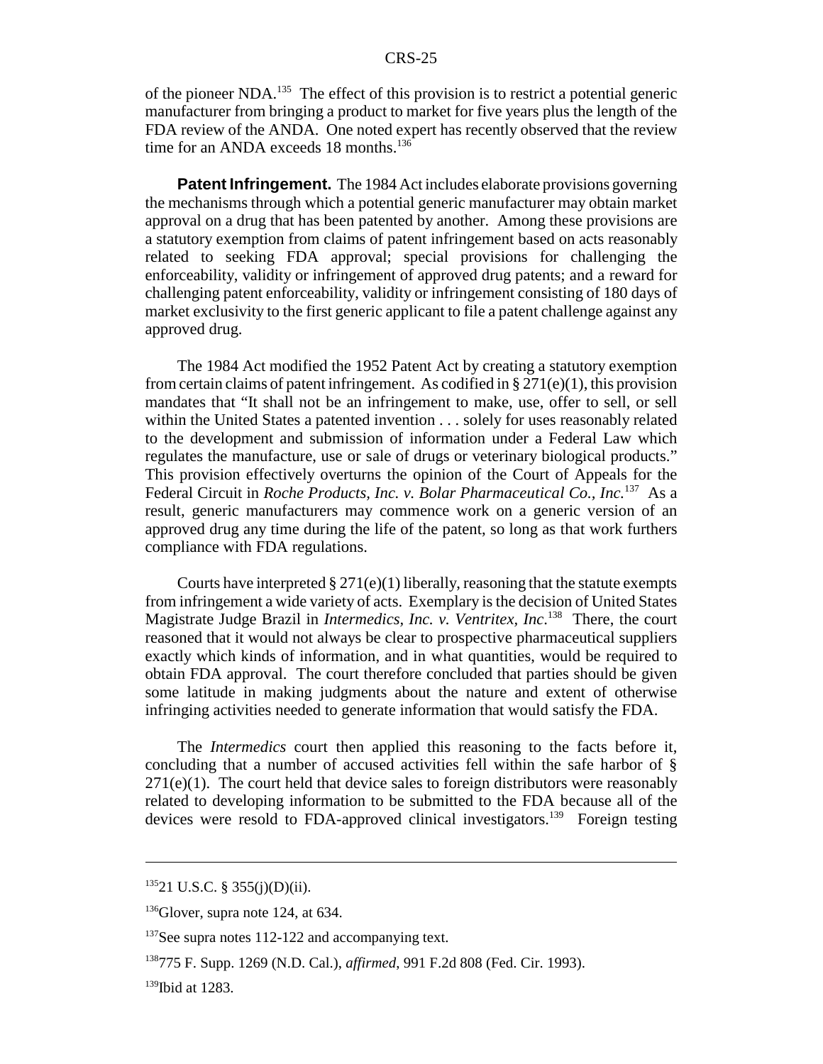of the pioneer NDA.[135] The effect of this provision is to restrict a potential generic manufacturer from bringing a product to market for five years plus the length of the FDA review of the ANDA. One noted expert has recently observed that the review time for an ANDA exceeds 18 months.[136]

**Patent Infringement.** The 1984 Act includes elaborate provisions governing the mechanisms through which a potential generic manufacturer may obtain market approval on a drug that has been patented by another. Among these provisions are a statutory exemption from claims of patent infringement based on acts reasonably related to seeking FDA approval; special provisions for challenging the enforceability, validity or infringement of approved drug patents; and a reward for challenging patent enforceability, validity or infringement consisting of 180 days of market exclusivity to the first generic applicant to file a patent challenge against any approved drug.

The 1984 Act modified the 1952 Patent Act by creating a statutory exemption from certain claims of patent infringement. As codified in § 271(e)(1), this provision mandates that "It shall not be an infringement to make, use, offer to sell, or sell within the United States a patented invention . . . solely for uses reasonably related to the development and submission of information under a Federal Law which regulates the manufacture, use or sale of drugs or veterinary biological products." This provision effectively overturns the opinion of the Court of Appeals for the Federal Circuit in *Roche Products, Inc. v. Bolar Pharmaceutical Co., Inc.*[137] As a result, generic manufacturers may commence work on a generic version of an approved drug any time during the life of the patent, so long as that work furthers compliance with FDA regulations.

Courts have interpreted § 271(e)(1) liberally, reasoning that the statute exempts from infringement a wide variety of acts. Exemplary is the decision of United States Magistrate Judge Brazil in *Intermedics, Inc. v. Ventritex, Inc*.[138] There, the court reasoned that it would not always be clear to prospective pharmaceutical suppliers exactly which kinds of information, and in what quantities, would be required to obtain FDA approval. The court therefore concluded that parties should be given some latitude in making judgments about the nature and extent of otherwise infringing activities needed to generate information that would satisfy the FDA.

The *Intermedics* court then applied this reasoning to the facts before it, concluding that a number of accused activities fell within the safe harbor of § 271(e)(1). The court held that device sales to foreign distributors were reasonably related to developing information to be submitted to the FDA because all of the devices were resold to FDA-approved clinical investigators.[139] Foreign testing

---

[135] 21 U.S.C. § 355(j)(D)(ii).

[136] Glover, supra note 124, at 634.

[137] See supra notes 112-122 and accompanying text.

[138] 775 F. Supp. 1269 (N.D. Cal.), *affirmed*, 991 F.2d 808 (Fed. Cir. 1993).

[139] Ibid at 1283.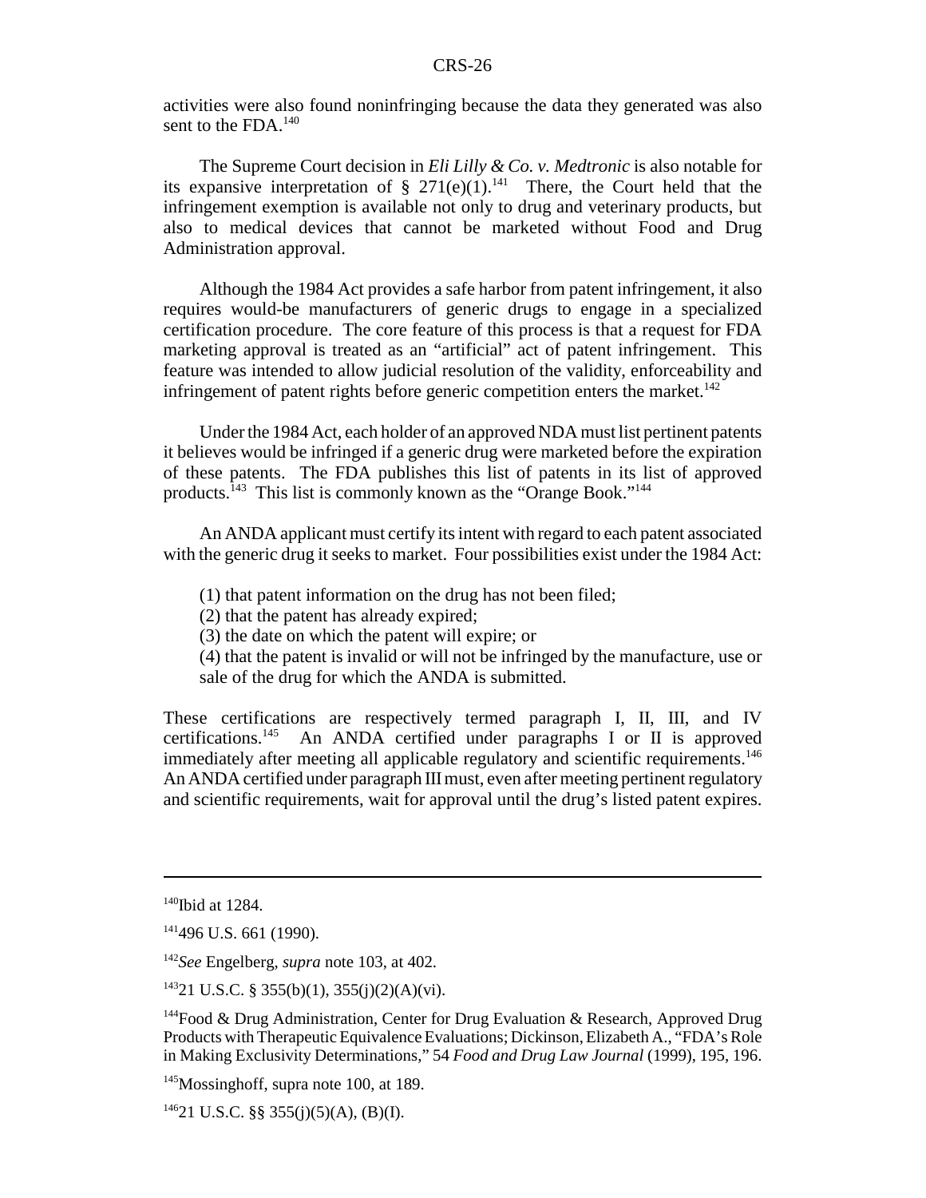activities were also found noninfringing because the data they generated was also sent to the FDA.[140]

The Supreme Court decision in *Eli Lilly & Co. v. Medtronic* is also notable for its expansive interpretation of § 271(e)(1).[141] There, the Court held that the infringement exemption is available not only to drug and veterinary products, but also to medical devices that cannot be marketed without Food and Drug Administration approval.

Although the 1984 Act provides a safe harbor from patent infringement, it also requires would-be manufacturers of generic drugs to engage in a specialized certification procedure. The core feature of this process is that a request for FDA marketing approval is treated as an "artificial" act of patent infringement. This feature was intended to allow judicial resolution of the validity, enforceability and infringement of patent rights before generic competition enters the market.[142]

Under the 1984 Act, each holder of an approved NDA must list pertinent patents it believes would be infringed if a generic drug were marketed before the expiration of these patents. The FDA publishes this list of patents in its list of approved products.[143] This list is commonly known as the "Orange Book."[144]

An ANDA applicant must certify its intent with regard to each patent associated with the generic drug it seeks to market. Four possibilities exist under the 1984 Act:

(1) that patent information on the drug has not been filed;
(2) that the patent has already expired;
(3) the date on which the patent will expire; or
(4) that the patent is invalid or will not be infringed by the manufacture, use or sale of the drug for which the ANDA is submitted.

These certifications are respectively termed paragraph I, II, III, and IV certifications.[145] An ANDA certified under paragraphs I or II is approved immediately after meeting all applicable regulatory and scientific requirements.[146] An ANDA certified under paragraph III must, even after meeting pertinent regulatory and scientific requirements, wait for approval until the drug's listed patent expires.

---

[140] Ibid at 1284.

[141] 496 U.S. 661 (1990).

[142] *See* Engelberg, *supra* note 103, at 402.

[143] 21 U.S.C. § 355(b)(1), 355(j)(2)(A)(vi).

[144] Food & Drug Administration, Center for Drug Evaluation & Research, Approved Drug Products with Therapeutic Equivalence Evaluations; Dickinson, Elizabeth A., "FDA's Role in Making Exclusivity Determinations," 54 *Food and Drug Law Journal* (1999), 195, 196.

[145] Mossinghoff, supra note 100, at 189.

[146] 21 U.S.C. §§ 355(j)(5)(A), (B)(I).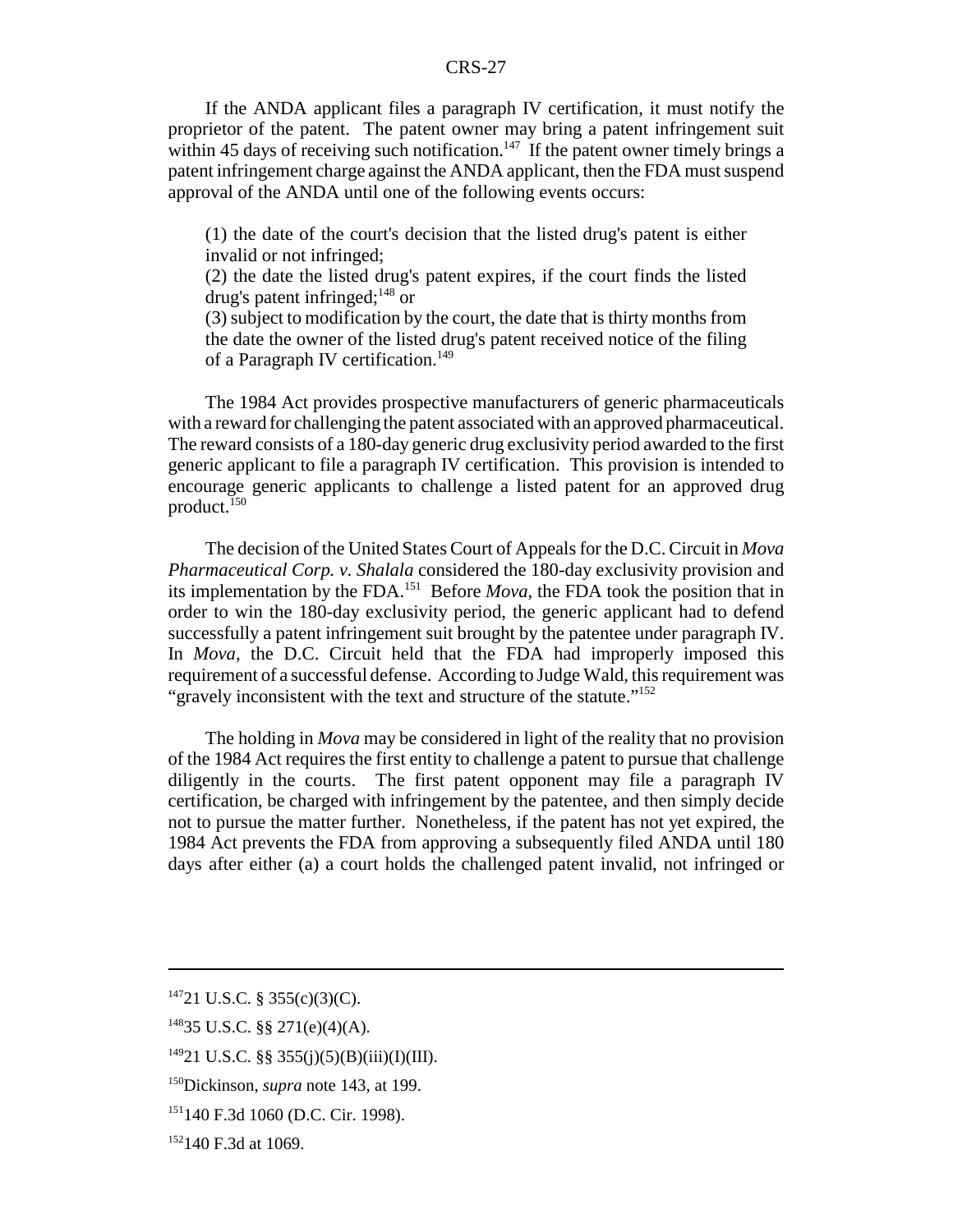If the ANDA applicant files a paragraph IV certification, it must notify the proprietor of the patent. The patent owner may bring a patent infringement suit within 45 days of receiving such notification.[147] If the patent owner timely brings a patent infringement charge against the ANDA applicant, then the FDA must suspend approval of the ANDA until one of the following events occurs:

> (1) the date of the court's decision that the listed drug's patent is either invalid or not infringed;
> (2) the date the listed drug's patent expires, if the court finds the listed drug's patent infringed;[148] or
> (3) subject to modification by the court, the date that is thirty months from the date the owner of the listed drug's patent received notice of the filing of a Paragraph IV certification.[149]

The 1984 Act provides prospective manufacturers of generic pharmaceuticals with a reward for challenging the patent associated with an approved pharmaceutical. The reward consists of a 180-day generic drug exclusivity period awarded to the first generic applicant to file a paragraph IV certification. This provision is intended to encourage generic applicants to challenge a listed patent for an approved drug product.[150]

The decision of the United States Court of Appeals for the D.C. Circuit in *Mova Pharmaceutical Corp. v. Shalala* considered the 180-day exclusivity provision and its implementation by the FDA.[151] Before *Mova*, the FDA took the position that in order to win the 180-day exclusivity period, the generic applicant had to defend successfully a patent infringement suit brought by the patentee under paragraph IV. In *Mova*, the D.C. Circuit held that the FDA had improperly imposed this requirement of a successful defense. According to Judge Wald, this requirement was "gravely inconsistent with the text and structure of the statute."[152]

The holding in *Mova* may be considered in light of the reality that no provision of the 1984 Act requires the first entity to challenge a patent to pursue that challenge diligently in the courts. The first patent opponent may file a paragraph IV certification, be charged with infringement by the patentee, and then simply decide not to pursue the matter further. Nonetheless, if the patent has not yet expired, the 1984 Act prevents the FDA from approving a subsequently filed ANDA until 180 days after either (a) a court holds the challenged patent invalid, not infringed or

---

[147] 21 U.S.C. § 355(c)(3)(C).

[148] 35 U.S.C. §§ 271(e)(4)(A).

[149] 21 U.S.C. §§ 355(j)(5)(B)(iii)(I)(III).

[150] Dickinson, *supra* note 143, at 199.

[151] 140 F.3d 1060 (D.C. Cir. 1998).

[152] 140 F.3d at 1069.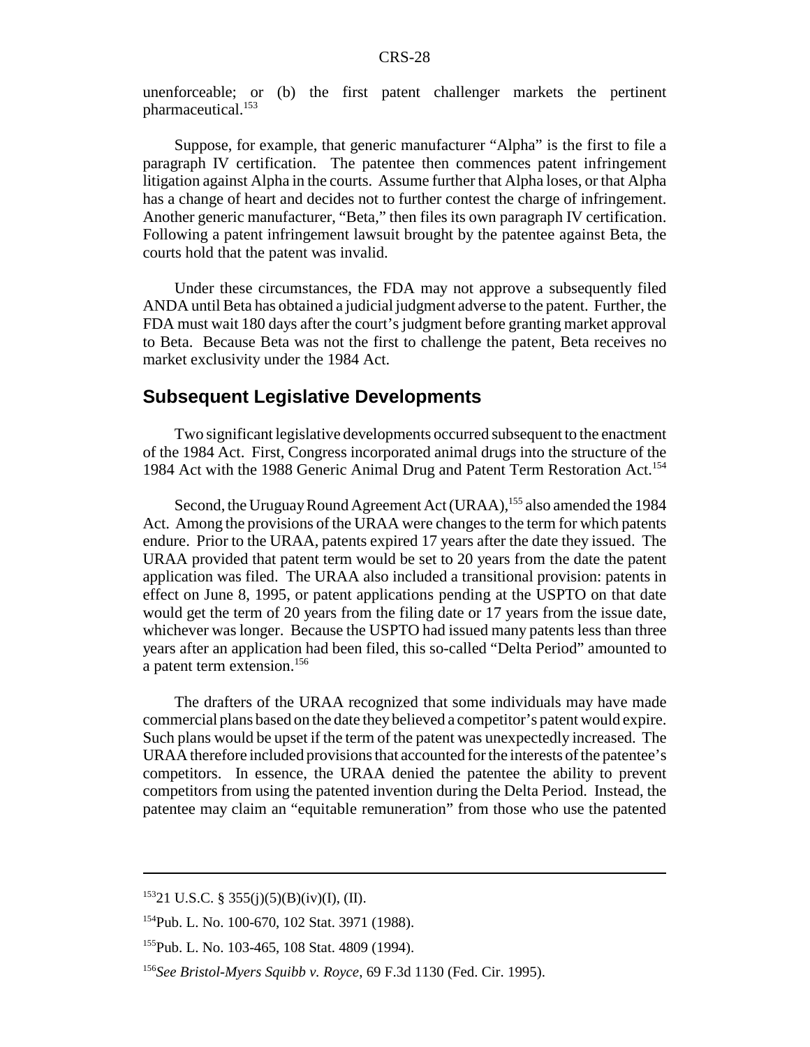unenforceable; or (b) the first patent challenger markets the pertinent pharmaceutical.[153]

Suppose, for example, that generic manufacturer "Alpha" is the first to file a paragraph IV certification. The patentee then commences patent infringement litigation against Alpha in the courts. Assume further that Alpha loses, or that Alpha has a change of heart and decides not to further contest the charge of infringement. Another generic manufacturer, "Beta," then files its own paragraph IV certification. Following a patent infringement lawsuit brought by the patentee against Beta, the courts hold that the patent was invalid.

Under these circumstances, the FDA may not approve a subsequently filed ANDA until Beta has obtained a judicial judgment adverse to the patent. Further, the FDA must wait 180 days after the court's judgment before granting market approval to Beta. Because Beta was not the first to challenge the patent, Beta receives no market exclusivity under the 1984 Act.

## Subsequent Legislative Developments

Two significant legislative developments occurred subsequent to the enactment of the 1984 Act. First, Congress incorporated animal drugs into the structure of the 1984 Act with the 1988 Generic Animal Drug and Patent Term Restoration Act.[154]

Second, the Uruguay Round Agreement Act (URAA),[155] also amended the 1984 Act. Among the provisions of the URAA were changes to the term for which patents endure. Prior to the URAA, patents expired 17 years after the date they issued. The URAA provided that patent term would be set to 20 years from the date the patent application was filed. The URAA also included a transitional provision: patents in effect on June 8, 1995, or patent applications pending at the USPTO on that date would get the term of 20 years from the filing date or 17 years from the issue date, whichever was longer. Because the USPTO had issued many patents less than three years after an application had been filed, this so-called "Delta Period" amounted to a patent term extension.[156]

The drafters of the URAA recognized that some individuals may have made commercial plans based on the date they believed a competitor's patent would expire. Such plans would be upset if the term of the patent was unexpectedly increased. The URAA therefore included provisions that accounted for the interests of the patentee's competitors. In essence, the URAA denied the patentee the ability to prevent competitors from using the patented invention during the Delta Period. Instead, the patentee may claim an "equitable remuneration" from those who use the patented

---

[153] 21 U.S.C. § 355(j)(5)(B)(iv)(I), (II).

[154] Pub. L. No. 100-670, 102 Stat. 3971 (1988).

[155] Pub. L. No. 103-465, 108 Stat. 4809 (1994).

[156] *See Bristol-Myers Squibb v. Royce*, 69 F.3d 1130 (Fed. Cir. 1995).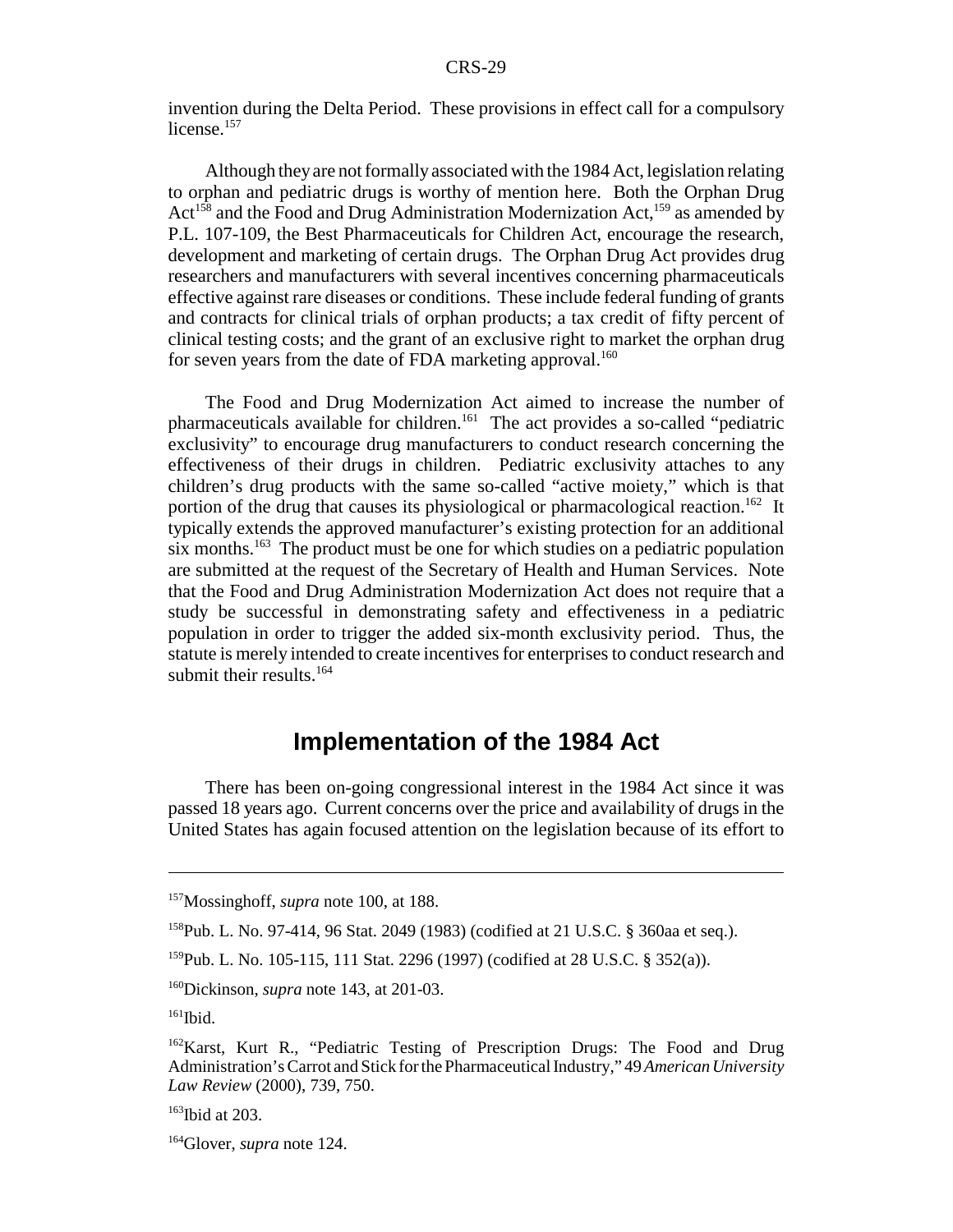invention during the Delta Period. These provisions in effect call for a compulsory license.[157]

Although they are not formally associated with the 1984 Act, legislation relating to orphan and pediatric drugs is worthy of mention here. Both the Orphan Drug Act[158] and the Food and Drug Administration Modernization Act,[159] as amended by P.L. 107-109, the Best Pharmaceuticals for Children Act, encourage the research, development and marketing of certain drugs. The Orphan Drug Act provides drug researchers and manufacturers with several incentives concerning pharmaceuticals effective against rare diseases or conditions. These include federal funding of grants and contracts for clinical trials of orphan products; a tax credit of fifty percent of clinical testing costs; and the grant of an exclusive right to market the orphan drug for seven years from the date of FDA marketing approval.[160]

The Food and Drug Modernization Act aimed to increase the number of pharmaceuticals available for children.[161] The act provides a so-called "pediatric exclusivity" to encourage drug manufacturers to conduct research concerning the effectiveness of their drugs in children. Pediatric exclusivity attaches to any children's drug products with the same so-called "active moiety," which is that portion of the drug that causes its physiological or pharmacological reaction.[162] It typically extends the approved manufacturer's existing protection for an additional six months.[163] The product must be one for which studies on a pediatric population are submitted at the request of the Secretary of Health and Human Services. Note that the Food and Drug Administration Modernization Act does not require that a study be successful in demonstrating safety and effectiveness in a pediatric population in order to trigger the added six-month exclusivity period. Thus, the statute is merely intended to create incentives for enterprises to conduct research and submit their results.[164]

## Implementation of the 1984 Act

There has been on-going congressional interest in the 1984 Act since it was passed 18 years ago. Current concerns over the price and availability of drugs in the United States has again focused attention on the legislation because of its effort to

---

[157] Mossinghoff, *supra* note 100, at 188.

[158] Pub. L. No. 97-414, 96 Stat. 2049 (1983) (codified at 21 U.S.C. § 360aa et seq.).

[159] Pub. L. No. 105-115, 111 Stat. 2296 (1997) (codified at 28 U.S.C. § 352(a)).

[160] Dickinson, *supra* note 143, at 201-03.

[161] Ibid.

[162] Karst, Kurt R., "Pediatric Testing of Prescription Drugs: The Food and Drug Administration's Carrot and Stick for the Pharmaceutical Industry," 49 *American University Law Review* (2000), 739, 750.

[163] Ibid at 203.

[164] Glover, *supra* note 124.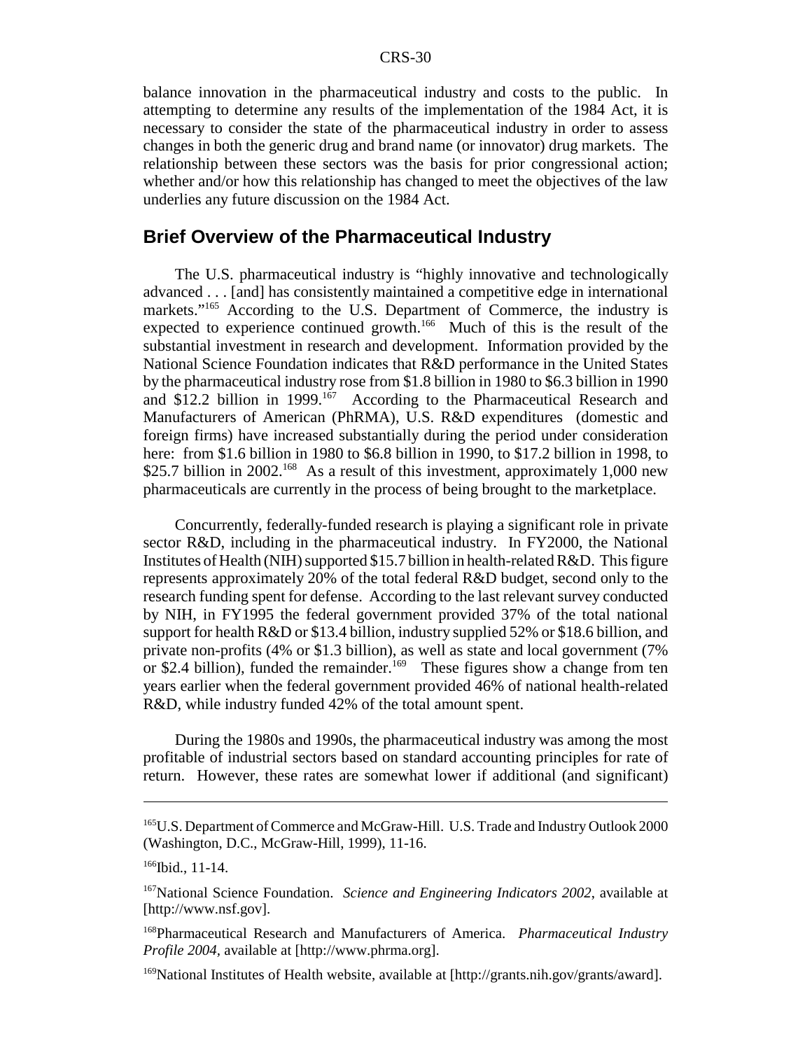balance innovation in the pharmaceutical industry and costs to the public. In attempting to determine any results of the implementation of the 1984 Act, it is necessary to consider the state of the pharmaceutical industry in order to assess changes in both the generic drug and brand name (or innovator) drug markets. The relationship between these sectors was the basis for prior congressional action; whether and/or how this relationship has changed to meet the objectives of the law underlies any future discussion on the 1984 Act.

## Brief Overview of the Pharmaceutical Industry

The U.S. pharmaceutical industry is "highly innovative and technologically advanced . . . [and] has consistently maintained a competitive edge in international markets."[165] According to the U.S. Department of Commerce, the industry is expected to experience continued growth.[166] Much of this is the result of the substantial investment in research and development. Information provided by the National Science Foundation indicates that R&D performance in the United States by the pharmaceutical industry rose from $1.8 billion in 1980 to $6.3 billion in 1990 and $12.2 billion in 1999.[167] According to the Pharmaceutical Research and Manufacturers of American (PhRMA), U.S. R&D expenditures (domestic and foreign firms) have increased substantially during the period under consideration here: from $1.6 billion in 1980 to $6.8 billion in 1990, to $17.2 billion in 1998, to $25.7 billion in 2002.[168] As a result of this investment, approximately 1,000 new pharmaceuticals are currently in the process of being brought to the marketplace.

Concurrently, federally-funded research is playing a significant role in private sector R&D, including in the pharmaceutical industry. In FY2000, the National Institutes of Health (NIH) supported $15.7 billion in health-related R&D. This figure represents approximately 20% of the total federal R&D budget, second only to the research funding spent for defense. According to the last relevant survey conducted by NIH, in FY1995 the federal government provided 37% of the total national support for health R&D or $13.4 billion, industry supplied 52% or $18.6 billion, and private non-profits (4% or $1.3 billion), as well as state and local government (7% or $2.4 billion), funded the remainder.[169] These figures show a change from ten years earlier when the federal government provided 46% of national health-related R&D, while industry funded 42% of the total amount spent.

During the 1980s and 1990s, the pharmaceutical industry was among the most profitable of industrial sectors based on standard accounting principles for rate of return. However, these rates are somewhat lower if additional (and significant)

---

[165] U.S. Department of Commerce and McGraw-Hill. U.S. Trade and Industry Outlook 2000 (Washington, D.C., McGraw-Hill, 1999), 11-16.

[166] Ibid., 11-14.

[167] National Science Foundation. *Science and Engineering Indicators 2002*, available at [http://www.nsf.gov].

[168] Pharmaceutical Research and Manufacturers of America. *Pharmaceutical Industry Profile 2004*, available at [http://www.phrma.org].

[169] National Institutes of Health website, available at [http://grants.nih.gov/grants/award].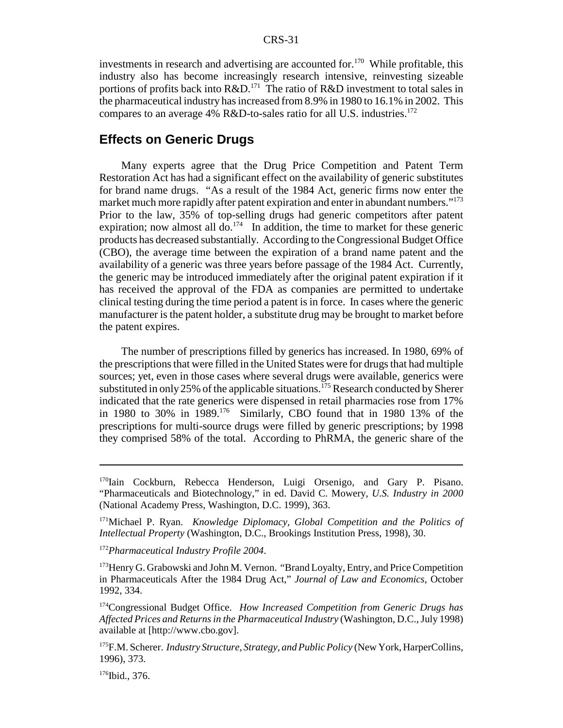investments in research and advertising are accounted for.[170] While profitable, this industry also has become increasingly research intensive, reinvesting sizeable portions of profits back into R&D.[171] The ratio of R&D investment to total sales in the pharmaceutical industry has increased from 8.9% in 1980 to 16.1% in 2002. This compares to an average 4% R&D-to-sales ratio for all U.S. industries.[172]

## Effects on Generic Drugs

Many experts agree that the Drug Price Competition and Patent Term Restoration Act has had a significant effect on the availability of generic substitutes for brand name drugs. "As a result of the 1984 Act, generic firms now enter the market much more rapidly after patent expiration and enter in abundant numbers."[173] Prior to the law, 35% of top-selling drugs had generic competitors after patent expiration; now almost all do.[174] In addition, the time to market for these generic products has decreased substantially. According to the Congressional Budget Office (CBO), the average time between the expiration of a brand name patent and the availability of a generic was three years before passage of the 1984 Act. Currently, the generic may be introduced immediately after the original patent expiration if it has received the approval of the FDA as companies are permitted to undertake clinical testing during the time period a patent is in force. In cases where the generic manufacturer is the patent holder, a substitute drug may be brought to market before the patent expires.

The number of prescriptions filled by generics has increased. In 1980, 69% of the prescriptions that were filled in the United States were for drugs that had multiple sources; yet, even in those cases where several drugs were available, generics were substituted in only 25% of the applicable situations.[175] Research conducted by Sherer indicated that the rate generics were dispensed in retail pharmacies rose from 17% in 1980 to 30% in 1989.[176] Similarly, CBO found that in 1980 13% of the prescriptions for multi-source drugs were filled by generic prescriptions; by 1998 they comprised 58% of the total. According to PhRMA, the generic share of the

---

[170] Iain Cockburn, Rebecca Henderson, Luigi Orsenigo, and Gary P. Pisano. "Pharmaceuticals and Biotechnology," in ed. David C. Mowery, *U.S. Industry in 2000* (National Academy Press, Washington, D.C. 1999), 363.

[171] Michael P. Ryan. *Knowledge Diplomacy, Global Competition and the Politics of Intellectual Property* (Washington, D.C., Brookings Institution Press, 1998), 30.

[172] *Pharmaceutical Industry Profile 2004*.

[173] Henry G. Grabowski and John M. Vernon. "Brand Loyalty, Entry, and Price Competition in Pharmaceuticals After the 1984 Drug Act," *Journal of Law and Economics*, October 1992, 334.

[174] Congressional Budget Office. *How Increased Competition from Generic Drugs has Affected Prices and Returns in the Pharmaceutical Industry* (Washington, D.C., July 1998) available at [http://www.cbo.gov].

[175] F.M. Scherer. *Industry Structure, Strategy, and Public Policy* (New York, HarperCollins, 1996), 373.

[176] Ibid., 376.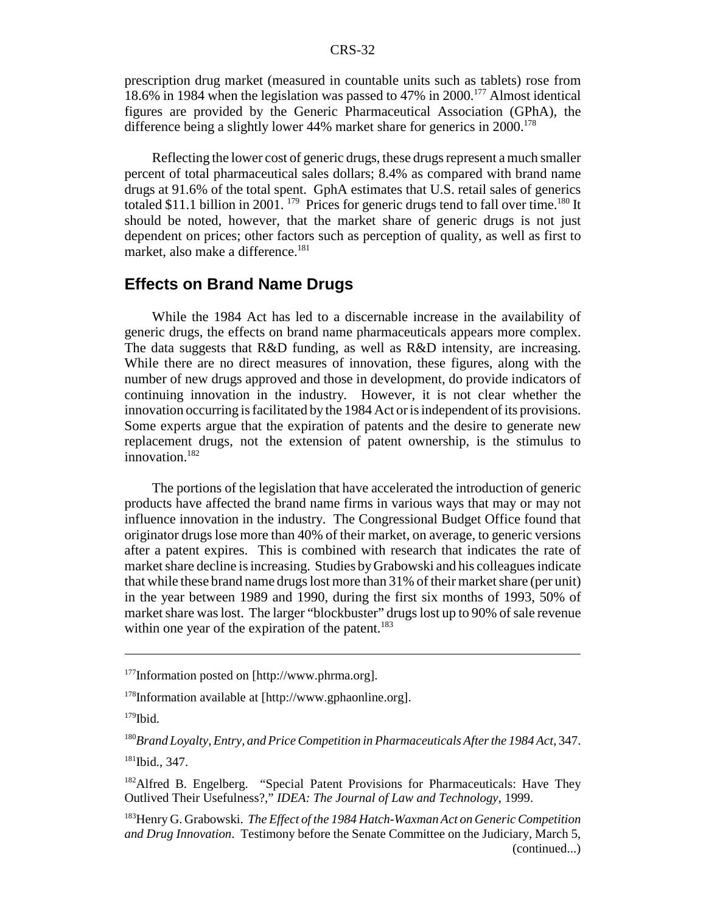prescription drug market (measured in countable units such as tablets) rose from 18.6% in 1984 when the legislation was passed to 47% in 2000.[177] Almost identical figures are provided by the Generic Pharmaceutical Association (GPhA), the difference being a slightly lower 44% market share for generics in 2000.[178]

Reflecting the lower cost of generic drugs, these drugs represent a much smaller percent of total pharmaceutical sales dollars; 8.4% as compared with brand name drugs at 91.6% of the total spent. GphA estimates that U.S. retail sales of generics totaled $11.1 billion in 2001. [179] Prices for generic drugs tend to fall over time.[180] It should be noted, however, that the market share of generic drugs is not just dependent on prices; other factors such as perception of quality, as well as first to market, also make a difference.[181]

## Effects on Brand Name Drugs

While the 1984 Act has led to a discernable increase in the availability of generic drugs, the effects on brand name pharmaceuticals appears more complex. The data suggests that R&D funding, as well as R&D intensity, are increasing. While there are no direct measures of innovation, these figures, along with the number of new drugs approved and those in development, do provide indicators of continuing innovation in the industry. However, it is not clear whether the innovation occurring is facilitated by the 1984 Act or is independent of its provisions. Some experts argue that the expiration of patents and the desire to generate new replacement drugs, not the extension of patent ownership, is the stimulus to innovation.[182]

The portions of the legislation that have accelerated the introduction of generic products have affected the brand name firms in various ways that may or may not influence innovation in the industry. The Congressional Budget Office found that originator drugs lose more than 40% of their market, on average, to generic versions after a patent expires. This is combined with research that indicates the rate of market share decline is increasing. Studies by Grabowski and his colleagues indicate that while these brand name drugs lost more than 31% of their market share (per unit) in the year between 1989 and 1990, during the first six months of 1993, 50% of market share was lost. The larger "blockbuster" drugs lost up to 90% of sale revenue within one year of the expiration of the patent.[183]

---

[177] Information posted on [http://www.phrma.org].

[178] Information available at [http://www.gphaonline.org].

[179] Ibid.

[180] *Brand Loyalty, Entry, and Price Competition in Pharmaceuticals After the 1984 Act*, 347.

[181] Ibid., 347.

[182] Alfred B. Engelberg. "Special Patent Provisions for Pharmaceuticals: Have They Outlived Their Usefulness?," *IDEA: The Journal of Law and Technology*, 1999.

[183] Henry G. Grabowski. *The Effect of the 1984 Hatch-Waxman Act on Generic Competition and Drug Innovation*. Testimony before the Senate Committee on the Judiciary, March 5, (continued...)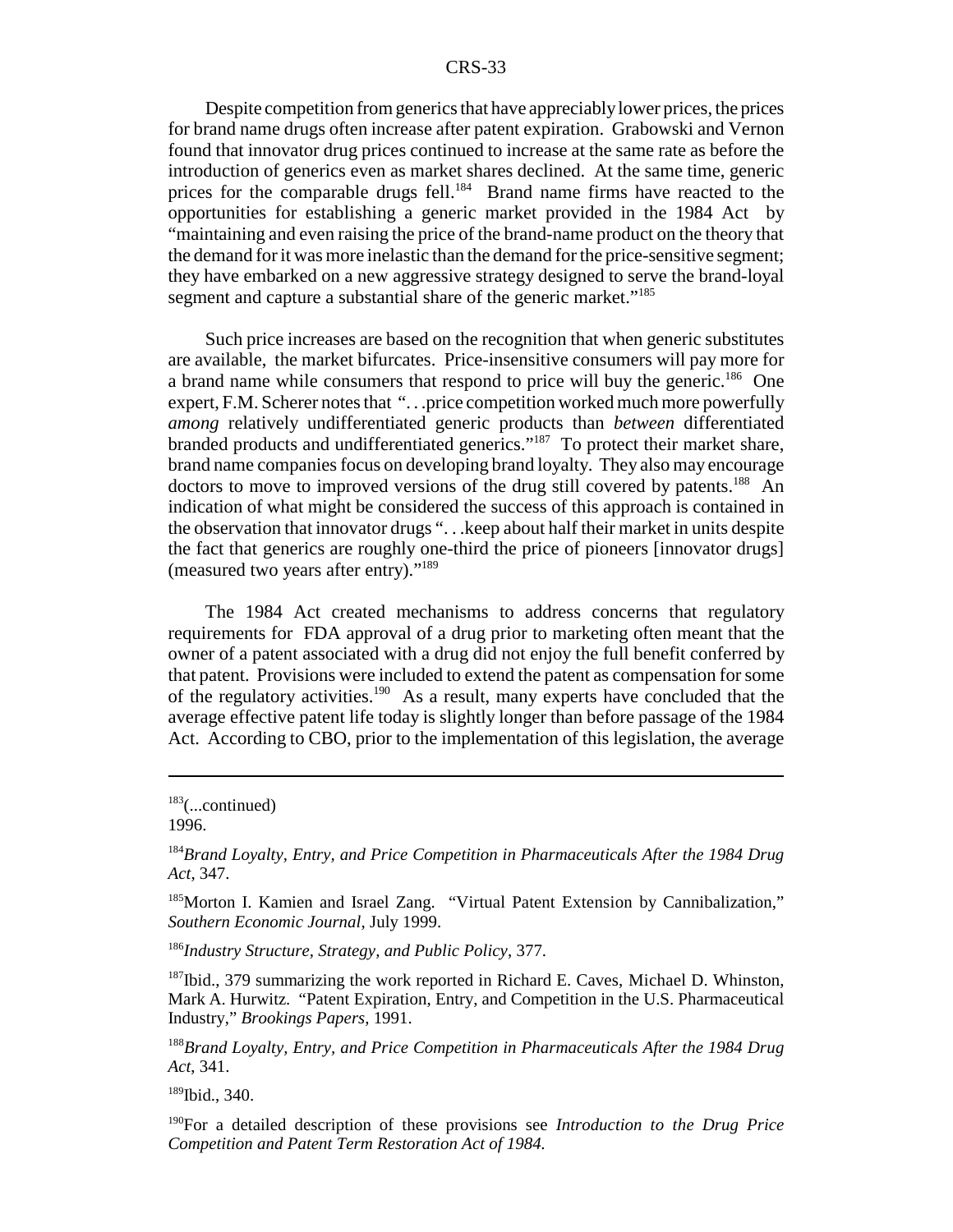Despite competition from generics that have appreciably lower prices, the prices for brand name drugs often increase after patent expiration. Grabowski and Vernon found that innovator drug prices continued to increase at the same rate as before the introduction of generics even as market shares declined. At the same time, generic prices for the comparable drugs fell.[184] Brand name firms have reacted to the opportunities for establishing a generic market provided in the 1984 Act by "maintaining and even raising the price of the brand-name product on the theory that the demand for it was more inelastic than the demand for the price-sensitive segment; they have embarked on a new aggressive strategy designed to serve the brand-loyal segment and capture a substantial share of the generic market."[185]

Such price increases are based on the recognition that when generic substitutes are available, the market bifurcates. Price-insensitive consumers will pay more for a brand name while consumers that respond to price will buy the generic.[186] One expert, F.M. Scherer notes that "...price competition worked much more powerfully *among* relatively undifferentiated generic products than *between* differentiated branded products and undifferentiated generics."[187] To protect their market share, brand name companies focus on developing brand loyalty. They also may encourage doctors to move to improved versions of the drug still covered by patents.[188] An indication of what might be considered the success of this approach is contained in the observation that innovator drugs "...keep about half their market in units despite the fact that generics are roughly one-third the price of pioneers [innovator drugs] (measured two years after entry)."[189]

The 1984 Act created mechanisms to address concerns that regulatory requirements for FDA approval of a drug prior to marketing often meant that the owner of a patent associated with a drug did not enjoy the full benefit conferred by that patent. Provisions were included to extend the patent as compensation for some of the regulatory activities.[190] As a result, many experts have concluded that the average effective patent life today is slightly longer than before passage of the 1984 Act. According to CBO, prior to the implementation of this legislation, the average

---

[183](...continued)
1996.

[184]*Brand Loyalty, Entry, and Price Competition in Pharmaceuticals After the 1984 Drug Act*, 347.

[185]Morton I. Kamien and Israel Zang. "Virtual Patent Extension by Cannibalization," *Southern Economic Journal*, July 1999.

[186]*Industry Structure, Strategy, and Public Policy*, 377.

[187]Ibid., 379 summarizing the work reported in Richard E. Caves, Michael D. Whinston, Mark A. Hurwitz. "Patent Expiration, Entry, and Competition in the U.S. Pharmaceutical Industry," *Brookings Papers*, 1991.

[188]*Brand Loyalty, Entry, and Price Competition in Pharmaceuticals After the 1984 Drug Act*, 341.

[189]Ibid., 340.

[190]For a detailed description of these provisions see *Introduction to the Drug Price Competition and Patent Term Restoration Act of 1984.*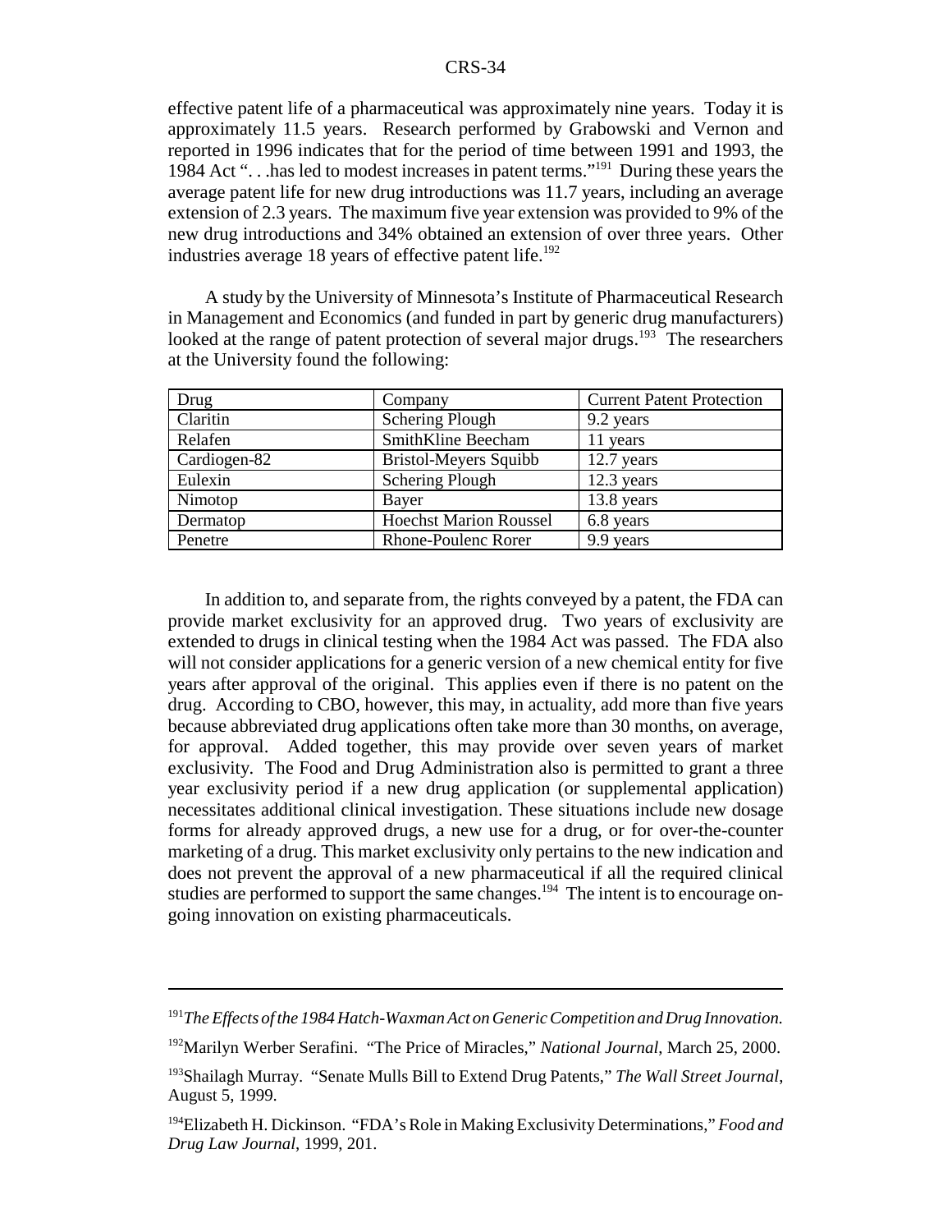effective patent life of a pharmaceutical was approximately nine years. Today it is approximately 11.5 years. Research performed by Grabowski and Vernon and reported in 1996 indicates that for the period of time between 1991 and 1993, the 1984 Act ". . .has led to modest increases in patent terms."[191] During these years the average patent life for new drug introductions was 11.7 years, including an average extension of 2.3 years. The maximum five year extension was provided to 9% of the new drug introductions and 34% obtained an extension of over three years. Other industries average 18 years of effective patent life.[192]

A study by the University of Minnesota's Institute of Pharmaceutical Research in Management and Economics (and funded in part by generic drug manufacturers) looked at the range of patent protection of several major drugs.[193] The researchers at the University found the following:

| Drug | Company | Current Patent Protection |
|---|---|---|
| Claritin | Schering Plough | 9.2 years |
| Relafen | SmithKline Beecham | 11 years |
| Cardiogen-82 | Bristol-Meyers Squibb | 12.7 years |
| Eulexin | Schering Plough | 12.3 years |
| Nimotop | Bayer | 13.8 years |
| Dermatop | Hoechst Marion Roussel | 6.8 years |
| Penetre | Rhone-Poulenc Rorer | 9.9 years |

In addition to, and separate from, the rights conveyed by a patent, the FDA can provide market exclusivity for an approved drug. Two years of exclusivity are extended to drugs in clinical testing when the 1984 Act was passed. The FDA also will not consider applications for a generic version of a new chemical entity for five years after approval of the original. This applies even if there is no patent on the drug. According to CBO, however, this may, in actuality, add more than five years because abbreviated drug applications often take more than 30 months, on average, for approval. Added together, this may provide over seven years of market exclusivity. The Food and Drug Administration also is permitted to grant a three year exclusivity period if a new drug application (or supplemental application) necessitates additional clinical investigation. These situations include new dosage forms for already approved drugs, a new use for a drug, or for over-the-counter marketing of a drug. This market exclusivity only pertains to the new indication and does not prevent the approval of a new pharmaceutical if all the required clinical studies are performed to support the same changes.[194] The intent is to encourage on-going innovation on existing pharmaceuticals.

---

[191] *The Effects of the 1984 Hatch-Waxman Act on Generic Competition and Drug Innovation.*

[192] Marilyn Werber Serafini. "The Price of Miracles," *National Journal*, March 25, 2000.

[193] Shailagh Murray. "Senate Mulls Bill to Extend Drug Patents," *The Wall Street Journal*, August 5, 1999.

[194] Elizabeth H. Dickinson. "FDA's Role in Making Exclusivity Determinations," *Food and Drug Law Journal*, 1999, 201.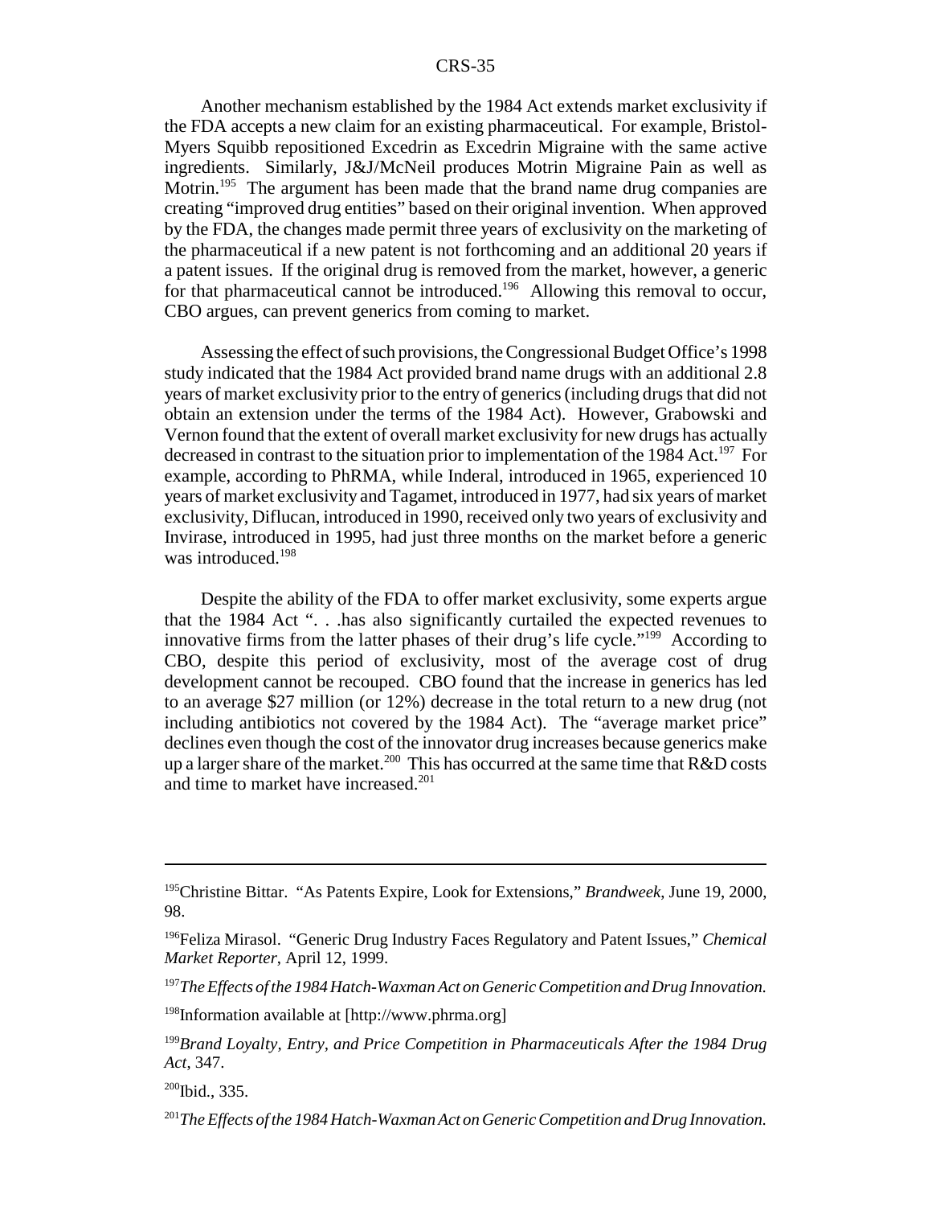Another mechanism established by the 1984 Act extends market exclusivity if the FDA accepts a new claim for an existing pharmaceutical. For example, Bristol-Myers Squibb repositioned Excedrin as Excedrin Migraine with the same active ingredients. Similarly, J&J/McNeil produces Motrin Migraine Pain as well as Motrin.[195] The argument has been made that the brand name drug companies are creating "improved drug entities" based on their original invention. When approved by the FDA, the changes made permit three years of exclusivity on the marketing of the pharmaceutical if a new patent is not forthcoming and an additional 20 years if a patent issues. If the original drug is removed from the market, however, a generic for that pharmaceutical cannot be introduced.[196] Allowing this removal to occur, CBO argues, can prevent generics from coming to market.

Assessing the effect of such provisions, the Congressional Budget Office's 1998 study indicated that the 1984 Act provided brand name drugs with an additional 2.8 years of market exclusivity prior to the entry of generics (including drugs that did not obtain an extension under the terms of the 1984 Act). However, Grabowski and Vernon found that the extent of overall market exclusivity for new drugs has actually decreased in contrast to the situation prior to implementation of the 1984 Act.[197] For example, according to PhRMA, while Inderal, introduced in 1965, experienced 10 years of market exclusivity and Tagamet, introduced in 1977, had six years of market exclusivity, Diflucan, introduced in 1990, received only two years of exclusivity and Invirase, introduced in 1995, had just three months on the market before a generic was introduced.[198]

Despite the ability of the FDA to offer market exclusivity, some experts argue that the 1984 Act ". . .has also significantly curtailed the expected revenues to innovative firms from the latter phases of their drug's life cycle."[199] According to CBO, despite this period of exclusivity, most of the average cost of drug development cannot be recouped. CBO found that the increase in generics has led to an average $27 million (or 12%) decrease in the total return to a new drug (not including antibiotics not covered by the 1984 Act). The "average market price" declines even though the cost of the innovator drug increases because generics make up a larger share of the market.[200] This has occurred at the same time that R&D costs and time to market have increased.[201]

---

[195] Christine Bittar. "As Patents Expire, Look for Extensions," *Brandweek*, June 19, 2000, 98.

[196] Feliza Mirasol. "Generic Drug Industry Faces Regulatory and Patent Issues," *Chemical Market Reporter*, April 12, 1999.

[197] *The Effects of the 1984 Hatch-Waxman Act on Generic Competition and Drug Innovation.*

[198] Information available at [http://www.phrma.org]

[199] *Brand Loyalty, Entry, and Price Competition in Pharmaceuticals After the 1984 Drug Act*, 347.

[200] Ibid., 335.

[201] *The Effects of the 1984 Hatch-Waxman Act on Generic Competition and Drug Innovation.*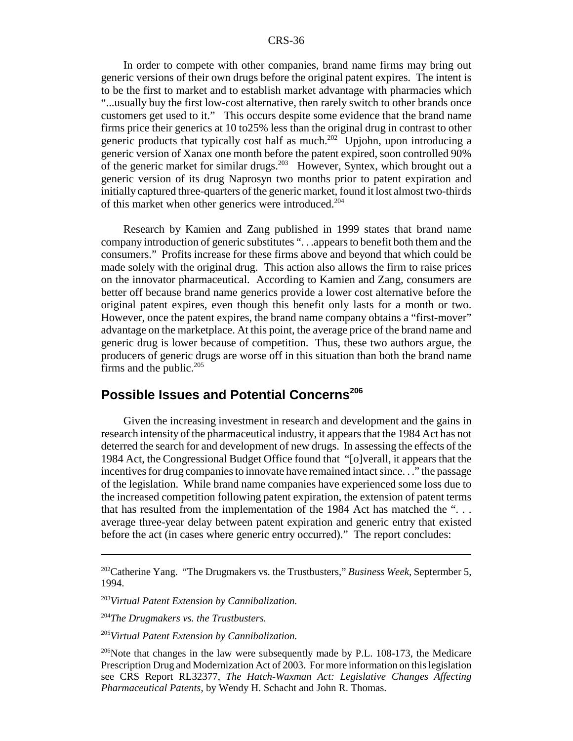In order to compete with other companies, brand name firms may bring out generic versions of their own drugs before the original patent expires. The intent is to be the first to market and to establish market advantage with pharmacies which "...usually buy the first low-cost alternative, then rarely switch to other brands once customers get used to it." This occurs despite some evidence that the brand name firms price their generics at 10 to25% less than the original drug in contrast to other generic products that typically cost half as much.[202] Upjohn, upon introducing a generic version of Xanax one month before the patent expired, soon controlled 90% of the generic market for similar drugs.[203] However, Syntex, which brought out a generic version of its drug Naprosyn two months prior to patent expiration and initially captured three-quarters of the generic market, found it lost almost two-thirds of this market when other generics were introduced.[204]

Research by Kamien and Zang published in 1999 states that brand name company introduction of generic substitutes ". . .appears to benefit both them and the consumers." Profits increase for these firms above and beyond that which could be made solely with the original drug. This action also allows the firm to raise prices on the innovator pharmaceutical. According to Kamien and Zang, consumers are better off because brand name generics provide a lower cost alternative before the original patent expires, even though this benefit only lasts for a month or two. However, once the patent expires, the brand name company obtains a "first-mover" advantage on the marketplace. At this point, the average price of the brand name and generic drug is lower because of competition. Thus, these two authors argue, the producers of generic drugs are worse off in this situation than both the brand name firms and the public.[205]

## Possible Issues and Potential Concerns[206]

Given the increasing investment in research and development and the gains in research intensity of the pharmaceutical industry, it appears that the 1984 Act has not deterred the search for and development of new drugs. In assessing the effects of the 1984 Act, the Congressional Budget Office found that "[o]verall, it appears that the incentives for drug companies to innovate have remained intact since. . ." the passage of the legislation. While brand name companies have experienced some loss due to the increased competition following patent expiration, the extension of patent terms that has resulted from the implementation of the 1984 Act has matched the ". . . average three-year delay between patent expiration and generic entry that existed before the act (in cases where generic entry occurred)." The report concludes:

---

[202] Catherine Yang. "The Drugmakers vs. the Trustbusters," *Business Week*, Septermber 5, 1994.

[203] *Virtual Patent Extension by Cannibalization.*

[204] *The Drugmakers vs. the Trustbusters.*

[205] *Virtual Patent Extension by Cannibalization.*

[206] Note that changes in the law were subsequently made by P.L. 108-173, the Medicare Prescription Drug and Modernization Act of 2003. For more information on this legislation see CRS Report RL32377, *The Hatch-Waxman Act: Legislative Changes Affecting Pharmaceutical Patents*, by Wendy H. Schacht and John R. Thomas.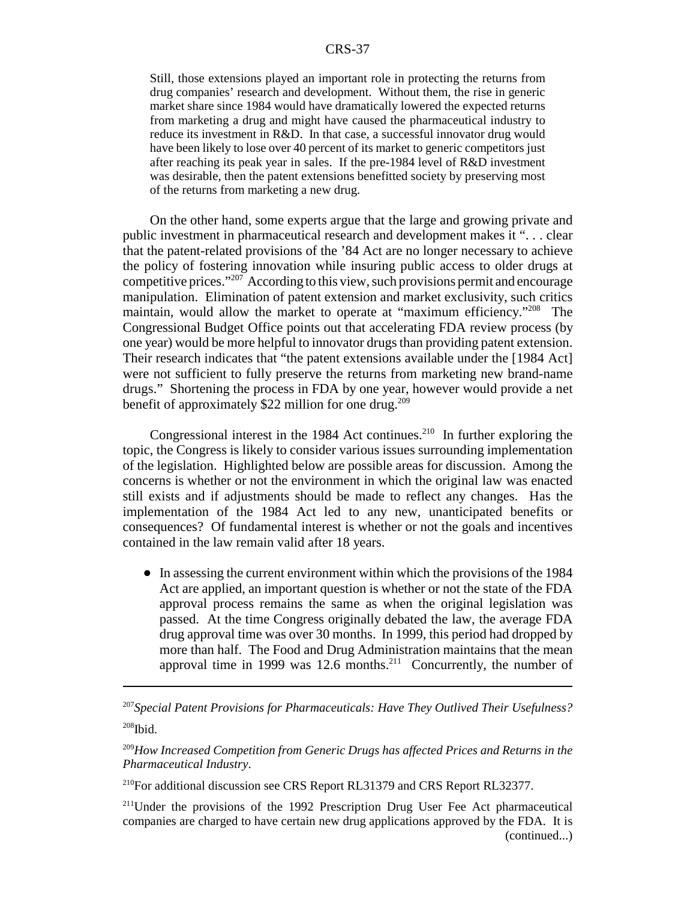> Still, those extensions played an important role in protecting the returns from drug companies' research and development. Without them, the rise in generic market share since 1984 would have dramatically lowered the expected returns from marketing a drug and might have caused the pharmaceutical industry to reduce its investment in R&D. In that case, a successful innovator drug would have been likely to lose over 40 percent of its market to generic competitors just after reaching its peak year in sales. If the pre-1984 level of R&D investment was desirable, then the patent extensions benefitted society by preserving most of the returns from marketing a new drug.

On the other hand, some experts argue that the large and growing private and public investment in pharmaceutical research and development makes it ". . . clear that the patent-related provisions of the '84 Act are no longer necessary to achieve the policy of fostering innovation while insuring public access to older drugs at competitive prices."[207] According to this view, such provisions permit and encourage manipulation. Elimination of patent extension and market exclusivity, such critics maintain, would allow the market to operate at "maximum efficiency."[208] The Congressional Budget Office points out that accelerating FDA review process (by one year) would be more helpful to innovator drugs than providing patent extension. Their research indicates that "the patent extensions available under the [1984 Act] were not sufficient to fully preserve the returns from marketing new brand-name drugs." Shortening the process in FDA by one year, however would provide a net benefit of approximately $22 million for one drug.[209]

Congressional interest in the 1984 Act continues.[210] In further exploring the topic, the Congress is likely to consider various issues surrounding implementation of the legislation. Highlighted below are possible areas for discussion. Among the concerns is whether or not the environment in which the original law was enacted still exists and if adjustments should be made to reflect any changes. Has the implementation of the 1984 Act led to any new, unanticipated benefits or consequences? Of fundamental interest is whether or not the goals and incentives contained in the law remain valid after 18 years.

- In assessing the current environment within which the provisions of the 1984 Act are applied, an important question is whether or not the state of the FDA approval process remains the same as when the original legislation was passed. At the time Congress originally debated the law, the average FDA drug approval time was over 30 months. In 1999, this period had dropped by more than half. The Food and Drug Administration maintains that the mean approval time in 1999 was 12.6 months.[211] Concurrently, the number of

---

[207] *Special Patent Provisions for Pharmaceuticals: Have They Outlived Their Usefulness?*

[208] Ibid.

[209] *How Increased Competition from Generic Drugs has affected Prices and Returns in the Pharmaceutical Industry*.

[210] For additional discussion see CRS Report RL31379 and CRS Report RL32377.

[211] Under the provisions of the 1992 Prescription Drug User Fee Act pharmaceutical companies are charged to have certain new drug applications approved by the FDA. It is (continued...)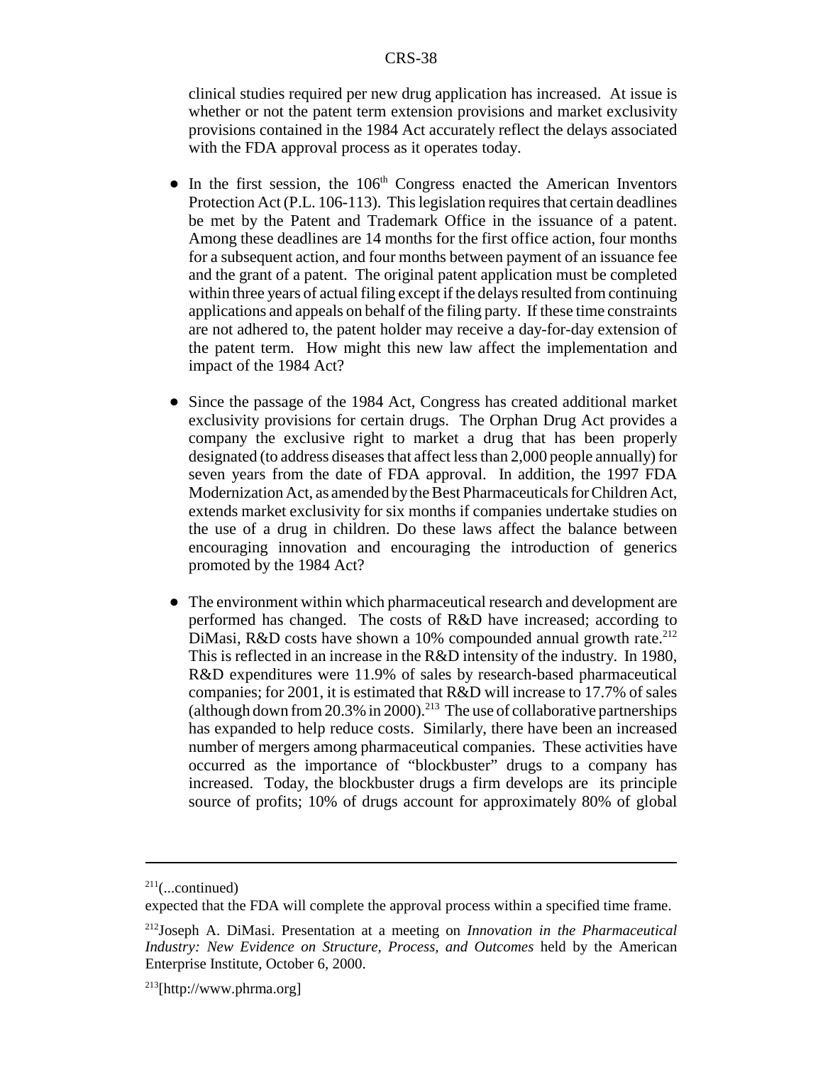clinical studies required per new drug application has increased. At issue is whether or not the patent term extension provisions and market exclusivity provisions contained in the 1984 Act accurately reflect the delays associated with the FDA approval process as it operates today.

- In the first session, the 106th Congress enacted the American Inventors Protection Act (P.L. 106-113). This legislation requires that certain deadlines be met by the Patent and Trademark Office in the issuance of a patent. Among these deadlines are 14 months for the first office action, four months for a subsequent action, and four months between payment of an issuance fee and the grant of a patent. The original patent application must be completed within three years of actual filing except if the delays resulted from continuing applications and appeals on behalf of the filing party. If these time constraints are not adhered to, the patent holder may receive a day-for-day extension of the patent term. How might this new law affect the implementation and impact of the 1984 Act?

- Since the passage of the 1984 Act, Congress has created additional market exclusivity provisions for certain drugs. The Orphan Drug Act provides a company the exclusive right to market a drug that has been properly designated (to address diseases that affect less than 2,000 people annually) for seven years from the date of FDA approval. In addition, the 1997 FDA Modernization Act, as amended by the Best Pharmaceuticals for Children Act, extends market exclusivity for six months if companies undertake studies on the use of a drug in children. Do these laws affect the balance between encouraging innovation and encouraging the introduction of generics promoted by the 1984 Act?

- The environment within which pharmaceutical research and development are performed has changed. The costs of R&D have increased; according to DiMasi, R&D costs have shown a 10% compounded annual growth rate.[212] This is reflected in an increase in the R&D intensity of the industry. In 1980, R&D expenditures were 11.9% of sales by research-based pharmaceutical companies; for 2001, it is estimated that R&D will increase to 17.7% of sales (although down from 20.3% in 2000).[213] The use of collaborative partnerships has expanded to help reduce costs. Similarly, there have been an increased number of mergers among pharmaceutical companies. These activities have occurred as the importance of "blockbuster" drugs to a company has increased. Today, the blockbuster drugs a firm develops are its principle source of profits; 10% of drugs account for approximately 80% of global

---

[211](...continued)
expected that the FDA will complete the approval process within a specified time frame.

[212]Joseph A. DiMasi. Presentation at a meeting on *Innovation in the Pharmaceutical Industry: New Evidence on Structure, Process, and Outcomes* held by the American Enterprise Institute, October 6, 2000.

[213][http://www.phrma.org]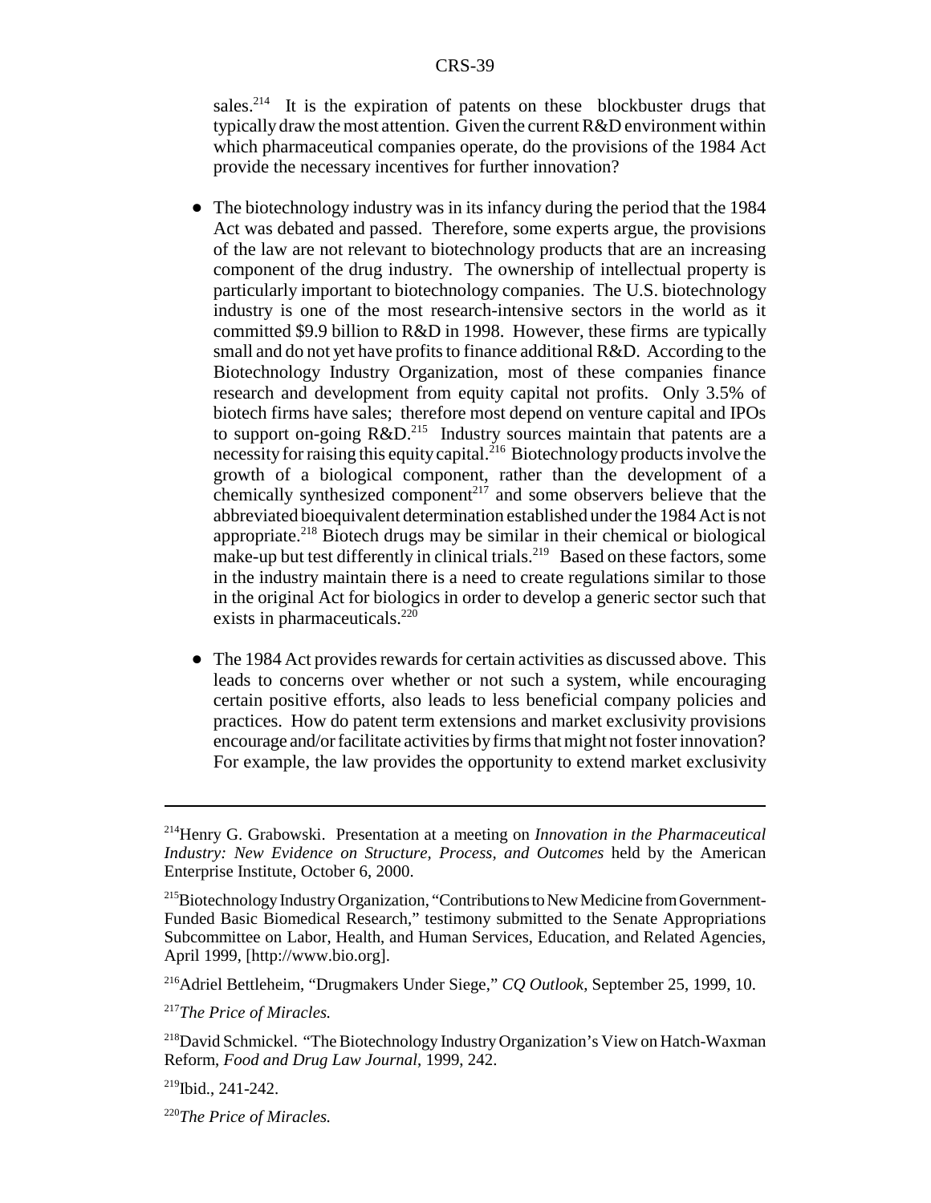sales.[214] It is the expiration of patents on these blockbuster drugs that typically draw the most attention. Given the current R&D environment within which pharmaceutical companies operate, do the provisions of the 1984 Act provide the necessary incentives for further innovation?

- The biotechnology industry was in its infancy during the period that the 1984 Act was debated and passed. Therefore, some experts argue, the provisions of the law are not relevant to biotechnology products that are an increasing component of the drug industry. The ownership of intellectual property is particularly important to biotechnology companies. The U.S. biotechnology industry is one of the most research-intensive sectors in the world as it committed $9.9 billion to R&D in 1998. However, these firms are typically small and do not yet have profits to finance additional R&D. According to the Biotechnology Industry Organization, most of these companies finance research and development from equity capital not profits. Only 3.5% of biotech firms have sales; therefore most depend on venture capital and IPOs to support on-going R&D.[215] Industry sources maintain that patents are a necessity for raising this equity capital.[216] Biotechnology products involve the growth of a biological component, rather than the development of a chemically synthesized component[217] and some observers believe that the abbreviated bioequivalent determination established under the 1984 Act is not appropriate.[218] Biotech drugs may be similar in their chemical or biological make-up but test differently in clinical trials.[219] Based on these factors, some in the industry maintain there is a need to create regulations similar to those in the original Act for biologics in order to develop a generic sector such that exists in pharmaceuticals.[220]

- The 1984 Act provides rewards for certain activities as discussed above. This leads to concerns over whether or not such a system, while encouraging certain positive efforts, also leads to less beneficial company policies and practices. How do patent term extensions and market exclusivity provisions encourage and/or facilitate activities by firms that might not foster innovation? For example, the law provides the opportunity to extend market exclusivity

---

[214] Henry G. Grabowski. Presentation at a meeting on *Innovation in the Pharmaceutical Industry: New Evidence on Structure, Process, and Outcomes* held by the American Enterprise Institute, October 6, 2000.

[215] Biotechnology Industry Organization, "Contributions to New Medicine from Government-Funded Basic Biomedical Research," testimony submitted to the Senate Appropriations Subcommittee on Labor, Health, and Human Services, Education, and Related Agencies, April 1999, [http://www.bio.org].

[216] Adriel Bettleheim, "Drugmakers Under Siege," *CQ Outlook*, September 25, 1999, 10.

[217] *The Price of Miracles.*

[218] David Schmickel. "The Biotechnology Industry Organization's View on Hatch-Waxman Reform, *Food and Drug Law Journal*, 1999, 242.

[219] Ibid., 241-242.

[220] *The Price of Miracles.*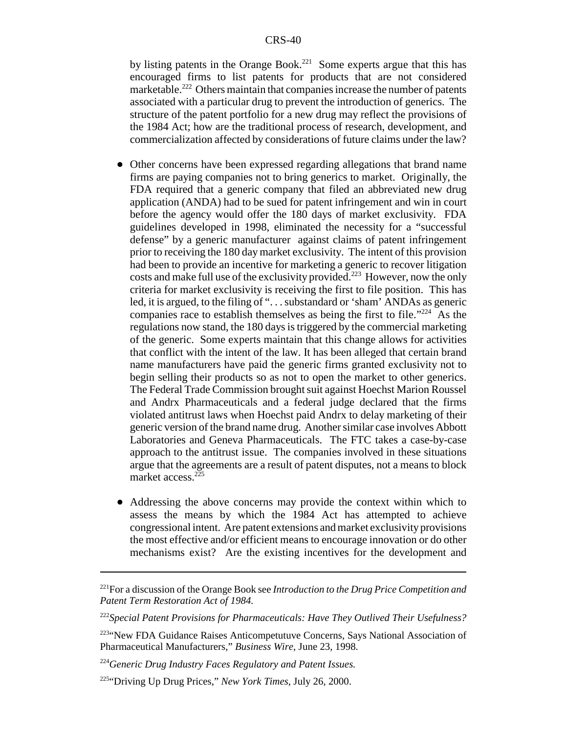by listing patents in the Orange Book.[221] Some experts argue that this has encouraged firms to list patents for products that are not considered marketable.[222] Others maintain that companies increase the number of patents associated with a particular drug to prevent the introduction of generics. The structure of the patent portfolio for a new drug may reflect the provisions of the 1984 Act; how are the traditional process of research, development, and commercialization affected by considerations of future claims under the law?

- Other concerns have been expressed regarding allegations that brand name firms are paying companies not to bring generics to market. Originally, the FDA required that a generic company that filed an abbreviated new drug application (ANDA) had to be sued for patent infringement and win in court before the agency would offer the 180 days of market exclusivity. FDA guidelines developed in 1998, eliminated the necessity for a "successful defense" by a generic manufacturer against claims of patent infringement prior to receiving the 180 day market exclusivity. The intent of this provision had been to provide an incentive for marketing a generic to recover litigation costs and make full use of the exclusivity provided.[223] However, now the only criteria for market exclusivity is receiving the first to file position. This has led, it is argued, to the filing of ". . . substandard or 'sham' ANDAs as generic companies race to establish themselves as being the first to file."[224] As the regulations now stand, the 180 days is triggered by the commercial marketing of the generic. Some experts maintain that this change allows for activities that conflict with the intent of the law. It has been alleged that certain brand name manufacturers have paid the generic firms granted exclusivity not to begin selling their products so as not to open the market to other generics. The Federal Trade Commission brought suit against Hoechst Marion Roussel and Andrx Pharmaceuticals and a federal judge declared that the firms violated antitrust laws when Hoechst paid Andrx to delay marketing of their generic version of the brand name drug. Another similar case involves Abbott Laboratories and Geneva Pharmaceuticals. The FTC takes a case-by-case approach to the antitrust issue. The companies involved in these situations argue that the agreements are a result of patent disputes, not a means to block market access.[225]

- Addressing the above concerns may provide the context within which to assess the means by which the 1984 Act has attempted to achieve congressional intent. Are patent extensions and market exclusivity provisions the most effective and/or efficient means to encourage innovation or do other mechanisms exist? Are the existing incentives for the development and

---

[221] For a discussion of the Orange Book see *Introduction to the Drug Price Competition and Patent Term Restoration Act of 1984.*

[222] *Special Patent Provisions for Pharmaceuticals: Have They Outlived Their Usefulness?*

[223] "New FDA Guidance Raises Anticompetutuve Concerns, Says National Association of Pharmaceutical Manufacturers," *Business Wire*, June 23, 1998.

[224] *Generic Drug Industry Faces Regulatory and Patent Issues.*

[225] "Driving Up Drug Prices," *New York Times*, July 26, 2000.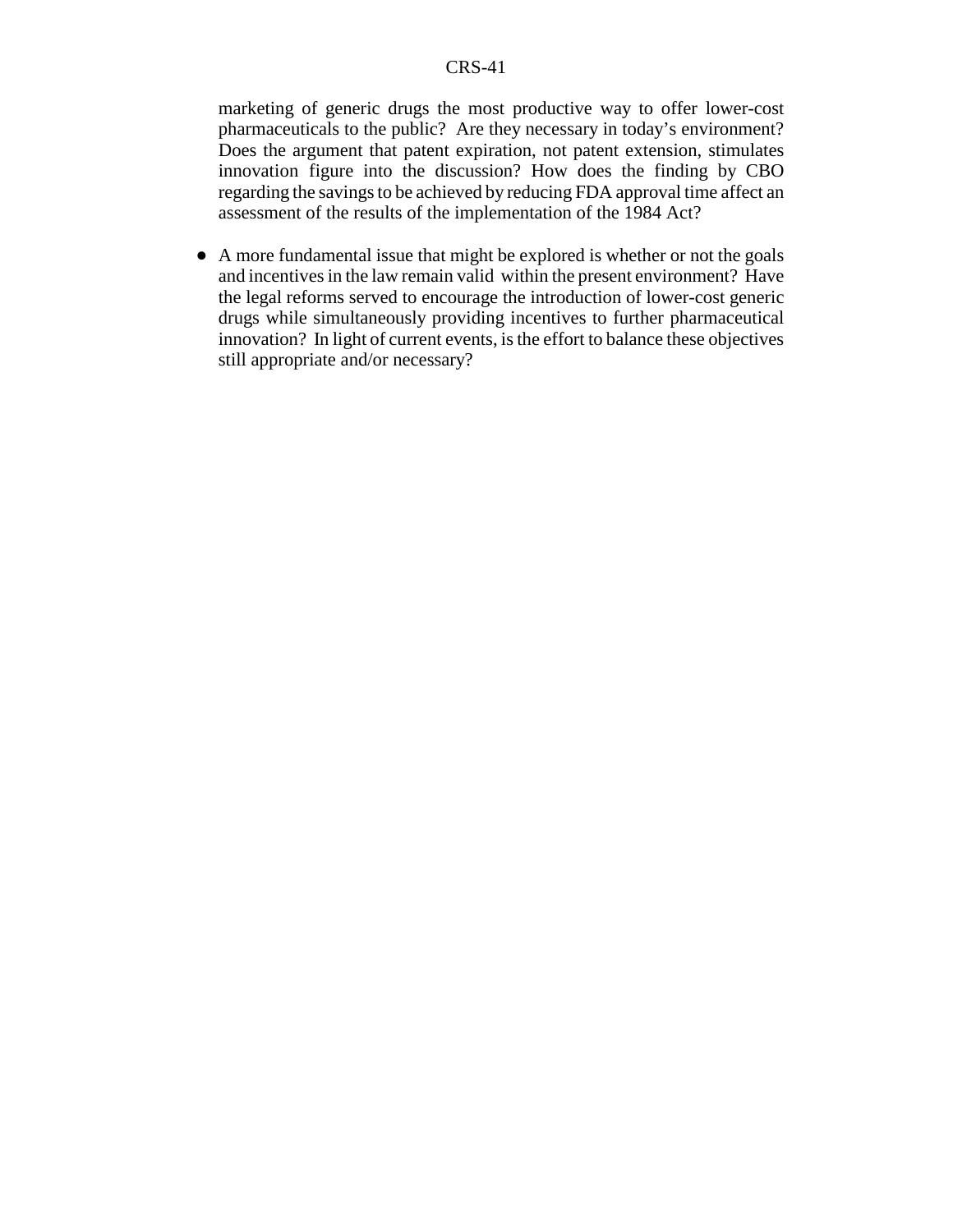marketing of generic drugs the most productive way to offer lower-cost pharmaceuticals to the public? Are they necessary in today's environment? Does the argument that patent expiration, not patent extension, stimulates innovation figure into the discussion? How does the finding by CBO regarding the savings to be achieved by reducing FDA approval time affect an assessment of the results of the implementation of the 1984 Act?

- A more fundamental issue that might be explored is whether or not the goals and incentives in the law remain valid within the present environment? Have the legal reforms served to encourage the introduction of lower-cost generic drugs while simultaneously providing incentives to further pharmaceutical innovation? In light of current events, is the effort to balance these objectives still appropriate and/or necessary?